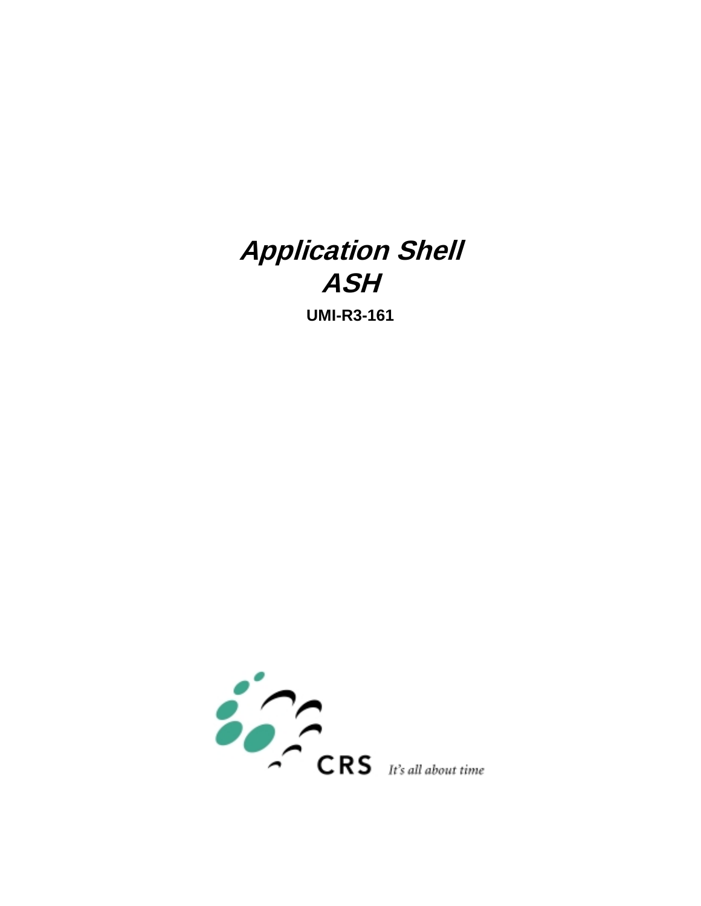# Application Shell
# ASH

**UMI-R3-161**

CRS *It's all about time*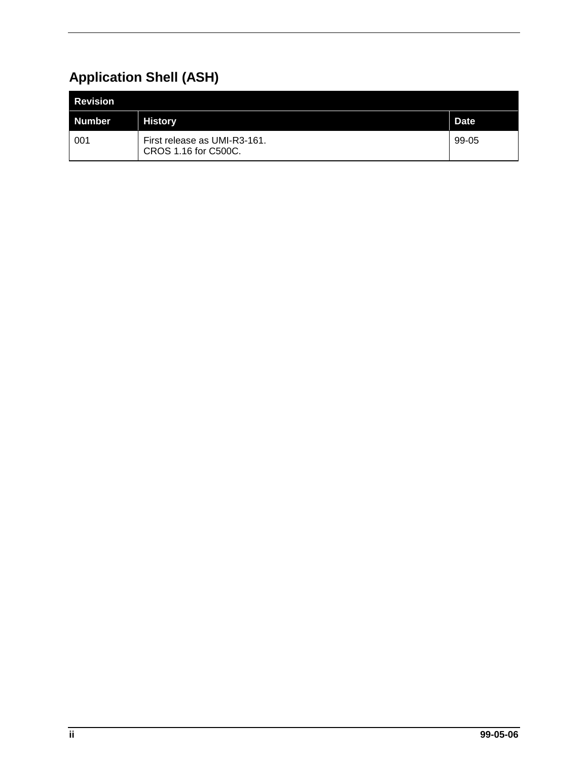## Application Shell (ASH)

| Revision | | |
|---|---|---|
| **Number** | **History** | **Date** |
| 001 | First release as UMI-R3-161.<br>CROS 1.16 for C500C. | 99-05 |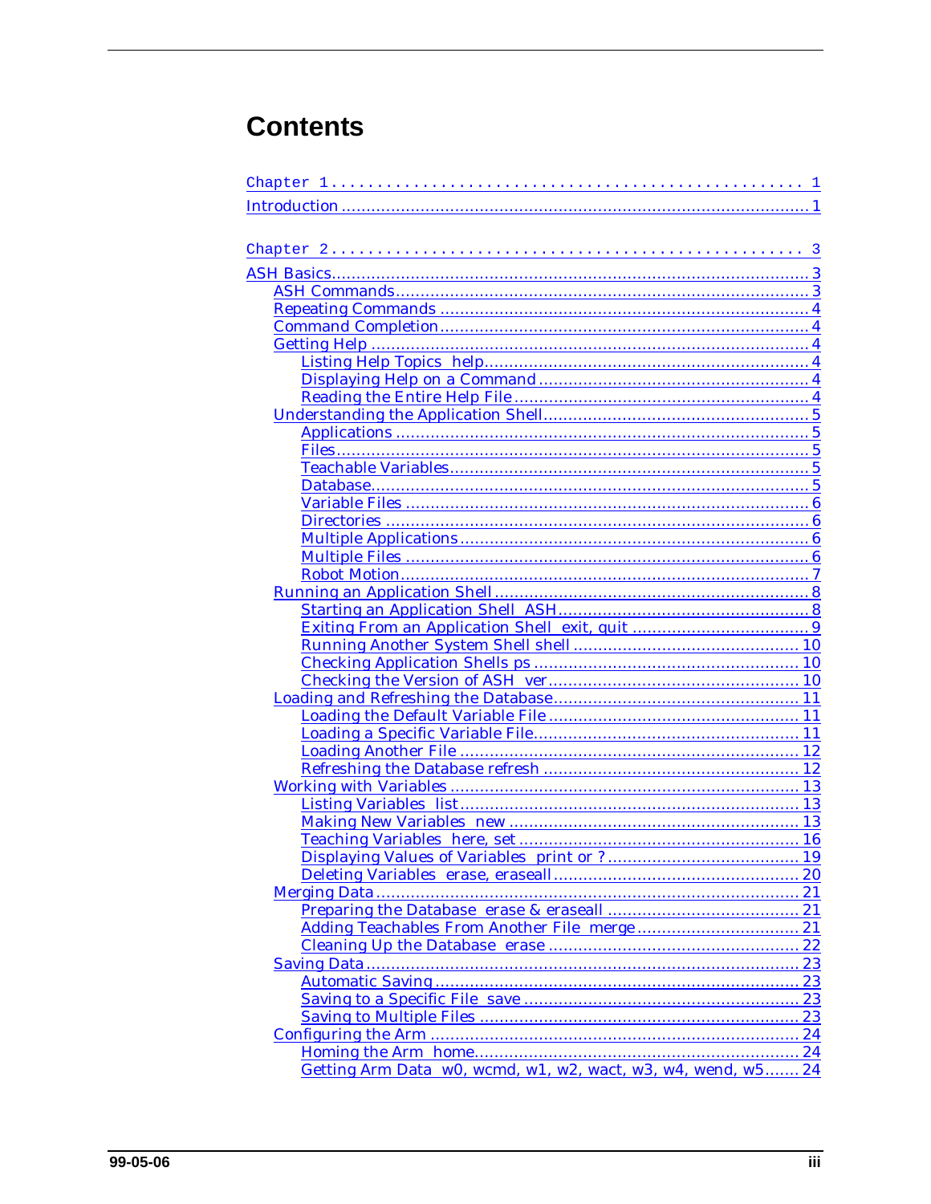# Contents

Chapter 1 .................................................... 1
Introduction ................................................ 1

Chapter 2 .................................................... 3
ASH Basics .................................................. 3
- ASH Commands .............................................. 3
- Repeating Commands ........................................ 4
- Command Completion ........................................ 4
- Getting Help .............................................. 4
  - Listing Help Topics help ................................ 4
  - Displaying Help on a Command ............................ 4
  - Reading the Entire Help File ............................ 4
- Understanding the Application Shell ....................... 5
  - Applications ............................................ 5
  - Files ................................................... 5
  - Teachable Variables ..................................... 5
  - Database ................................................ 5
  - Variable Files .......................................... 6
  - Directories ............................................. 6
  - Multiple Applications ................................... 6
  - Multiple Files .......................................... 6
  - Robot Motion ............................................ 7
- Running an Application Shell .............................. 8
  - Starting an Application Shell ASH ....................... 8
  - Exiting From an Application Shell exit, quit ............ 9
  - Running Another System Shell shell ...................... 10
  - Checking Application Shells ps .......................... 10
  - Checking the Version of ASH ver ......................... 10
- Loading and Refreshing the Database ....................... 11
  - Loading the Default Variable File ....................... 11
  - Loading a Specific Variable File ........................ 11
  - Loading Another File .................................... 12
  - Refreshing the Database refresh ......................... 12
- Working with Variables .................................... 13
  - Listing Variables list .................................. 13
  - Making New Variables new ................................ 13
  - Teaching Variables here, set ............................ 16
  - Displaying Values of Variables print or ? ............... 19
  - Deleting Variables erase, eraseall ...................... 20
- Merging Data .............................................. 21
  - Preparing the Database erase & eraseall ................. 21
  - Adding Teachables From Another File merge ............... 21
  - Cleaning Up the Database erase .......................... 22
- Saving Data ............................................... 23
  - Automatic Saving ........................................ 23
  - Saving to a Specific File save .......................... 23
  - Saving to Multiple Files ................................ 23
- Configuring the Arm ....................................... 24
  - Homing the Arm home ..................................... 24
  - Getting Arm Data w0, wcmd, w1, w2, wact, w3, w4, wend, w5 ....... 24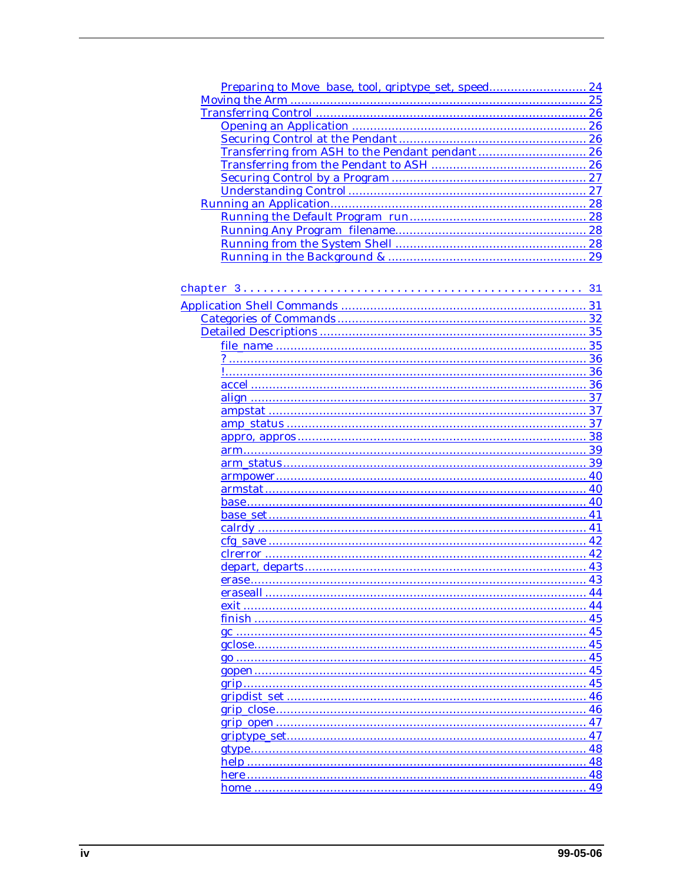- Preparing to Move base, tool, griptype_set, speed .......................... 24
- Moving the Arm ........................................................................... 25
- Transferring Control ..................................................................... 26
  - Opening an Application ............................................................ 26
  - Securing Control at the Pendant .............................................. 26
  - Transferring from ASH to the Pendant pendant ......................... 26
  - Transferring from the Pendant to ASH ...................................... 26
  - Securing Control by a Program ................................................. 27
  - Understanding Control ............................................................. 27
- Running an Application ................................................................. 28
  - Running the Default Program run ............................................. 28
  - Running Any Program filename ................................................. 28
  - Running from the System Shell ................................................ 28
  - Running in the Background & ................................................... 29

chapter 3 . . . . . . . . . . . . . . . . . . . . . . . . . . . . . . . . . . . . . . . . . . . . . . 31

Application Shell Commands .............................................................. 31
- Categories of Commands ............................................................... 32
- Detailed Descriptions .................................................................... 35
  - file_name ................................................................................ 35
  - ? ............................................................................................. 36
  - ! .............................................................................................. 36
  - accel ....................................................................................... 36
  - align ....................................................................................... 37
  - ampstat ................................................................................... 37
  - amp_status .............................................................................. 37
  - appro, appros ........................................................................... 38
  - arm ......................................................................................... 39
  - arm_status .............................................................................. 39
  - armpower ................................................................................ 40
  - armstat ................................................................................... 40
  - base ........................................................................................ 40
  - base_set .................................................................................. 41
  - calrdy ..................................................................................... 41
  - cfg_save .................................................................................. 42
  - clrerror ................................................................................... 42
  - depart, departs ........................................................................ 43
  - erase ....................................................................................... 43
  - eraseall ................................................................................... 44
  - exit ......................................................................................... 44
  - finish ...................................................................................... 45
  - gc ........................................................................................... 45
  - gclose ..................................................................................... 45
  - go ........................................................................................... 45
  - gopen ..................................................................................... 45
  - grip ........................................................................................ 45
  - gripdist_set ............................................................................. 46
  - grip_close ............................................................................... 46
  - grip_open ................................................................................ 47
  - griptype_set ............................................................................ 47
  - gtype ...................................................................................... 48
  - help ........................................................................................ 48
  - here ........................................................................................ 48
  - home ....................................................................................... 49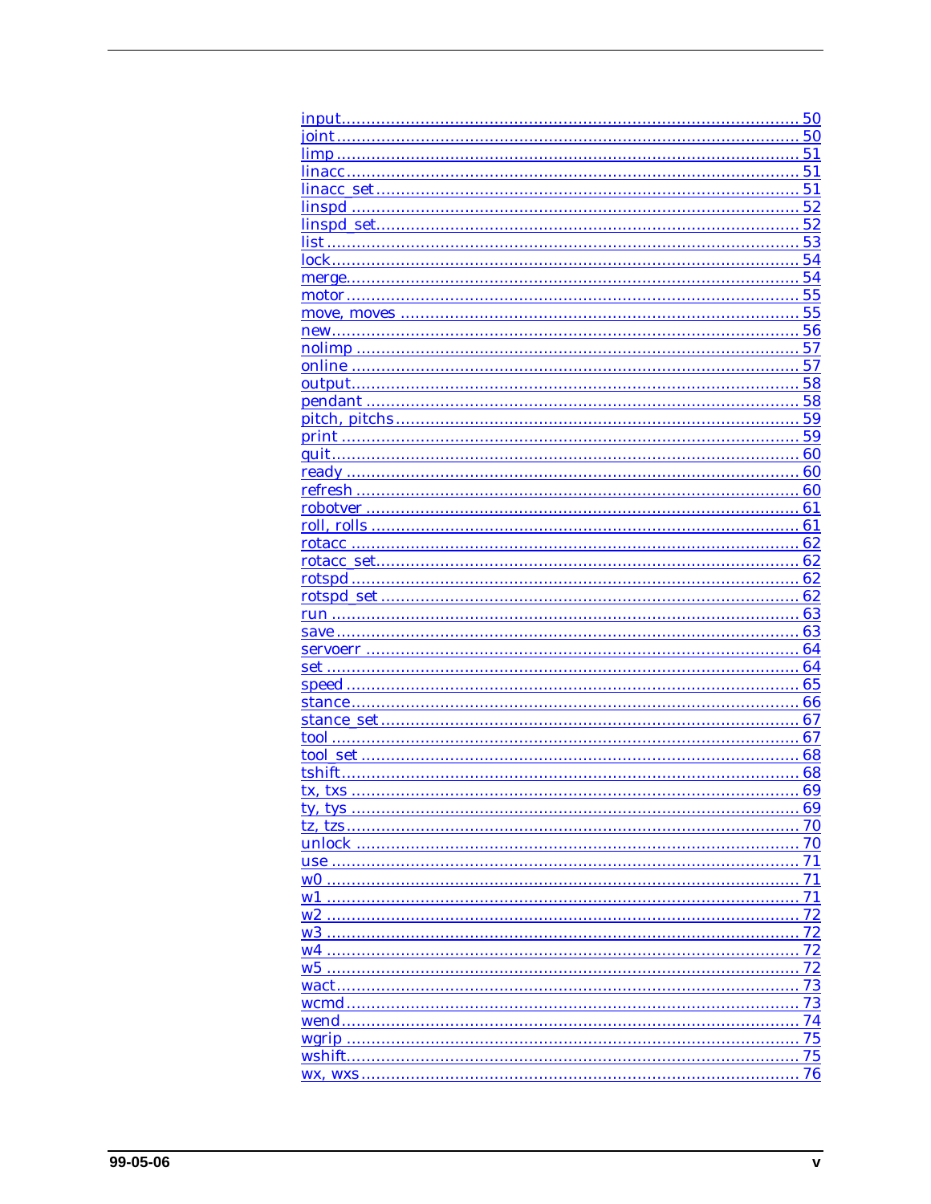input ........................................................................................ 50
joint ......................................................................................... 50
limp .......................................................................................... 51
linacc ........................................................................................ 51
linacc_set ................................................................................... 51
linspd ....................................................................................... 52
linspd_set ................................................................................... 52
list ............................................................................................ 53
lock ........................................................................................... 54
merge ........................................................................................ 54
motor ......................................................................................... 55
move, moves ............................................................................... 55
new ............................................................................................ 56
nolimp ....................................................................................... 57
online ........................................................................................ 57
output ........................................................................................ 58
pendant ...................................................................................... 58
pitch, pitchs ................................................................................ 59
print .......................................................................................... 59
quit ............................................................................................ 60
ready ......................................................................................... 60
refresh ....................................................................................... 60
robotver ..................................................................................... 61
roll, rolls .................................................................................... 61
rotacc ........................................................................................ 62
rotacc_set ................................................................................... 62
rotspd ........................................................................................ 62
rotspd_set ................................................................................... 62
run ............................................................................................ 63
save .......................................................................................... 63
servoerr ..................................................................................... 64
set ............................................................................................. 64
speed ......................................................................................... 65
stance ........................................................................................ 66
stance_set ................................................................................... 67
tool ............................................................................................ 67
tool_set ...................................................................................... 68
tshift .......................................................................................... 68
tx, txs ........................................................................................ 69
ty, tys ........................................................................................ 69
tz, tzs ......................................................................................... 70
unlock ........................................................................................ 70
use ............................................................................................ 71
w0 ............................................................................................. 71
w1 ............................................................................................. 71
w2 ............................................................................................. 72
w3 ............................................................................................. 72
w4 ............................................................................................. 72
w5 ............................................................................................. 72
wact ........................................................................................... 73
wcmd ......................................................................................... 73
wend .......................................................................................... 74
wgrip ......................................................................................... 75
wshift ......................................................................................... 75
wx, wxs ...................................................................................... 76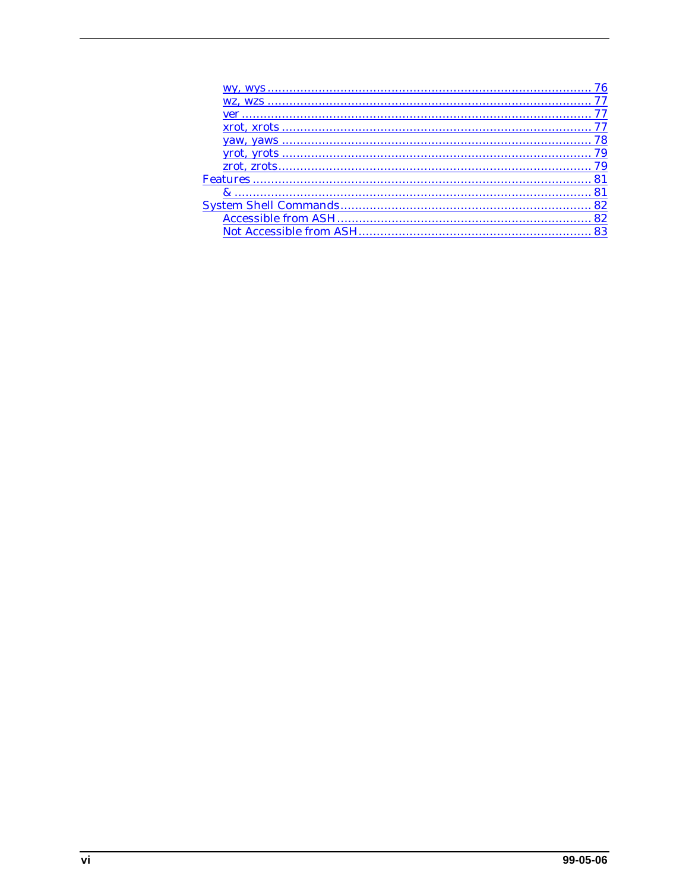- wy, wys ........................................................................................ 76
- wz, wzs ........................................................................................ 77
- ver ................................................................................................ 77
- xrot, xrots .................................................................................... 77
- yaw, yaws ..................................................................................... 78
- yrot, yrots .................................................................................... 79
- zrot, zrots...................................................................................... 79

Features ............................................................................................ 81

- & ................................................................................................... 81

System Shell Commands..................................................................... 82

- Accessible from ASH ...................................................................... 82
- Not Accessible from ASH ................................................................ 83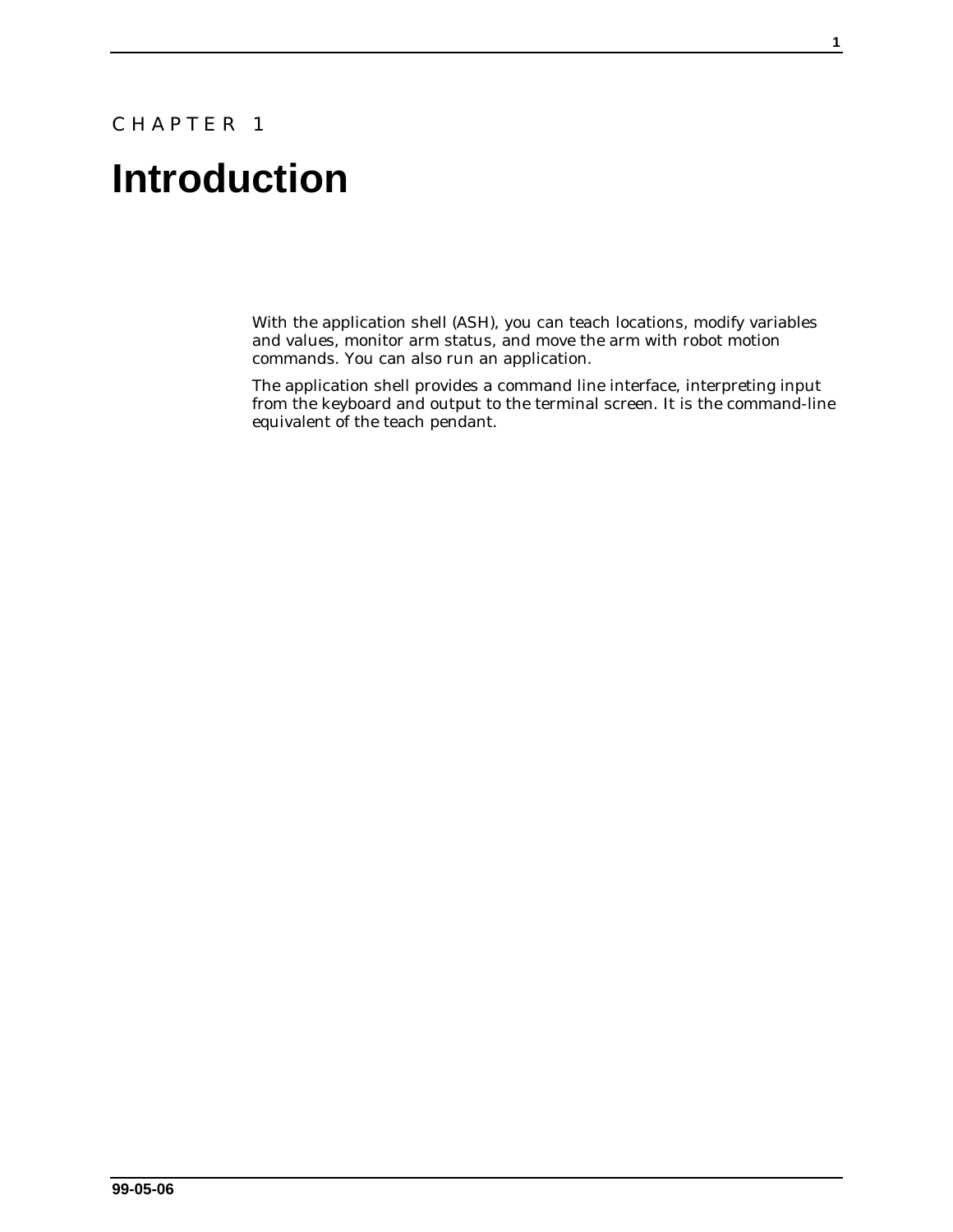CHAPTER 1

# Introduction

With the application shell (ASH), you can teach locations, modify variables and values, monitor arm status, and move the arm with robot motion commands. You can also run an application.

The application shell provides a command line interface, interpreting input from the keyboard and output to the terminal screen. It is the command-line equivalent of the teach pendant.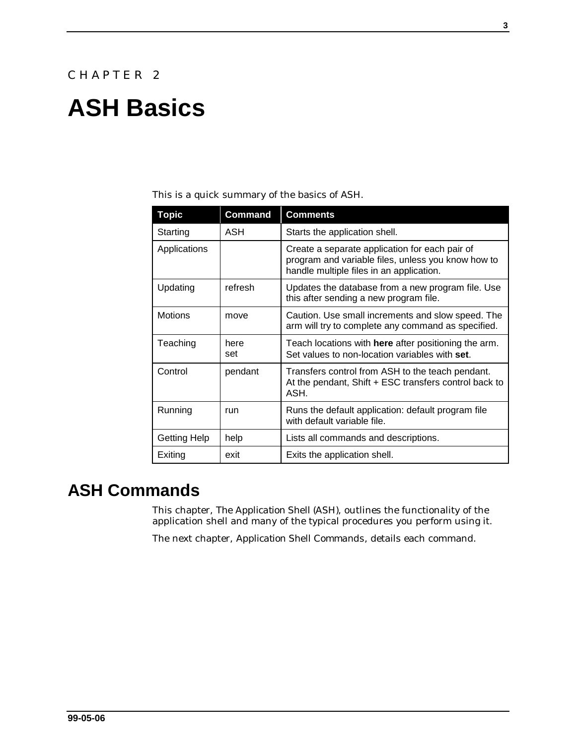CHAPTER 2

# ASH Basics

This is a quick summary of the basics of ASH.

| Topic | Command | Comments |
|---|---|---|
| Starting | ASH | Starts the application shell. |
| Applications | | Create a separate application for each pair of program and variable files, unless you know how to handle multiple files in an application. |
| Updating | refresh | Updates the database from a new program file. Use this after sending a new program file. |
| Motions | move | Caution. Use small increments and slow speed. The arm will try to complete any command as specified. |
| Teaching | here<br>set | Teach locations with **here** after positioning the arm. Set values to non-location variables with **set**. |
| Control | pendant | Transfers control from ASH to the teach pendant. At the pendant, Shift + ESC transfers control back to ASH. |
| Running | run | Runs the default application: default program file with default variable file. |
| Getting Help | help | Lists all commands and descriptions. |
| Exiting | exit | Exits the application shell. |

## ASH Commands

This chapter, The Application Shell (ASH), outlines the functionality of the application shell and many of the typical procedures you perform using it.

The next chapter, Application Shell Commands, details each command.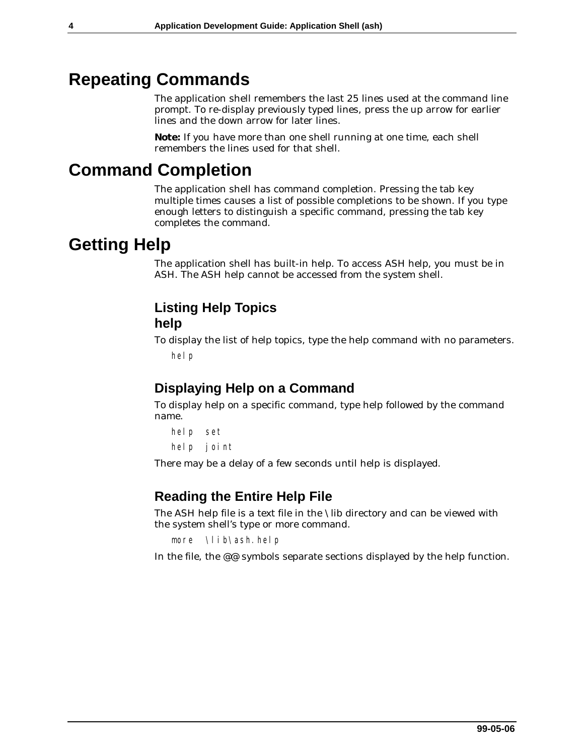# Repeating Commands

The application shell remembers the last 25 lines used at the command line prompt. To re-display previously typed lines, press the up arrow for earlier lines and the down arrow for later lines.

**Note:** If you have more than one shell running at one time, each shell remembers the lines used for that shell.

# Command Completion

The application shell has command completion. Pressing the tab key multiple times causes a list of possible completions to be shown. If you type enough letters to distinguish a specific command, pressing the tab key completes the command.

# Getting Help

The application shell has built-in help. To access ASH help, you must be in ASH. The ASH help cannot be accessed from the system shell.

## Listing Help Topics help

To display the list of help topics, type the help command with no parameters.

```
help
```

## Displaying Help on a Command

To display help on a specific command, type help followed by the command name.

```
help set
help joint
```

There may be a delay of a few seconds until help is displayed.

## Reading the Entire Help File

The ASH help file is a text file in the \lib directory and can be viewed with the system shell's type or more command.

```
more \lib\ash.help
```

In the file, the @@ symbols separate sections displayed by the help function.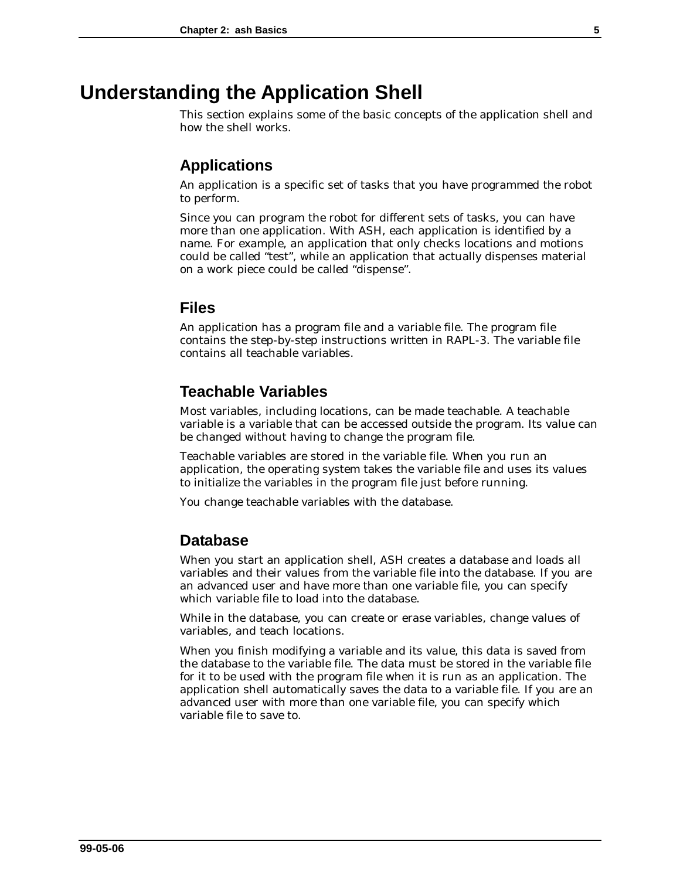# Understanding the Application Shell

This section explains some of the basic concepts of the application shell and how the shell works.

## Applications

An application is a specific set of tasks that you have programmed the robot to perform.

Since you can program the robot for different sets of tasks, you can have more than one application. With ASH, each application is identified by a name. For example, an application that only checks locations and motions could be called "test", while an application that actually dispenses material on a work piece could be called "dispense".

## Files

An application has a program file and a variable file. The program file contains the step-by-step instructions written in RAPL-3. The variable file contains all teachable variables.

## Teachable Variables

Most variables, including locations, can be made teachable. A teachable variable is a variable that can be accessed outside the program. Its value can be changed without having to change the program file.

Teachable variables are stored in the variable file. When you run an application, the operating system takes the variable file and uses its values to initialize the variables in the program file just before running.

You change teachable variables with the database.

## Database

When you start an application shell, ASH creates a database and loads all variables and their values from the variable file into the database. If you are an advanced user and have more than one variable file, you can specify which variable file to load into the database.

While in the database, you can create or erase variables, change values of variables, and teach locations.

When you finish modifying a variable and its value, this data is saved from the database to the variable file. The data must be stored in the variable file for it to be used with the program file when it is run as an application. The application shell automatically saves the data to a variable file. If you are an advanced user with more than one variable file, you can specify which variable file to save to.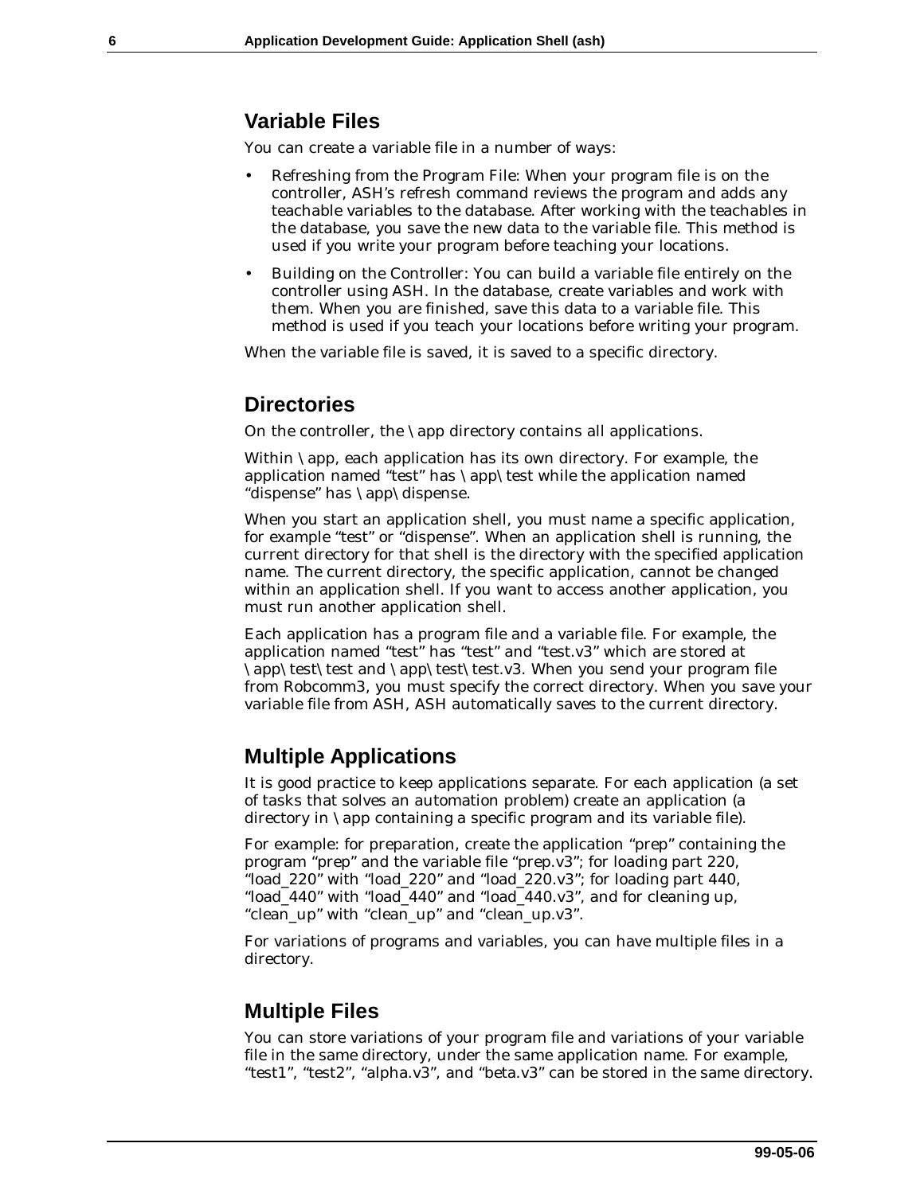## Variable Files

You can create a variable file in a number of ways:

- Refreshing from the Program File: When your program file is on the controller, ASH's refresh command reviews the program and adds any teachable variables to the database. After working with the teachables in the database, you save the new data to the variable file. This method is used if you write your program before teaching your locations.
- Building on the Controller: You can build a variable file entirely on the controller using ASH. In the database, create variables and work with them. When you are finished, save this data to a variable file. This method is used if you teach your locations before writing your program.

When the variable file is saved, it is saved to a specific directory.

## Directories

On the controller, the \app directory contains all applications.

Within \app, each application has its own directory. For example, the application named "test" has \app\test while the application named "dispense" has \app\dispense.

When you start an application shell, you must name a specific application, for example "test" or "dispense". When an application shell is running, the current directory for that shell is the directory with the specified application name. The current directory, the specific application, cannot be changed within an application shell. If you want to access another application, you must run another application shell.

Each application has a program file and a variable file. For example, the application named "test" has "test" and "test.v3" which are stored at \app\test\test and \app\test\test.v3. When you send your program file from Robcomm3, you must specify the correct directory. When you save your variable file from ASH, ASH automatically saves to the current directory.

## Multiple Applications

It is good practice to keep applications separate. For each application (a set of tasks that solves an automation problem) create an application (a directory in \app containing a specific program and its variable file).

For example: for preparation, create the application "prep" containing the program "prep" and the variable file "prep.v3"; for loading part 220, "load_220" with "load_220" and "load_220.v3"; for loading part 440, "load_440" with "load_440" and "load_440.v3", and for cleaning up, "clean_up" with "clean_up" and "clean_up.v3".

For variations of programs and variables, you can have multiple files in a directory.

## Multiple Files

You can store variations of your program file and variations of your variable file in the same directory, under the same application name. For example, "test1", "test2", "alpha.v3", and "beta.v3" can be stored in the same directory.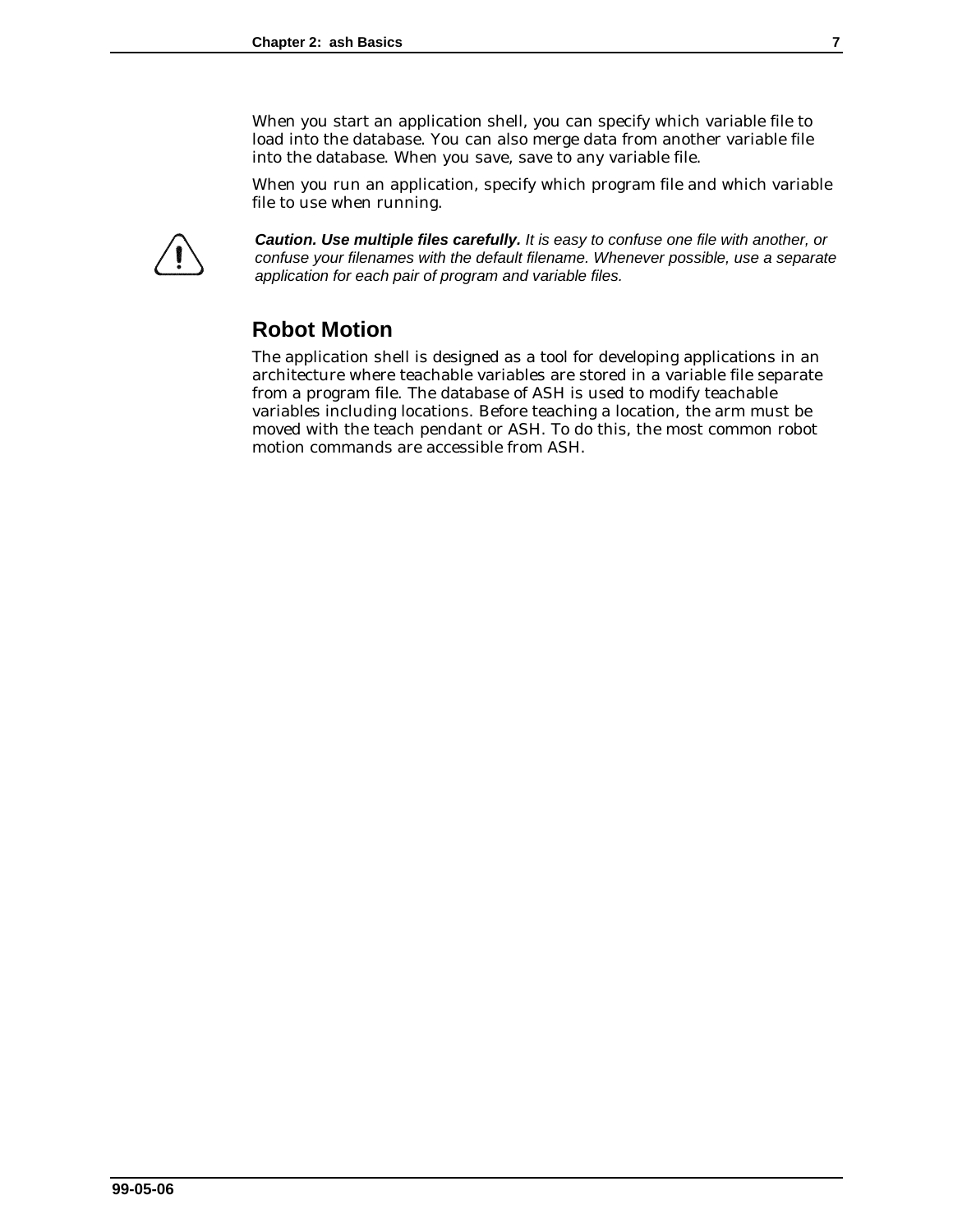When you start an application shell, you can specify which variable file to load into the database. You can also merge data from another variable file into the database. When you save, save to any variable file.

When you run an application, specify which program file and which variable file to use when running.

***Caution. Use multiple files carefully.*** *It is easy to confuse one file with another, or confuse your filenames with the default filename. Whenever possible, use a separate application for each pair of program and variable files.*

## Robot Motion

The application shell is designed as a tool for developing applications in an architecture where teachable variables are stored in a variable file separate from a program file. The database of ASH is used to modify teachable variables including locations. Before teaching a location, the arm must be moved with the teach pendant or ASH. To do this, the most common robot motion commands are accessible from ASH.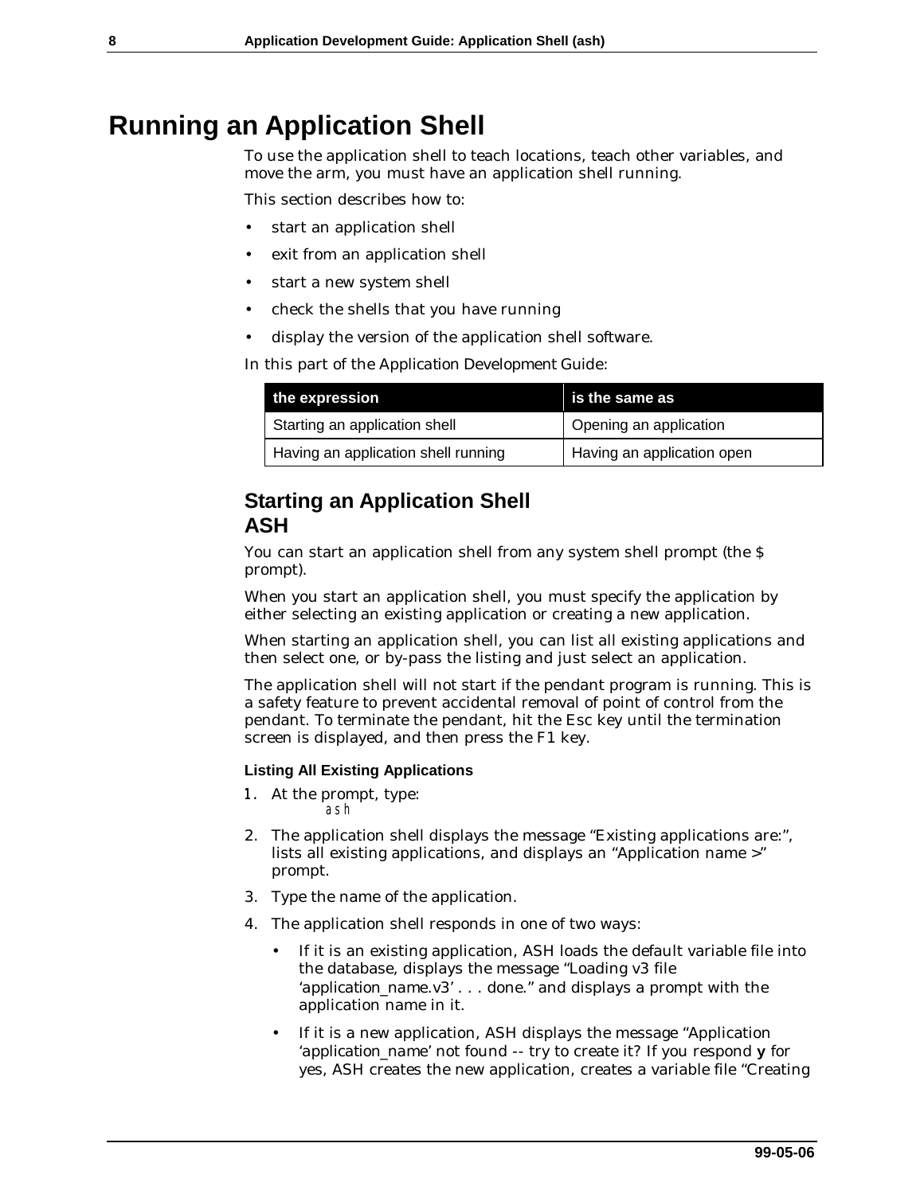# Running an Application Shell

To use the application shell to teach locations, teach other variables, and move the arm, you must have an application shell running.

This section describes how to:

- start an application shell
- exit from an application shell
- start a new system shell
- check the shells that you have running
- display the version of the application shell software.

In this part of the Application Development Guide:

| the expression | is the same as |
|---|---|
| Starting an application shell | Opening an application |
| Having an application shell running | Having an application open |

## Starting an Application Shell ASH

You can start an application shell from any system shell prompt (the $ prompt).

When you start an application shell, you must specify the application by either selecting an existing application or creating a new application.

When starting an application shell, you can list all existing applications and then select one, or by-pass the listing and just select an application.

The application shell will not start if the pendant program is running. This is a safety feature to prevent accidental removal of point of control from the pendant. To terminate the pendant, hit the Esc key until the termination screen is displayed, and then press the F1 key.

#### Listing All Existing Applications

1. At the prompt, type:
   ```
   ash
   ```
2. The application shell displays the message "Existing applications are:", lists all existing applications, and displays an "Application name >" prompt.
3. Type the name of the application.
4. The application shell responds in one of two ways:
   - If it is an existing application, ASH loads the default variable file into the database, displays the message "Loading v3 file 'application_name.v3' . . . done." and displays a prompt with the application name in it.
   - If it is a new application, ASH displays the message "Application 'application_name' not found -- try to create it? If you respond **y** for yes, ASH creates the new application, creates a variable file "Creating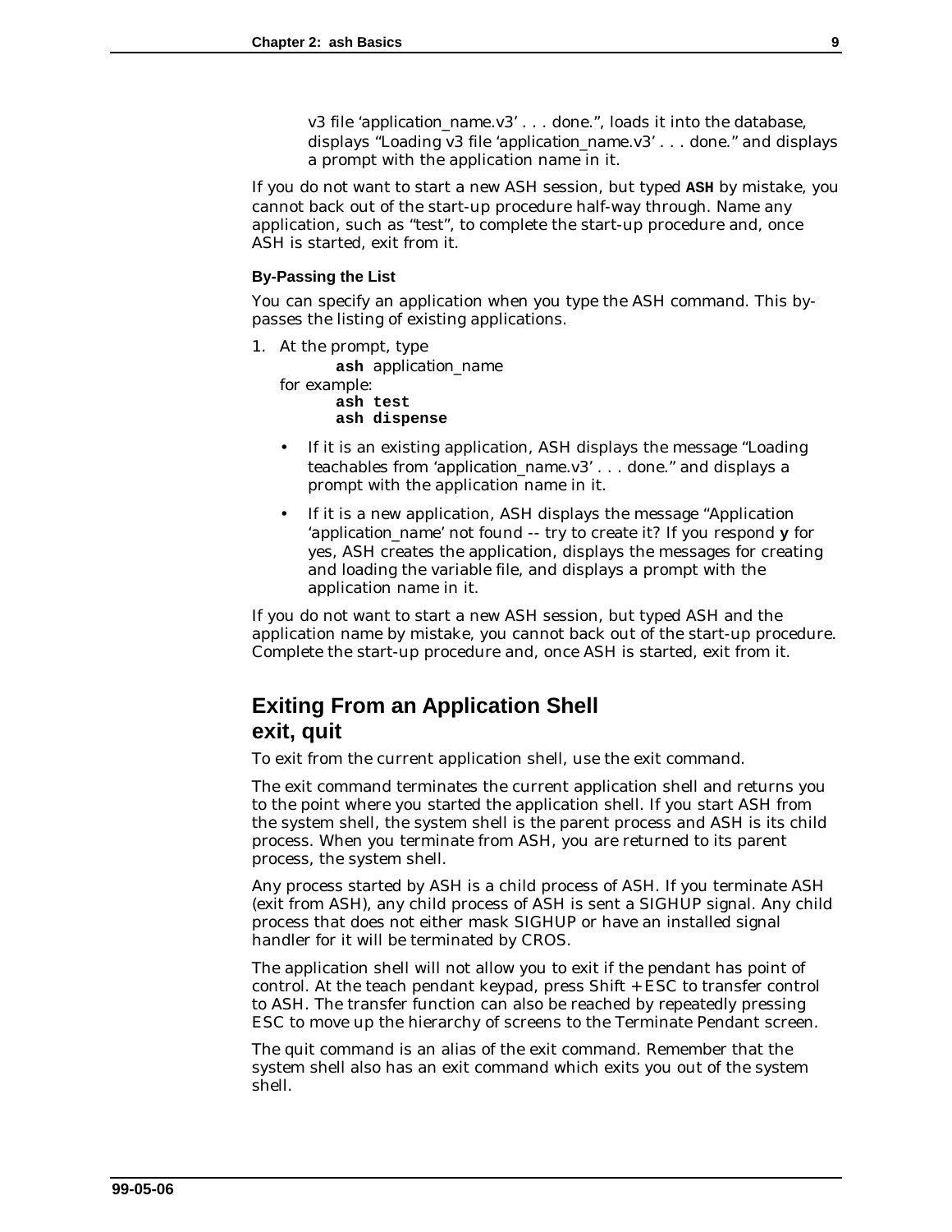v3 file 'application_name.v3' . . . done.", loads it into the database, displays "Loading v3 file 'application_name.v3' . . . done." and displays a prompt with the application name in it.

If you do not want to start a new ASH session, but typed **ASH** by mistake, you cannot back out of the start-up procedure half-way through. Name any application, such as "test", to complete the start-up procedure and, once ASH is started, exit from it.

#### By-Passing the List

You can specify an application when you type the ASH command. This by-passes the listing of existing applications.

1. At the prompt, type

   **ash** application_name

   for example:

   **ash test**
   **ash dispense**

   - If it is an existing application, ASH displays the message "Loading teachables from 'application_name.v3' . . . done." and displays a prompt with the application name in it.
   - If it is a new application, ASH displays the message "Application 'application_name' not found -- try to create it? If you respond **y** for yes, ASH creates the application, displays the messages for creating and loading the variable file, and displays a prompt with the application name in it.

If you do not want to start a new ASH session, but typed ASH and the application name by mistake, you cannot back out of the start-up procedure. Complete the start-up procedure and, once ASH is started, exit from it.

## Exiting From an Application Shell exit, quit

To exit from the current application shell, use the exit command.

The exit command terminates the current application shell and returns you to the point where you started the application shell. If you start ASH from the system shell, the system shell is the parent process and ASH is its child process. When you terminate from ASH, you are returned to its parent process, the system shell.

Any process started by ASH is a child process of ASH. If you terminate ASH (exit from ASH), any child process of ASH is sent a SIGHUP signal. Any child process that does not either mask SIGHUP or have an installed signal handler for it will be terminated by CROS.

The application shell will not allow you to exit if the pendant has point of control. At the teach pendant keypad, press Shift + ESC to transfer control to ASH. The transfer function can also be reached by repeatedly pressing ESC to move up the hierarchy of screens to the Terminate Pendant screen.

The quit command is an alias of the exit command. Remember that the system shell also has an exit command which exits you out of the system shell.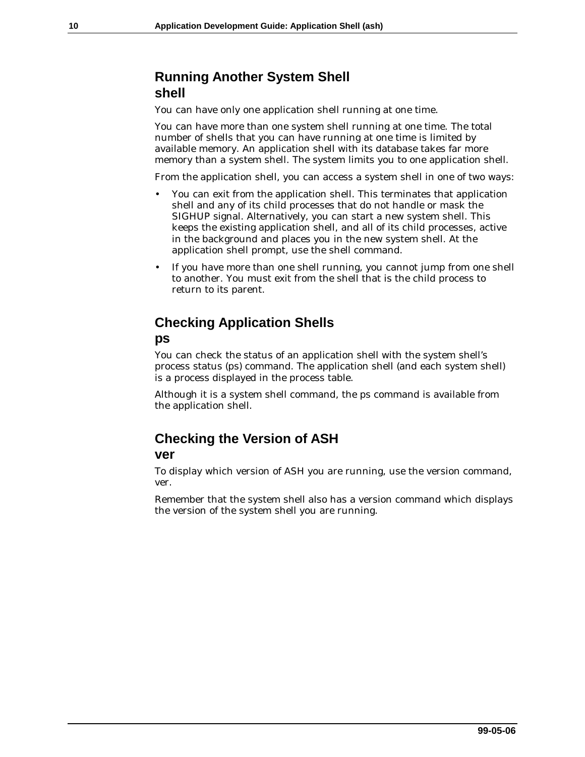## Running Another System Shell

### shell

You can have only one application shell running at one time.

You can have more than one system shell running at one time. The total number of shells that you can have running at one time is limited by available memory. An application shell with its database takes far more memory than a system shell. The system limits you to one application shell.

From the application shell, you can access a system shell in one of two ways:

- You can exit from the application shell. This terminates that application shell and any of its child processes that do not handle or mask the SIGHUP signal. Alternatively, you can start a new system shell. This keeps the existing application shell, and all of its child processes, active in the background and places you in the new system shell. At the application shell prompt, use the shell command.
- If you have more than one shell running, you cannot jump from one shell to another. You must exit from the shell that is the child process to return to its parent.

## Checking Application Shells

### ps

You can check the status of an application shell with the system shell's process status (ps) command. The application shell (and each system shell) is a process displayed in the process table.

Although it is a system shell command, the ps command is available from the application shell.

## Checking the Version of ASH

### ver

To display which version of ASH you are running, use the version command, ver.

Remember that the system shell also has a version command which displays the version of the system shell you are running.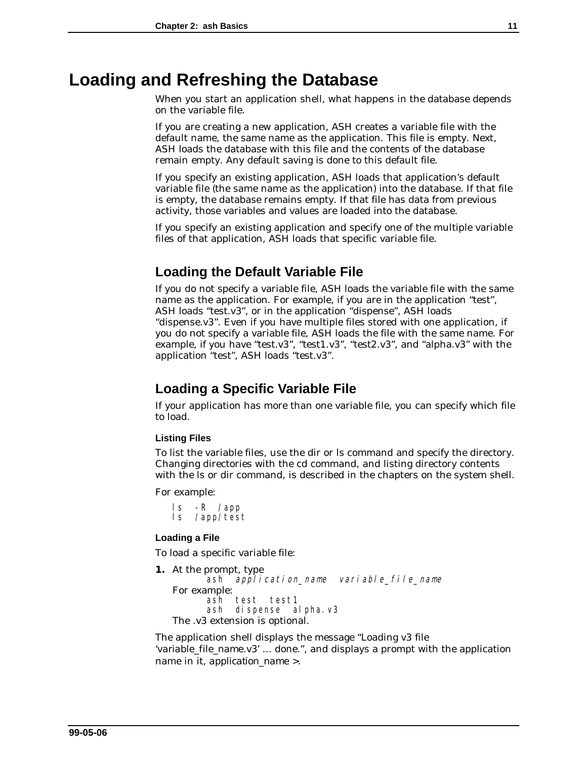# Loading and Refreshing the Database

When you start an application shell, what happens in the database depends on the variable file.

If you are creating a new application, ASH creates a variable file with the default name, the same name as the application. This file is empty. Next, ASH loads the database with this file and the contents of the database remain empty. Any default saving is done to this default file.

If you specify an existing application, ASH loads that application's default variable file (the same name as the application) into the database. If that file is empty, the database remains empty. If that file has data from previous activity, those variables and values are loaded into the database.

If you specify an existing application and specify one of the multiple variable files of that application, ASH loads that specific variable file.

## Loading the Default Variable File

If you do not specify a variable file, ASH loads the variable file with the same name as the application. For example, if you are in the application "test", ASH loads "test.v3", or in the application "dispense", ASH loads "dispense.v3". Even if you have multiple files stored with one application, if you do not specify a variable file, ASH loads the file with the same name. For example, if you have "test.v3", "test1.v3", "test2.v3", and "alpha.v3" with the application "test", ASH loads "test.v3".

## Loading a Specific Variable File

If your application has more than one variable file, you can specify which file to load.

### Listing Files

To list the variable files, use the dir or ls command and specify the directory. Changing directories with the cd command, and listing directory contents with the ls or dir command, is described in the chapters on the system shell.

For example:

```
ls -R /app
ls /app/test
```

### Loading a File

To load a specific variable file:

1. At the prompt, type
   ```
   ash application_name variable_file_name
   ```
   For example:
   ```
   ash test test1
   ash dispense alpha.v3
   ```
   The .v3 extension is optional.

The application shell displays the message "Loading v3 file 'variable_file_name.v3' … done.", and displays a prompt with the application name in it, application_name >.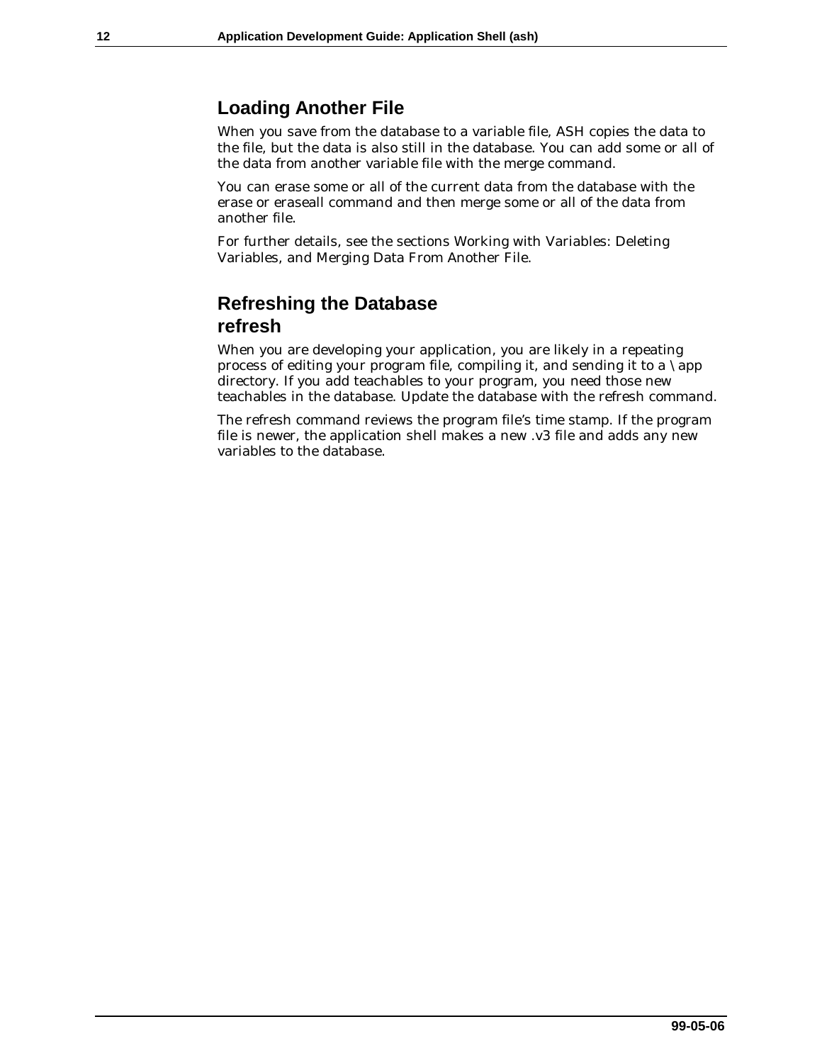## Loading Another File

When you save from the database to a variable file, ASH copies the data to the file, but the data is also still in the database. You can add some or all of the data from another variable file with the merge command.

You can erase some or all of the current data from the database with the erase or eraseall command and then merge some or all of the data from another file.

For further details, see the sections Working with Variables: Deleting Variables, and Merging Data From Another File.

## Refreshing the Database
## refresh

When you are developing your application, you are likely in a repeating process of editing your program file, compiling it, and sending it to a \app directory. If you add teachables to your program, you need those new teachables in the database. Update the database with the refresh command.

The refresh command reviews the program file's time stamp. If the program file is newer, the application shell makes a new .v3 file and adds any new variables to the database.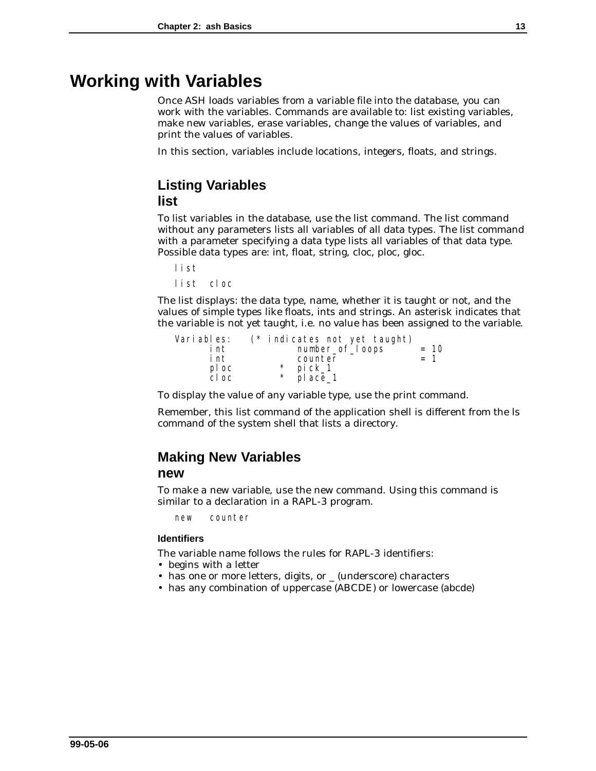# Working with Variables

Once ASH loads variables from a variable file into the database, you can work with the variables. Commands are available to: list existing variables, make new variables, erase variables, change the values of variables, and print the values of variables.

In this section, variables include locations, integers, floats, and strings.

## Listing Variables
## list

To list variables in the database, use the list command. The list command without any parameters lists all variables of all data types. The list command with a parameter specifying a data type lists all variables of that data type. Possible data types are: int, float, string, cloc, ploc, gloc.

```
list
list cloc
```

The list displays: the data type, name, whether it is taught or not, and the values of simple types like floats, ints and strings. An asterisk indicates that the variable is not yet taught, i.e. no value has been assigned to the variable.

```
Variables:   (* indicates not yet taught)
      int              number_of_loops       = 10
      int              counter               = 1
      ploc          *  pick_1
      cloc          *  place_1
```

To display the value of any variable type, use the print command.

Remember, this list command of the application shell is different from the ls command of the system shell that lists a directory.

## Making New Variables
## new

To make a new variable, use the new command. Using this command is similar to a declaration in a RAPL-3 program.

```
new   counter
```

#### Identifiers

The variable name follows the rules for RAPL-3 identifiers:

- begins with a letter
- has one or more letters, digits, or _ (underscore) characters
- has any combination of uppercase (ABCDE) or lowercase (abcde)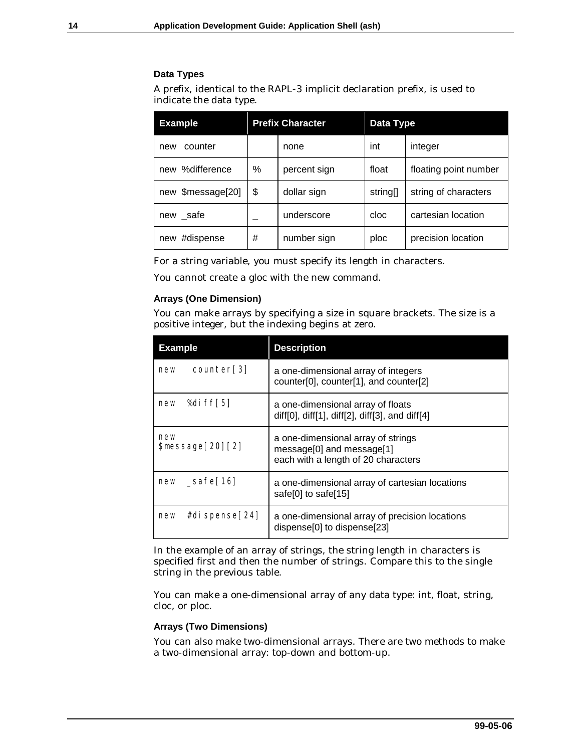### Data Types

A prefix, identical to the RAPL-3 implicit declaration prefix, is used to indicate the data type.

| Example | Prefix Character | | Data Type | |
|---|---|---|---|---|
| new counter | | none | int | integer |
| new %difference | % | percent sign | float | floating point number |
| new $message[20] | $ | dollar sign | string[] | string of characters |
| new _safe | _ | underscore | cloc | cartesian location |
| new #dispense | # | number sign | ploc | precision location |

For a string variable, you must specify its length in characters.

You cannot create a gloc with the new command.

#### Arrays (One Dimension)

You can make arrays by specifying a size in square brackets. The size is a positive integer, but the indexing begins at zero.

| Example | Description |
|---|---|
| `new counter[3]` | a one-dimensional array of integers<br>counter[0], counter[1], and counter[2] |
| `new %diff[5]` | a one-dimensional array of floats<br>diff[0], diff[1], diff[2], diff[3], and diff[4] |
| `new $message[20][2]` | a one-dimensional array of strings<br>message[0] and message[1]<br>each with a length of 20 characters |
| `new _safe[16]` | a one-dimensional array of cartesian locations<br>safe[0] to safe[15] |
| `new #dispense[24]` | a one-dimensional array of precision locations<br>dispense[0] to dispense[23] |

In the example of an array of strings, the string length in characters is specified first and then the number of strings. Compare this to the single string in the previous table.

You can make a one-dimensional array of any data type: int, float, string, cloc, or ploc.

#### Arrays (Two Dimensions)

You can also make two-dimensional arrays. There are two methods to make a two-dimensional array: top-down and bottom-up.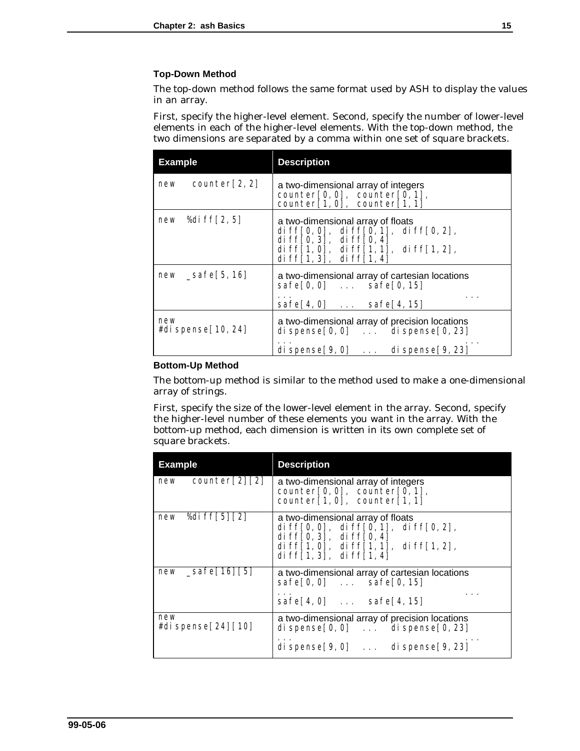### Top-Down Method

The top-down method follows the same format used by ASH to display the values in an array.

First, specify the higher-level element. Second, specify the number of lower-level elements in each of the higher-level elements. With the top-down method, the two dimensions are separated by a comma within one set of square brackets.

| Example | Description |
|---|---|
| `new counter[2,2]` | a two-dimensional array of integers<br>`counter[0,0], counter[0,1],`<br>`counter[1,0], counter[1,1]` |
| `new %diff[2,5]` | a two-dimensional array of floats<br>`diff[0,0], diff[0,1], diff[0,2],`<br>`diff[0,3], diff[0,4]`<br>`diff[1,0], diff[1,1], diff[1,2],`<br>`diff[1,3], diff[1,4]` |
| `new _safe[5,16]` | a two-dimensional array of cartesian locations<br>`safe[0,0] ... safe[0,15]`<br>`... ...`<br>`safe[4,0] ... safe[4,15]` |
| `new #dispense[10,24]` | a two-dimensional array of precision locations<br>`dispense[0,0] ... dispense[0,23]`<br>`... ...`<br>`dispense[9,0] ... dispense[9,23]` |

### Bottom-Up Method

The bottom-up method is similar to the method used to make a one-dimensional array of strings.

First, specify the size of the lower-level element in the array. Second, specify the higher-level number of these elements you want in the array. With the bottom-up method, each dimension is written in its own complete set of square brackets.

| Example | Description |
|---|---|
| `new counter[2][2]` | a two-dimensional array of integers<br>`counter[0,0], counter[0,1],`<br>`counter[1,0], counter[1,1]` |
| `new %diff[5][2]` | a two-dimensional array of floats<br>`diff[0,0], diff[0,1], diff[0,2],`<br>`diff[0,3], diff[0,4]`<br>`diff[1,0], diff[1,1], diff[1,2],`<br>`diff[1,3], diff[1,4]` |
| `new _safe[16][5]` | a two-dimensional array of cartesian locations<br>`safe[0,0] ... safe[0,15]`<br>`... ...`<br>`safe[4,0] ... safe[4,15]` |
| `new #dispense[24][10]` | a two-dimensional array of precision locations<br>`dispense[0,0] ... dispense[0,23]`<br>`... ...`<br>`dispense[9,0] ... dispense[9,23]` |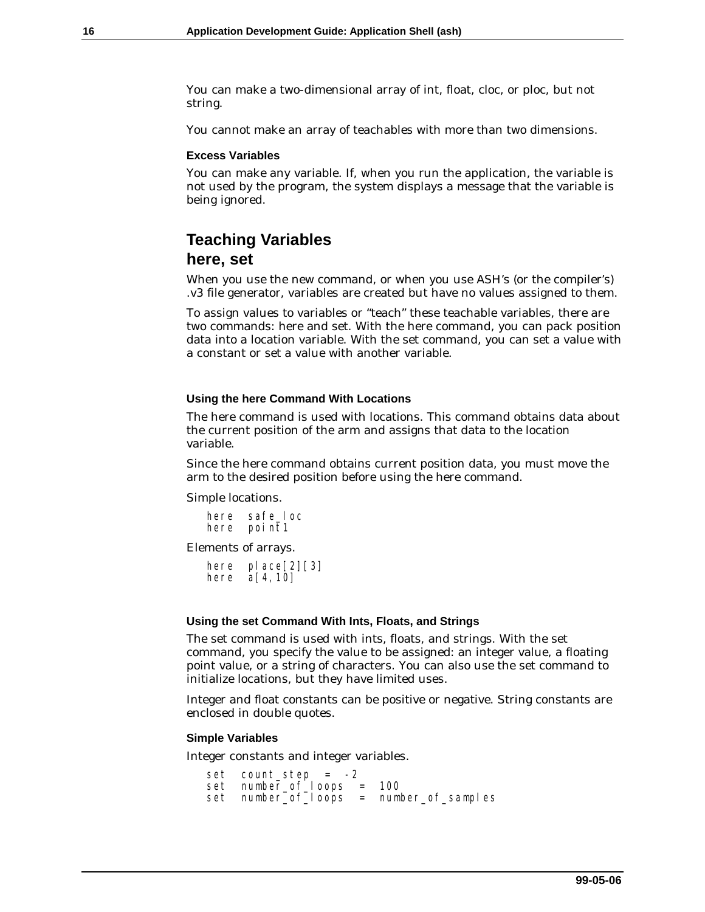You can make a two-dimensional array of int, float, cloc, or ploc, but not string.

You cannot make an array of teachables with more than two dimensions.

### Excess Variables

You can make any variable. If, when you run the application, the variable is not used by the program, the system displays a message that the variable is being ignored.

## Teaching Variables

## here, set

When you use the new command, or when you use ASH's (or the compiler's) .v3 file generator, variables are created but have no values assigned to them.

To assign values to variables or "teach" these teachable variables, there are two commands: here and set. With the here command, you can pack position data into a location variable. With the set command, you can set a value with a constant or set a value with another variable.

### Using the here Command With Locations

The here command is used with locations. This command obtains data about the current position of the arm and assigns that data to the location variable.

Since the here command obtains current position data, you must move the arm to the desired position before using the here command.

Simple locations.

```
here safe_loc
here point1
```

Elements of arrays.

```
here place[2][3]
here a[4,10]
```

### Using the set Command With Ints, Floats, and Strings

The set command is used with ints, floats, and strings. With the set command, you specify the value to be assigned: an integer value, a floating point value, or a string of characters. You can also use the set command to initialize locations, but they have limited uses.

Integer and float constants can be positive or negative. String constants are enclosed in double quotes.

### Simple Variables

Integer constants and integer variables.

```
set count_step = -2
set number_of_loops = 100
set number_of_loops = number_of_samples
```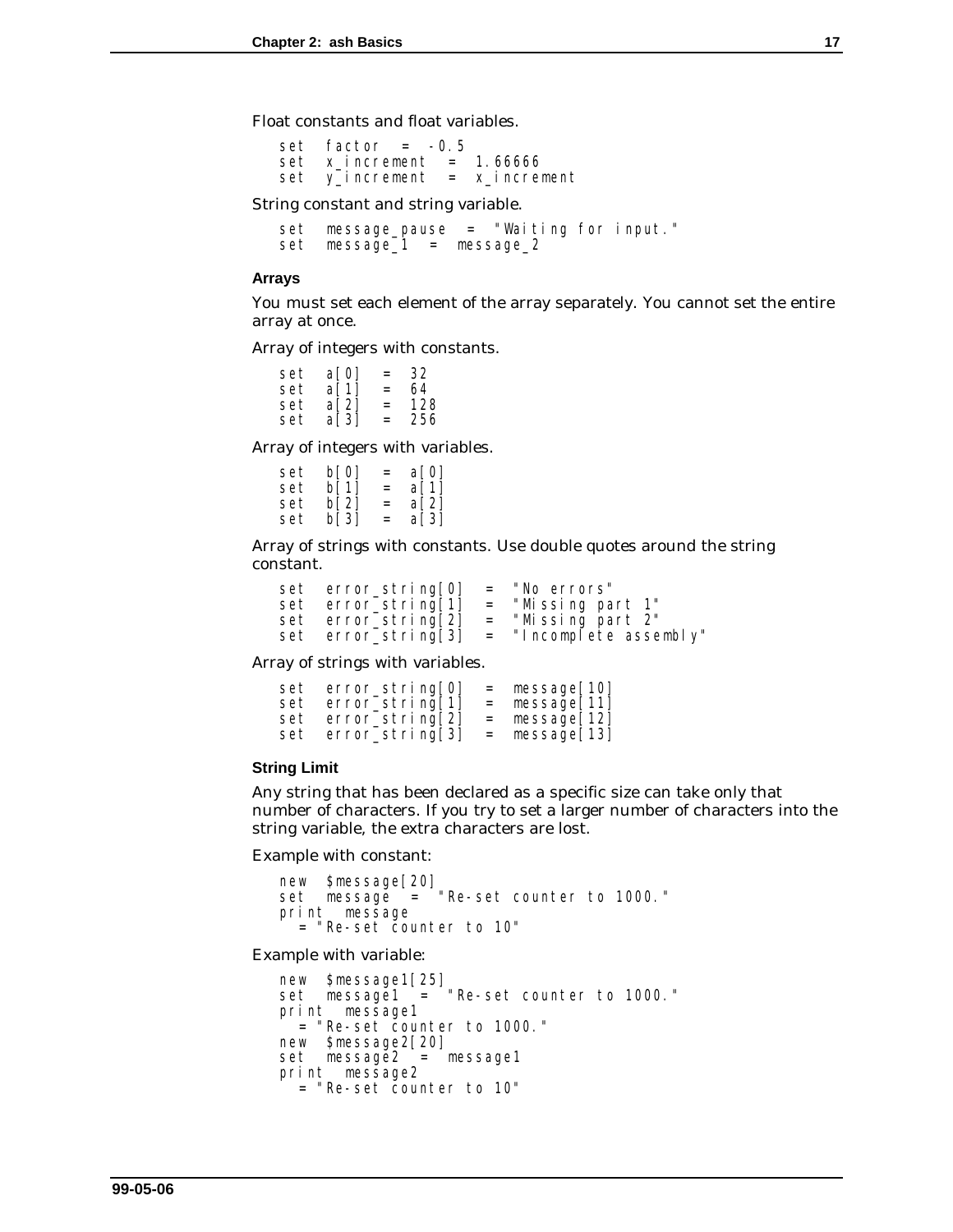Float constants and float variables.

```
set  factor  =  -0.5
set  x_increment  =  1.66666
set  y_increment  =  x_increment
```

String constant and string variable.

```
set  message_pause  =  "Waiting for input."
set  message_1  =  message_2
```

#### Arrays

You must set each element of the array separately. You cannot set the entire array at once.

Array of integers with constants.

```
set  a[0]  =  32
set  a[1]  =  64
set  a[2]  =  128
set  a[3]  =  256
```

Array of integers with variables.

```
set  b[0]  =  a[0]
set  b[1]  =  a[1]
set  b[2]  =  a[2]
set  b[3]  =  a[3]
```

Array of strings with constants. Use double quotes around the string constant.

```
set  error_string[0]  =  "No errors"
set  error_string[1]  =  "Missing part 1"
set  error_string[2]  =  "Missing part 2"
set  error_string[3]  =  "Incomplete assembly"
```

Array of strings with variables.

```
set  error_string[0]  =  message[10]
set  error_string[1]  =  message[11]
set  error_string[2]  =  message[12]
set  error_string[3]  =  message[13]
```

#### String Limit

Any string that has been declared as a specific size can take only that number of characters. If you try to set a larger number of characters into the string variable, the extra characters are lost.

Example with constant:

```
new  $message[20]
set  message  =  "Re-set counter to 1000."
print  message
  = "Re-set counter to 10"
```

Example with variable:

```
new  $message1[25]
set  message1  =  "Re-set counter to 1000."
print  message1
  = "Re-set counter to 1000."
new  $message2[20]
set  message2  =  message1
print  message2
  = "Re-set counter to 10"
```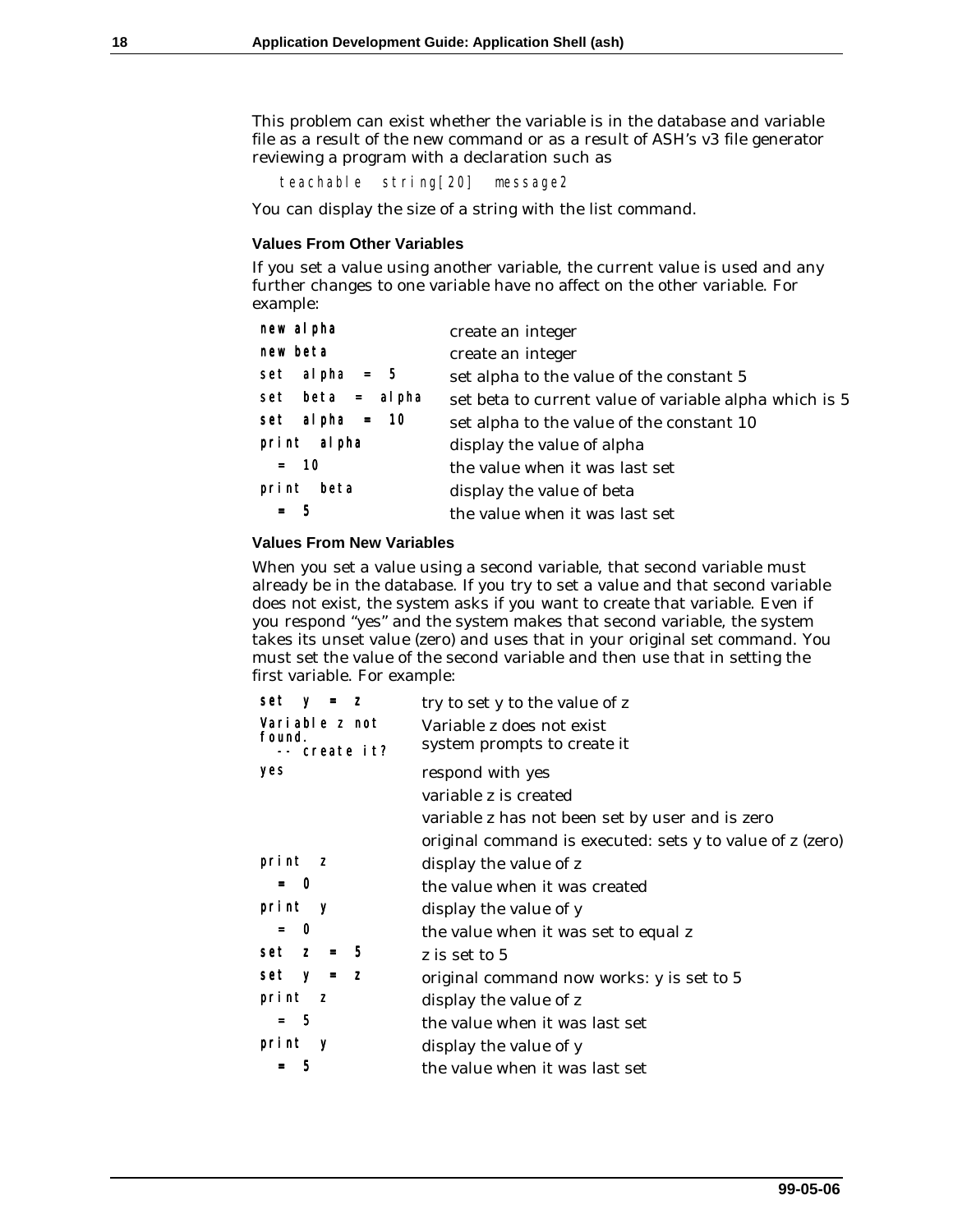This problem can exist whether the variable is in the database and variable file as a result of the new command or as a result of ASH's v3 file generator reviewing a program with a declaration such as

```
teachable string[20] message2
```

You can display the size of a string with the list command.

### Values From Other Variables

If you set a value using another variable, the current value is used and any further changes to one variable have no affect on the other variable. For example:

| | |
|---|---|
| `new alpha` | create an integer |
| `new beta` | create an integer |
| `set alpha = 5` | set alpha to the value of the constant 5 |
| `set beta = alpha` | set beta to current value of variable alpha which is 5 |
| `set alpha = 10` | set alpha to the value of the constant 10 |
| `print alpha` | display the value of alpha |
| `= 10` | the value when it was last set |
| `print beta` | display the value of beta |
| `= 5` | the value when it was last set |

### Values From New Variables

When you set a value using a second variable, that second variable must already be in the database. If you try to set a value and that second variable does not exist, the system asks if you want to create that variable. Even if you respond "yes" and the system makes that second variable, the system takes its unset value (zero) and uses that in your original set command. You must set the value of the second variable and then use that in setting the first variable. For example:

| | |
|---|---|
| `set y = z` | try to set y to the value of z |
| `Variable z not found. -- create it?` | Variable z does not exist<br>system prompts to create it |
| `yes` | respond with yes |
| | variable z is created |
| | variable z has not been set by user and is zero |
| | original command is executed: sets y to value of z (zero) |
| `print z` | display the value of z |
| `= 0` | the value when it was created |
| `print y` | display the value of y |
| `= 0` | the value when it was set to equal z |
| `set z = 5` | z is set to 5 |
| `set y = z` | original command now works: y is set to 5 |
| `print z` | display the value of z |
| `= 5` | the value when it was last set |
| `print y` | display the value of y |
| `= 5` | the value when it was last set |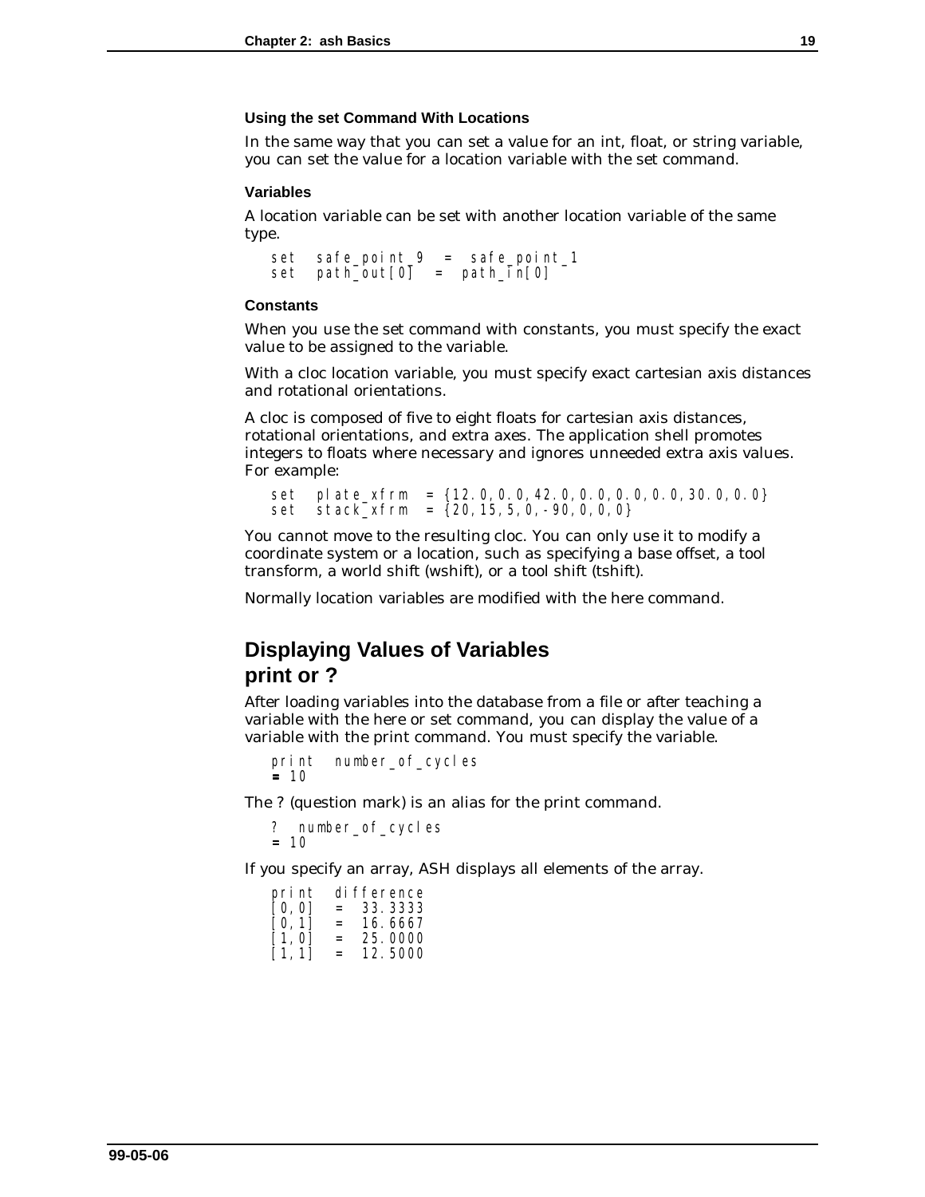### Using the set Command With Locations

In the same way that you can set a value for an int, float, or string variable, you can set the value for a location variable with the set command.

#### Variables

A location variable can be set with another location variable of the same type.

```
set  safe_point_9  =  safe_point_1
set  path_out[0]  =  path_in[0]
```

#### Constants

When you use the set command with constants, you must specify the exact value to be assigned to the variable.

With a cloc location variable, you must specify exact cartesian axis distances and rotational orientations.

A cloc is composed of five to eight floats for cartesian axis distances, rotational orientations, and extra axes. The application shell promotes integers to floats where necessary and ignores unneeded extra axis values. For example:

```
set  plate_xfrm  = {12.0,0.0,42.0,0.0,0.0,0.0,30.0,0.0}
set  stack_xfrm  = {20,15,5,0,-90,0,0,0}
```

You cannot move to the resulting cloc. You can only use it to modify a coordinate system or a location, such as specifying a base offset, a tool transform, a world shift (wshift), or a tool shift (tshift).

Normally location variables are modified with the here command.

## Displaying Values of Variables
## print or ?

After loading variables into the database from a file or after teaching a variable with the here or set command, you can display the value of a variable with the print command. You must specify the variable.

```
print  number_of_cycles
= 10
```

The ? (question mark) is an alias for the print command.

```
?  number_of_cycles
= 10
```

If you specify an array, ASH displays all elements of the array.

```
print  difference
[0,0]  =  33.3333
[0,1]  =  16.6667
[1,0]  =  25.0000
[1,1]  =  12.5000
```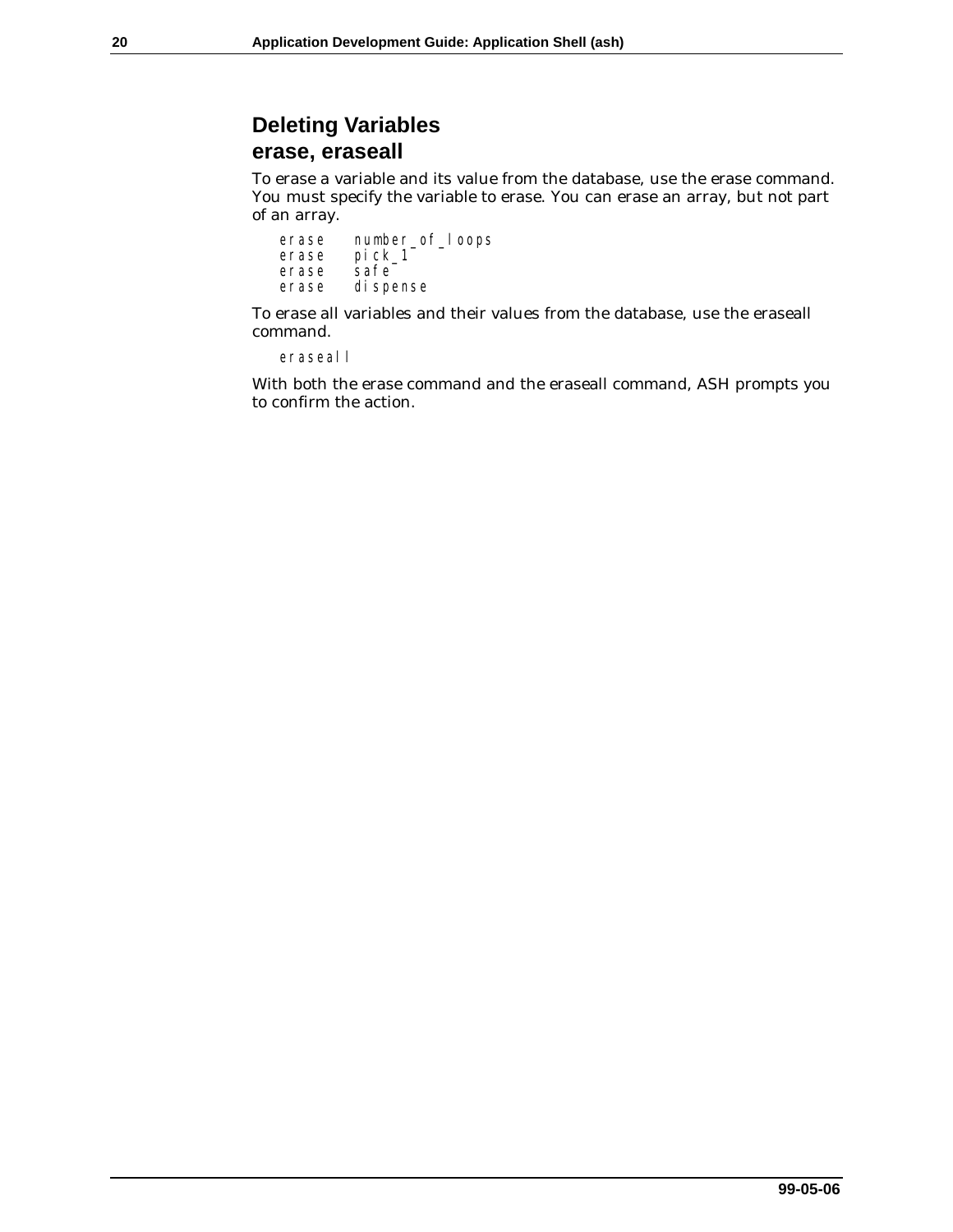## Deleting Variables

### erase, eraseall

To erase a variable and its value from the database, use the erase command. You must specify the variable to erase. You can erase an array, but not part of an array.

```
erase   number_of_loops
erase   pick_1
erase   safe
erase   dispense
```

To erase all variables and their values from the database, use the eraseall command.

```
eraseall
```

With both the erase command and the eraseall command, ASH prompts you to confirm the action.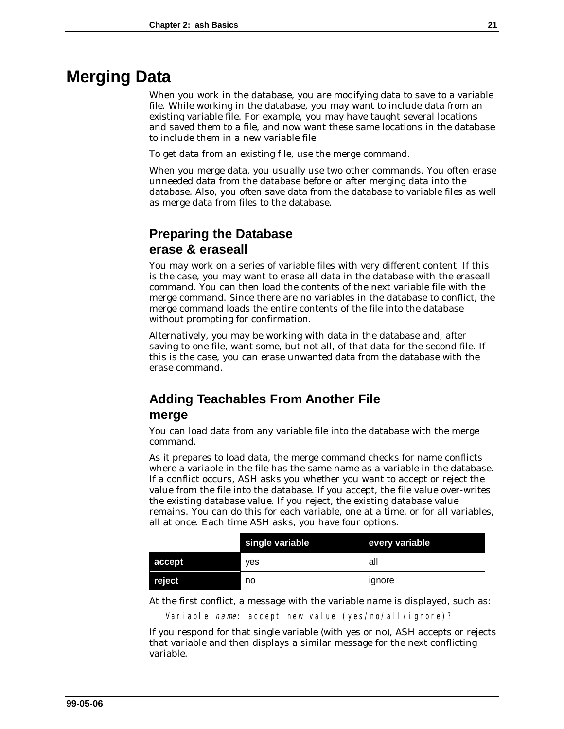# Merging Data

When you work in the database, you are modifying data to save to a variable file. While working in the database, you may want to include data from an existing variable file. For example, you may have taught several locations and saved them to a file, and now want these same locations in the database to include them in a new variable file.

To get data from an existing file, use the merge command.

When you merge data, you usually use two other commands. You often erase unneeded data from the database before or after merging data into the database. Also, you often save data from the database to variable files as well as merge data from files to the database.

## Preparing the Database

### erase & eraseall

You may work on a series of variable files with very different content. If this is the case, you may want to erase all data in the database with the eraseall command. You can then load the contents of the next variable file with the merge command. Since there are no variables in the database to conflict, the merge command loads the entire contents of the file into the database without prompting for confirmation.

Alternatively, you may be working with data in the database and, after saving to one file, want some, but not all, of that data for the second file. If this is the case, you can erase unwanted data from the database with the erase command.

## Adding Teachables From Another File

### merge

You can load data from any variable file into the database with the merge command.

As it prepares to load data, the merge command checks for name conflicts where a variable in the file has the same name as a variable in the database. If a conflict occurs, ASH asks you whether you want to accept or reject the value from the file into the database. If you accept, the file value over-writes the existing database value. If you reject, the existing database value remains. You can do this for each variable, one at a time, or for all variables, all at once. Each time ASH asks, you have four options.

| | single variable | every variable |
|---|---|---|
| **accept** | yes | all |
| **reject** | no | ignore |

At the first conflict, a message with the variable name is displayed, such as:

```
Variable name: accept new value (yes/no/all/ignore)?
```

If you respond for that single variable (with yes or no), ASH accepts or rejects that variable and then displays a similar message for the next conflicting variable.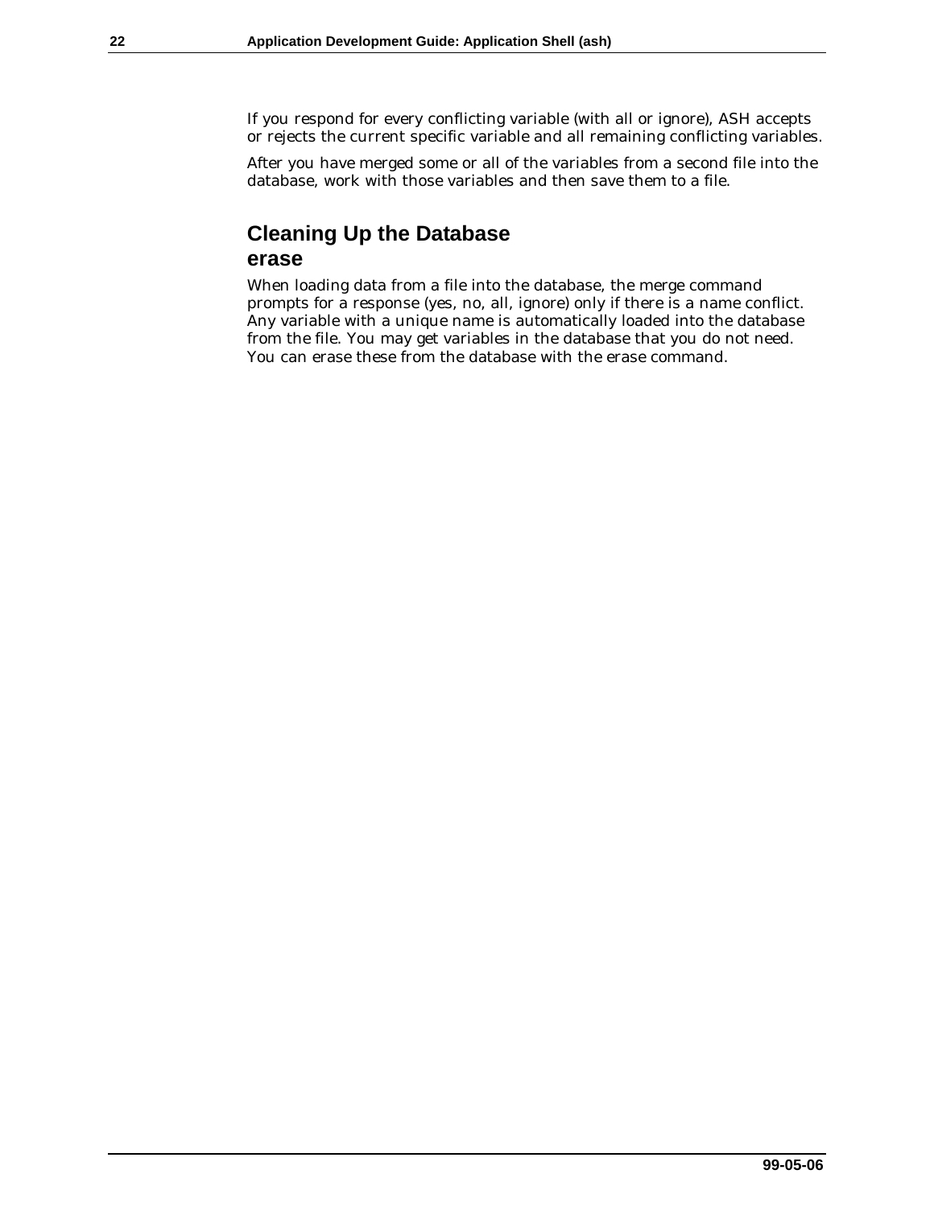If you respond for every conflicting variable (with all or ignore), ASH accepts or rejects the current specific variable and all remaining conflicting variables.

After you have merged some or all of the variables from a second file into the database, work with those variables and then save them to a file.

## Cleaning Up the Database

### erase

When loading data from a file into the database, the merge command prompts for a response (yes, no, all, ignore) only if there is a name conflict. Any variable with a unique name is automatically loaded into the database from the file. You may get variables in the database that you do not need. You can erase these from the database with the erase command.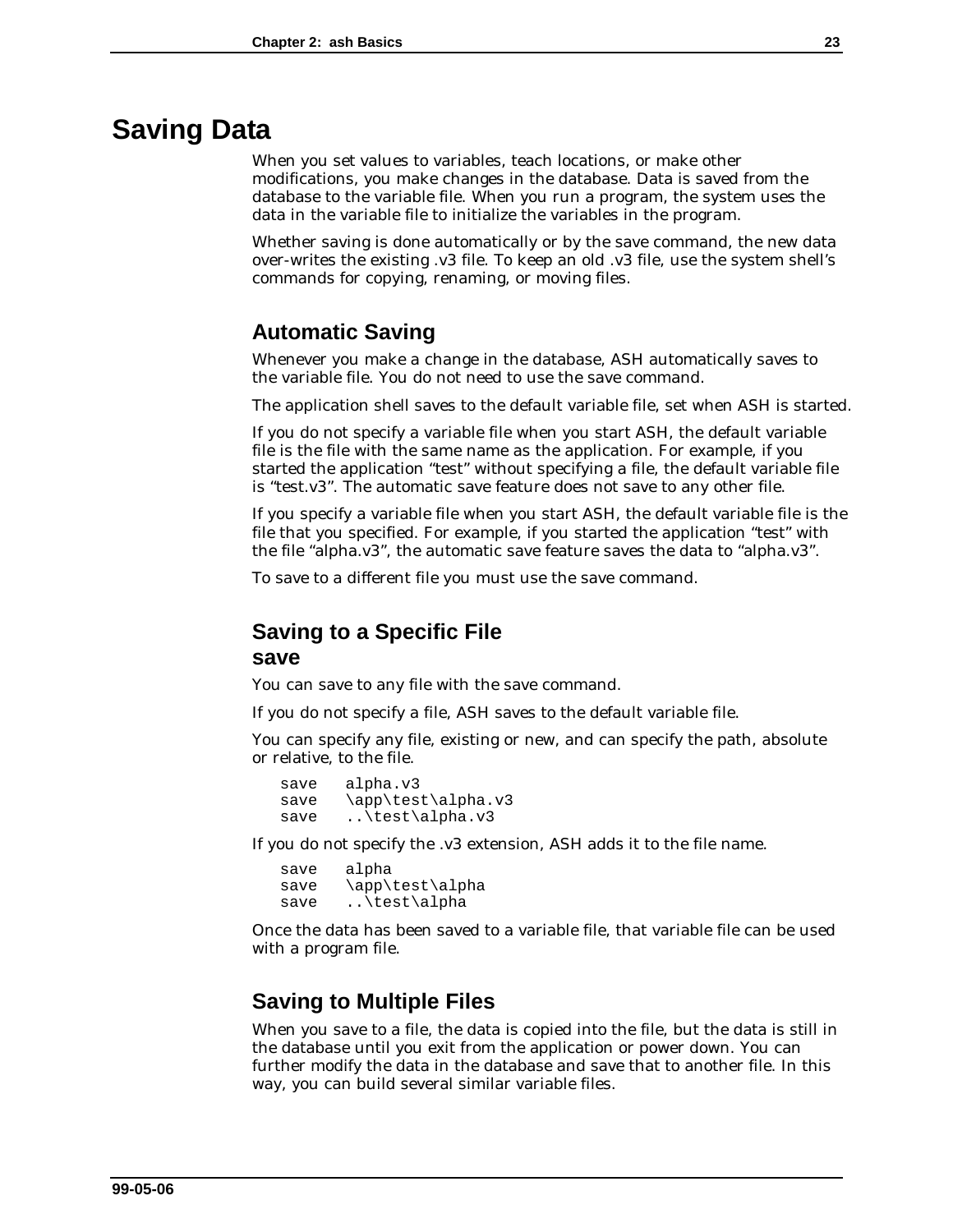# Saving Data

When you set values to variables, teach locations, or make other modifications, you make changes in the database. Data is saved from the database to the variable file. When you run a program, the system uses the data in the variable file to initialize the variables in the program.

Whether saving is done automatically or by the save command, the new data over-writes the existing .v3 file. To keep an old .v3 file, use the system shell's commands for copying, renaming, or moving files.

## Automatic Saving

Whenever you make a change in the database, ASH automatically saves to the variable file. You do not need to use the save command.

The application shell saves to the default variable file, set when ASH is started.

If you do not specify a variable file when you start ASH, the default variable file is the file with the same name as the application. For example, if you started the application "test" without specifying a file, the default variable file is "test.v3". The automatic save feature does not save to any other file.

If you specify a variable file when you start ASH, the default variable file is the file that you specified. For example, if you started the application "test" with the file "alpha.v3", the automatic save feature saves the data to "alpha.v3".

To save to a different file you must use the save command.

## Saving to a Specific File

### save

You can save to any file with the save command.

If you do not specify a file, ASH saves to the default variable file.

You can specify any file, existing or new, and can specify the path, absolute or relative, to the file.

```
save   alpha.v3
save   \app\test\alpha.v3
save   ..\test\alpha.v3
```

If you do not specify the .v3 extension, ASH adds it to the file name.

```
save   alpha
save   \app\test\alpha
save   ..\test\alpha
```

Once the data has been saved to a variable file, that variable file can be used with a program file.

## Saving to Multiple Files

When you save to a file, the data is copied into the file, but the data is still in the database until you exit from the application or power down. You can further modify the data in the database and save that to another file. In this way, you can build several similar variable files.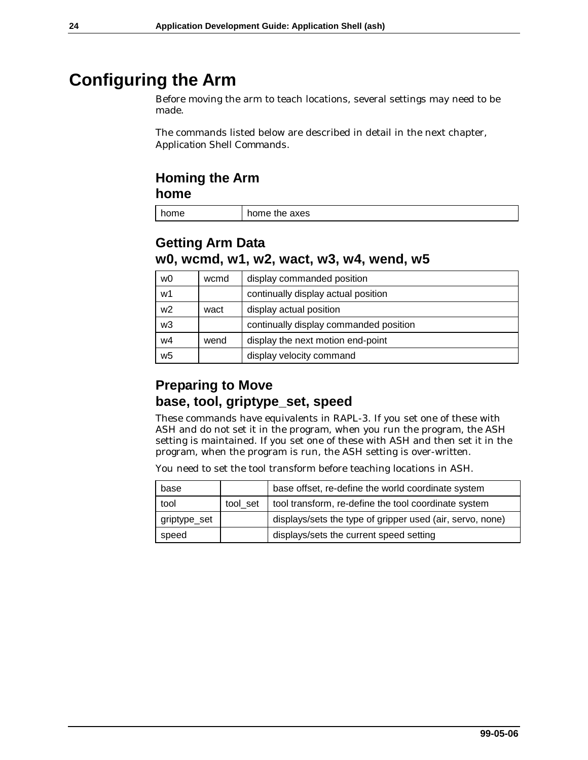# Configuring the Arm

Before moving the arm to teach locations, several settings may need to be made.

The commands listed below are described in detail in the next chapter, Application Shell Commands.

## Homing the Arm
## home

| home | home the axes |
|---|---|

## Getting Arm Data
## w0, wcmd, w1, w2, wact, w3, w4, wend, w5

| w0 | wcmd | display commanded position |
|---|---|---|
| w1 | | continually display actual position |
| w2 | wact | display actual position |
| w3 | | continually display commanded position |
| w4 | wend | display the next motion end-point |
| w5 | | display velocity command |

## Preparing to Move
## base, tool, griptype_set, speed

These commands have equivalents in RAPL-3. If you set one of these with ASH and do not set it in the program, when you run the program, the ASH setting is maintained. If you set one of these with ASH and then set it in the program, when the program is run, the ASH setting is over-written.

You need to set the tool transform before teaching locations in ASH.

| base | | base offset, re-define the world coordinate system |
|---|---|---|
| tool | tool_set | tool transform, re-define the tool coordinate system |
| griptype_set | | displays/sets the type of gripper used (air, servo, none) |
| speed | | displays/sets the current speed setting |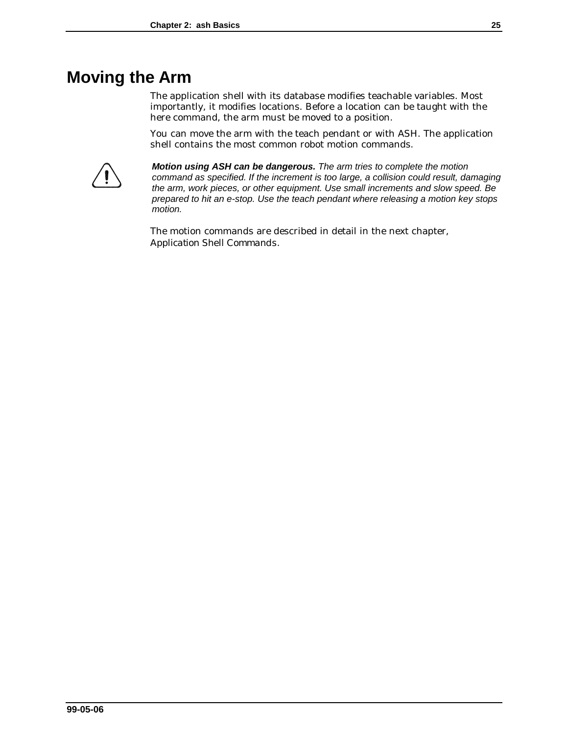# Moving the Arm

The application shell with its database modifies teachable variables. Most importantly, it modifies locations. Before a location can be taught with the here command, the arm must be moved to a position.

You can move the arm with the teach pendant or with ASH. The application shell contains the most common robot motion commands.

***Motion using ASH can be dangerous.*** *The arm tries to complete the motion command as specified. If the increment is too large, a collision could result, damaging the arm, work pieces, or other equipment. Use small increments and slow speed. Be prepared to hit an e-stop. Use the teach pendant where releasing a motion key stops motion.*

The motion commands are described in detail in the next chapter, Application Shell Commands.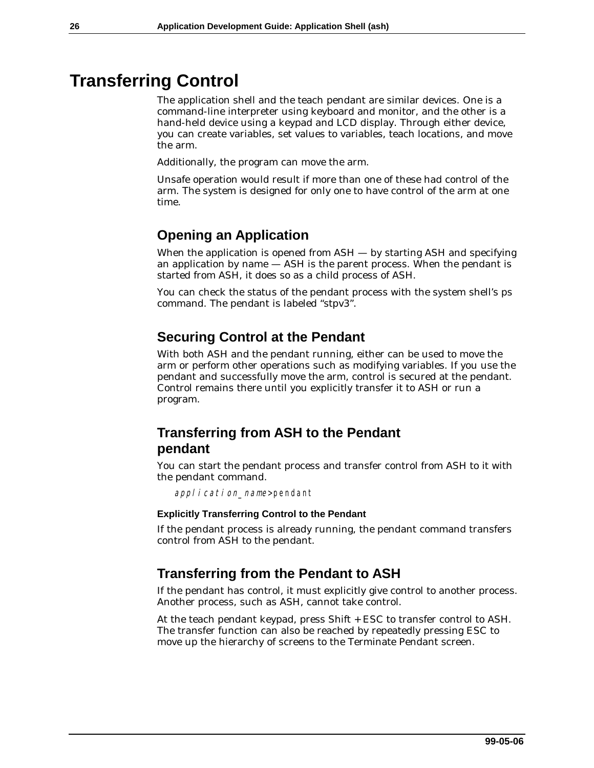# Transferring Control

The application shell and the teach pendant are similar devices. One is a command-line interpreter using keyboard and monitor, and the other is a hand-held device using a keypad and LCD display. Through either device, you can create variables, set values to variables, teach locations, and move the arm.

Additionally, the program can move the arm.

Unsafe operation would result if more than one of these had control of the arm. The system is designed for only one to have control of the arm at one time.

## Opening an Application

When the application is opened from ASH — by starting ASH and specifying an application by name — ASH is the parent process. When the pendant is started from ASH, it does so as a child process of ASH.

You can check the status of the pendant process with the system shell's ps command. The pendant is labeled "stpv3".

## Securing Control at the Pendant

With both ASH and the pendant running, either can be used to move the arm or perform other operations such as modifying variables. If you use the pendant and successfully move the arm, control is secured at the pendant. Control remains there until you explicitly transfer it to ASH or run a program.

## Transferring from ASH to the Pendant pendant

You can start the pendant process and transfer control from ASH to it with the pendant command.

```
application_name>pendant
```

#### Explicitly Transferring Control to the Pendant

If the pendant process is already running, the pendant command transfers control from ASH to the pendant.

## Transferring from the Pendant to ASH

If the pendant has control, it must explicitly give control to another process. Another process, such as ASH, cannot take control.

At the teach pendant keypad, press Shift + ESC to transfer control to ASH. The transfer function can also be reached by repeatedly pressing ESC to move up the hierarchy of screens to the Terminate Pendant screen.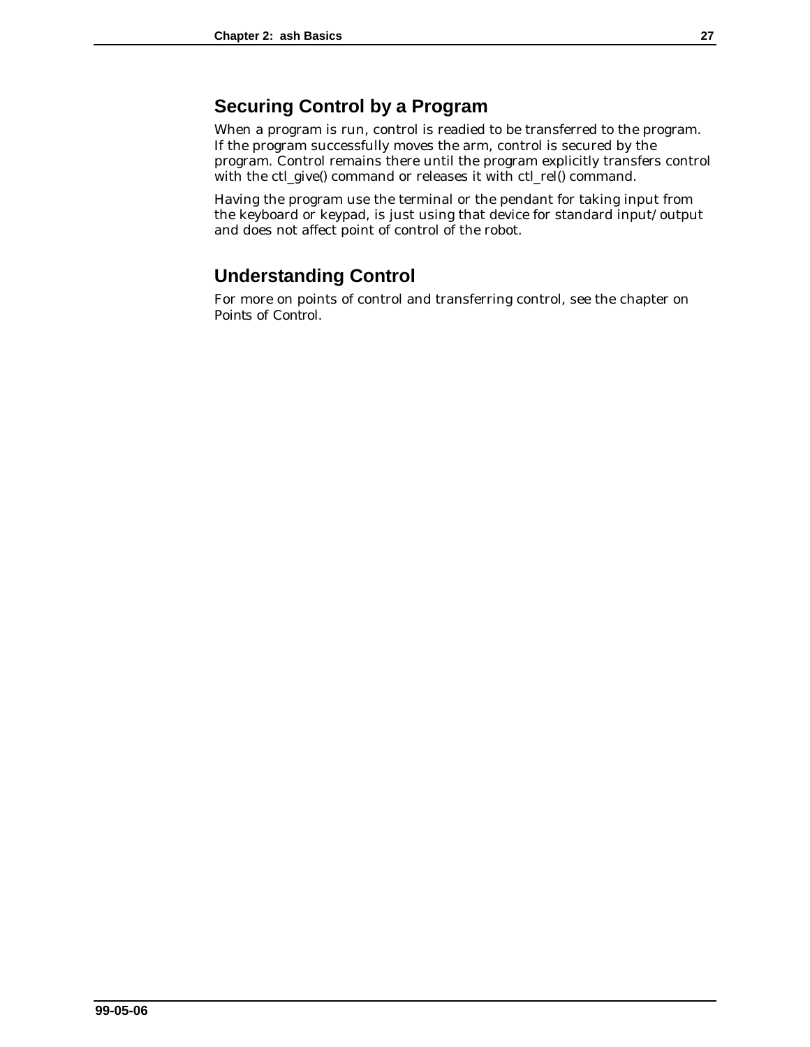## Securing Control by a Program

When a program is run, control is readied to be transferred to the program. If the program successfully moves the arm, control is secured by the program. Control remains there until the program explicitly transfers control with the ctl_give() command or releases it with ctl_rel() command.

Having the program use the terminal or the pendant for taking input from the keyboard or keypad, is just using that device for standard input/output and does not affect point of control of the robot.

## Understanding Control

For more on points of control and transferring control, see the chapter on Points of Control.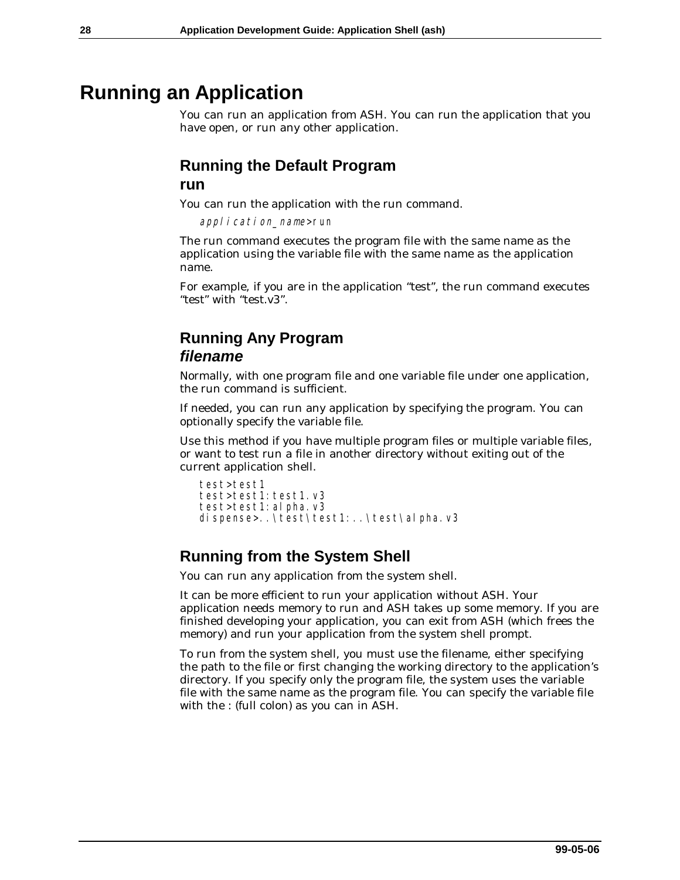# Running an Application

You can run an application from ASH. You can run the application that you have open, or run any other application.

## Running the Default Program

### run

You can run the application with the run command.

```
application_name>run
```

The run command executes the program file with the same name as the application using the variable file with the same name as the application name.

For example, if you are in the application “test”, the run command executes “test” with “test.v3”.

## Running Any Program

### *filename*

Normally, with one program file and one variable file under one application, the run command is sufficient.

If needed, you can run any application by specifying the program. You can optionally specify the variable file.

Use this method if you have multiple program files or multiple variable files, or want to test run a file in another directory without exiting out of the current application shell.

```
test>test1
test>test1:test1.v3
test>test1:alpha.v3
dispense>..\test\test1:..\test\alpha.v3
```

## Running from the System Shell

You can run any application from the system shell.

It can be more efficient to run your application without ASH. Your application needs memory to run and ASH takes up some memory. If you are finished developing your application, you can exit from ASH (which frees the memory) and run your application from the system shell prompt.

To run from the system shell, you must use the filename, either specifying the path to the file or first changing the working directory to the application’s directory. If you specify only the program file, the system uses the variable file with the same name as the program file. You can specify the variable file with the : (full colon) as you can in ASH.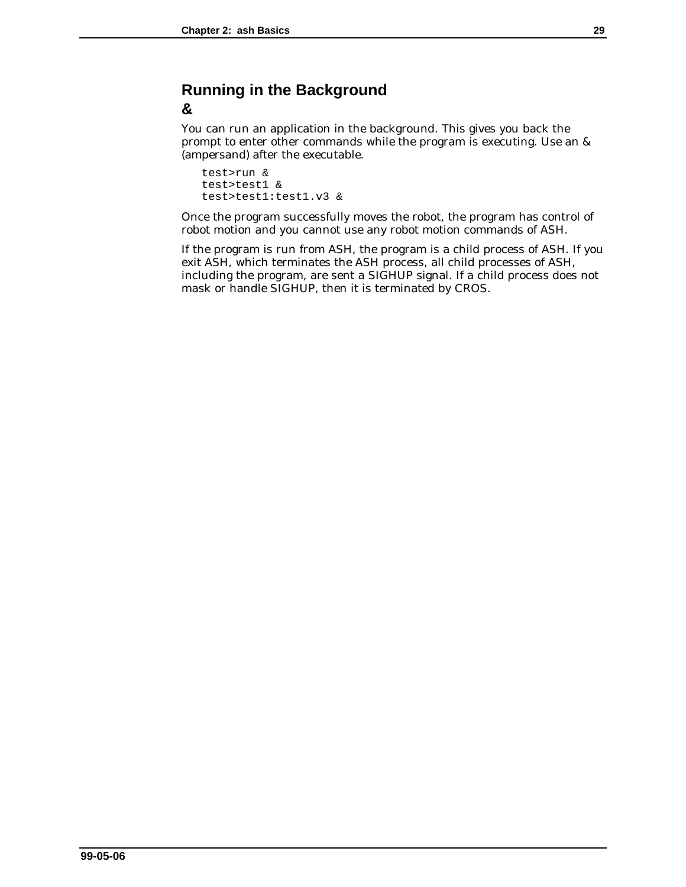## Running in the Background

**&**

You can run an application in the background. This gives you back the prompt to enter other commands while the program is executing. Use an & (ampersand) after the executable.

```
test>run &
test>test1 &
test>test1:test1.v3 &
```

Once the program successfully moves the robot, the program has control of robot motion and you cannot use any robot motion commands of ASH.

If the program is run from ASH, the program is a child process of ASH. If you exit ASH, which terminates the ASH process, all child processes of ASH, including the program, are sent a SIGHUP signal. If a child process does not mask or handle SIGHUP, then it is terminated by CROS.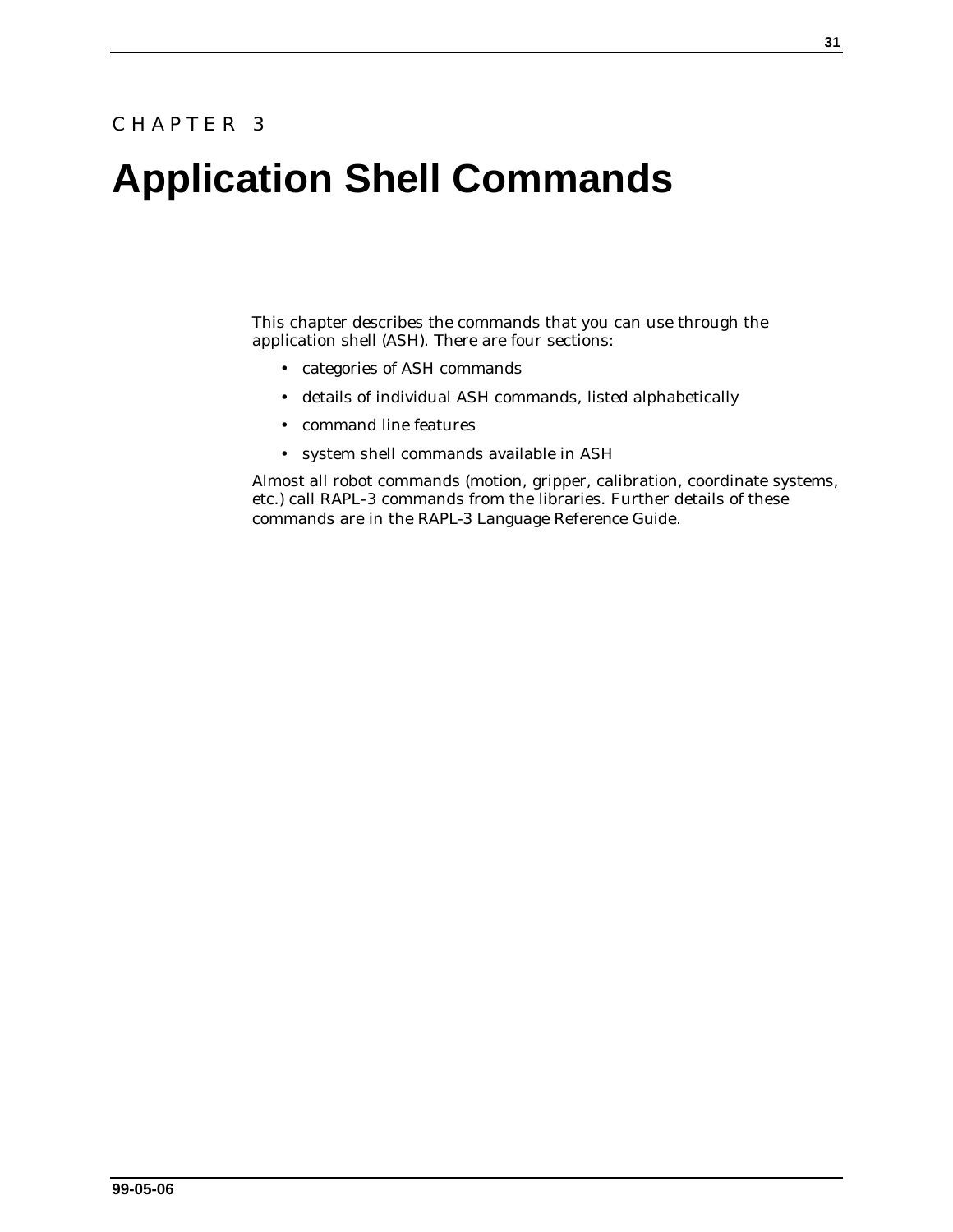CHAPTER 3

# Application Shell Commands

This chapter describes the commands that you can use through the application shell (ASH). There are four sections:

- categories of ASH commands
- details of individual ASH commands, listed alphabetically
- command line features
- system shell commands available in ASH

Almost all robot commands (motion, gripper, calibration, coordinate systems, etc.) call RAPL-3 commands from the libraries. Further details of these commands are in the RAPL-3 Language Reference Guide.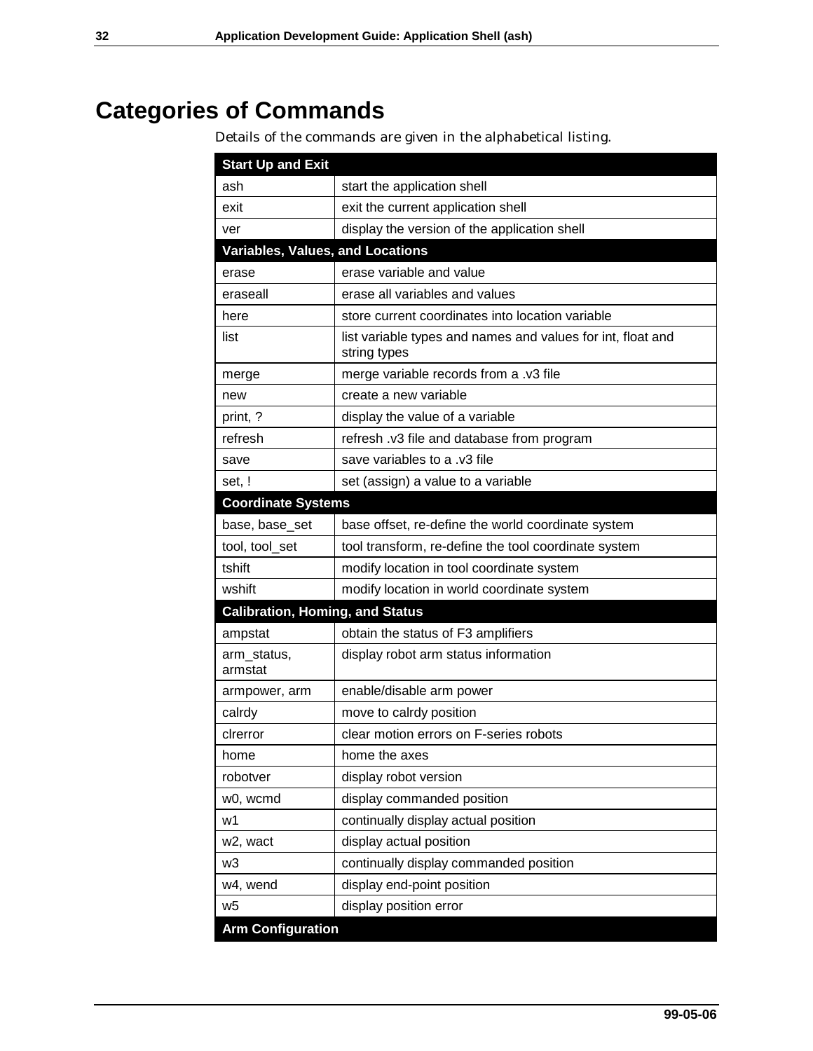# Categories of Commands

Details of the commands are given in the alphabetical listing.

| **Start Up and Exit** | |
|---|---|
| ash | start the application shell |
| exit | exit the current application shell |
| ver | display the version of the application shell |
| **Variables, Values, and Locations** | |
| erase | erase variable and value |
| eraseall | erase all variables and values |
| here | store current coordinates into location variable |
| list | list variable types and names and values for int, float and string types |
| merge | merge variable records from a .v3 file |
| new | create a new variable |
| print, ? | display the value of a variable |
| refresh | refresh .v3 file and database from program |
| save | save variables to a .v3 file |
| set, ! | set (assign) a value to a variable |
| **Coordinate Systems** | |
| base, base_set | base offset, re-define the world coordinate system |
| tool, tool_set | tool transform, re-define the tool coordinate system |
| tshift | modify location in tool coordinate system |
| wshift | modify location in world coordinate system |
| **Calibration, Homing, and Status** | |
| ampstat | obtain the status of F3 amplifiers |
| arm_status, armstat | display robot arm status information |
| armpower, arm | enable/disable arm power |
| calrdy | move to calrdy position |
| clrerror | clear motion errors on F-series robots |
| home | home the axes |
| robotver | display robot version |
| w0, wcmd | display commanded position |
| w1 | continually display actual position |
| w2, wact | display actual position |
| w3 | continually display commanded position |
| w4, wend | display end-point position |
| w5 | display position error |
| **Arm Configuration** | |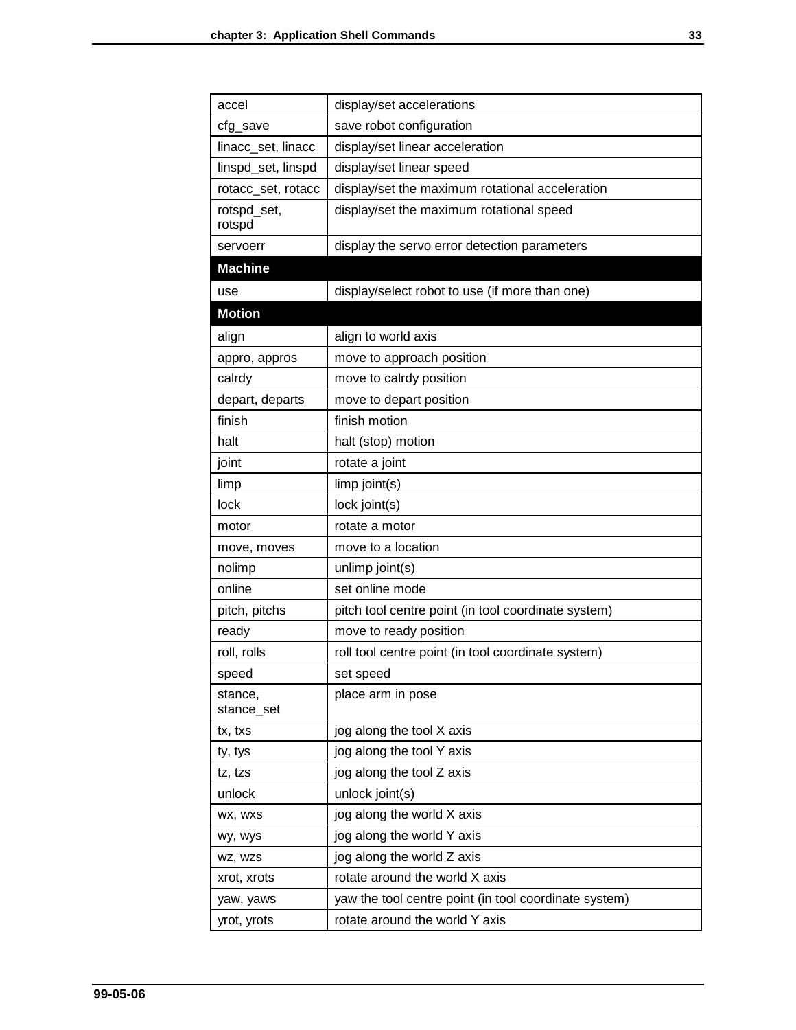| | |
|---|---|
| accel | display/set accelerations |
| cfg_save | save robot configuration |
| linacc_set, linacc | display/set linear acceleration |
| linspd_set, linspd | display/set linear speed |
| rotacc_set, rotacc | display/set the maximum rotational acceleration |
| rotspd_set, rotspd | display/set the maximum rotational speed |
| servoerr | display the servo error detection parameters |
| **Machine** | |
| use | display/select robot to use (if more than one) |
| **Motion** | |
| align | align to world axis |
| appro, appros | move to approach position |
| calrdy | move to calrdy position |
| depart, departs | move to depart position |
| finish | finish motion |
| halt | halt (stop) motion |
| joint | rotate a joint |
| limp | limp joint(s) |
| lock | lock joint(s) |
| motor | rotate a motor |
| move, moves | move to a location |
| nolimp | unlimp joint(s) |
| online | set online mode |
| pitch, pitchs | pitch tool centre point (in tool coordinate system) |
| ready | move to ready position |
| roll, rolls | roll tool centre point (in tool coordinate system) |
| speed | set speed |
| stance, stance_set | place arm in pose |
| tx, txs | jog along the tool X axis |
| ty, tys | jog along the tool Y axis |
| tz, tzs | jog along the tool Z axis |
| unlock | unlock joint(s) |
| wx, wxs | jog along the world X axis |
| wy, wys | jog along the world Y axis |
| wz, wzs | jog along the world Z axis |
| xrot, xrots | rotate around the world X axis |
| yaw, yaws | yaw the tool centre point (in tool coordinate system) |
| yrot, yrots | rotate around the world Y axis |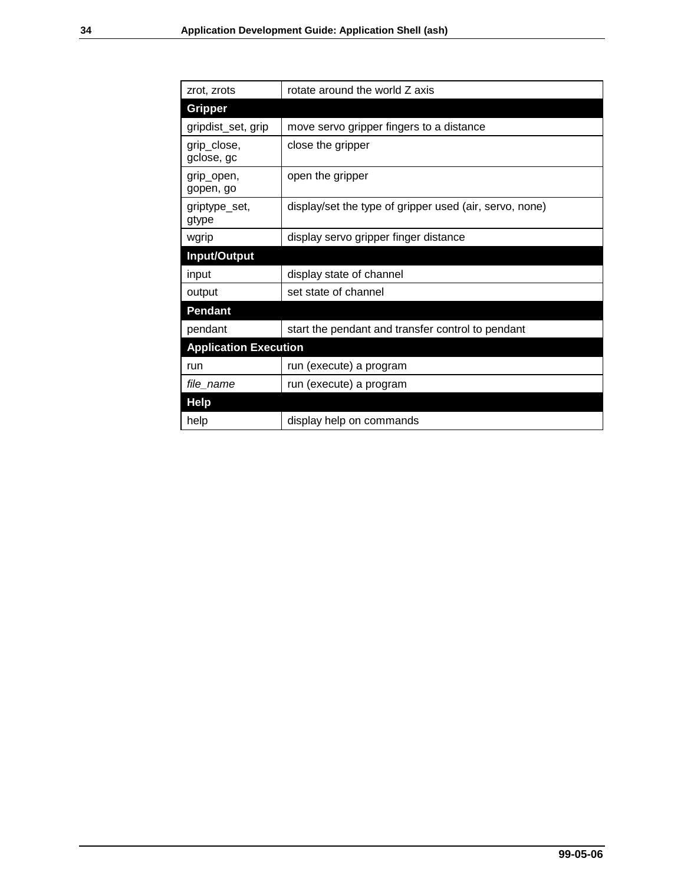| zrot, zrots | rotate around the world Z axis |
| --- | --- |
| **Gripper** | |
| gripdist_set, grip | move servo gripper fingers to a distance |
| grip_close, gclose, gc | close the gripper |
| grip_open, gopen, go | open the gripper |
| griptype_set, gtype | display/set the type of gripper used (air, servo, none) |
| wgrip | display servo gripper finger distance |
| **Input/Output** | |
| input | display state of channel |
| output | set state of channel |
| **Pendant** | |
| pendant | start the pendant and transfer control to pendant |
| **Application Execution** | |
| run | run (execute) a program |
| *file_name* | run (execute) a program |
| **Help** | |
| help | display help on commands |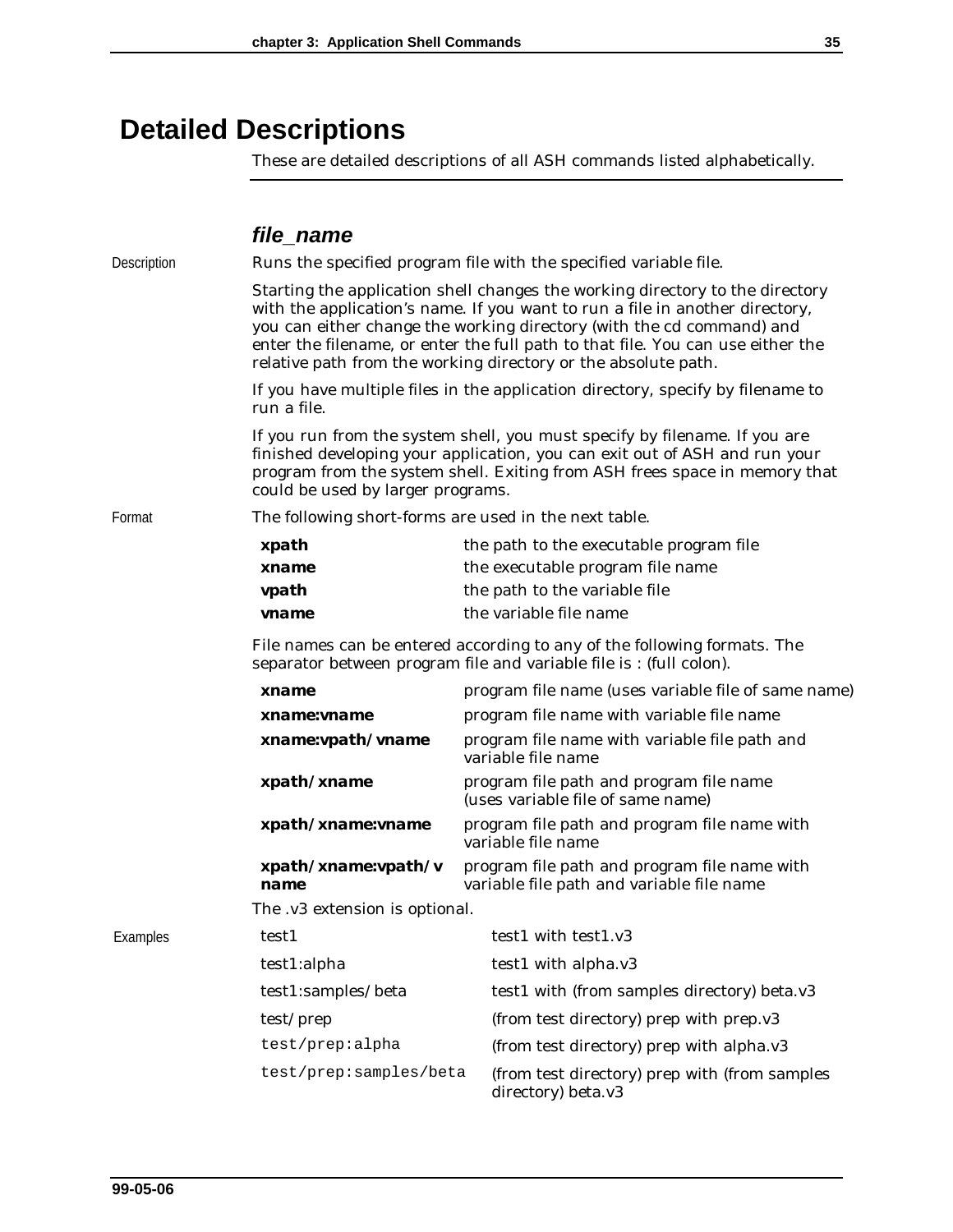# Detailed Descriptions

These are detailed descriptions of all ASH commands listed alphabetically.

## *file_name*

**Description**

Runs the specified program file with the specified variable file.

Starting the application shell changes the working directory to the directory with the application's name. If you want to run a file in another directory, you can either change the working directory (with the cd command) and enter the filename, or enter the full path to that file. You can use either the relative path from the working directory or the absolute path.

If you have multiple files in the application directory, specify by filename to run a file.

If you run from the system shell, you must specify by filename. If you are finished developing your application, you can exit out of ASH and run your program from the system shell. Exiting from ASH frees space in memory that could be used by larger programs.

**Format**

The following short-forms are used in the next table.

| | |
|---|---|
| **xpath** | the path to the executable program file |
| **xname** | the executable program file name |
| **vpath** | the path to the variable file |
| **vname** | the variable file name |

File names can be entered according to any of the following formats. The separator between program file and variable file is : (full colon).

| | |
|---|---|
| **xname** | program file name (uses variable file of same name) |
| **xname:vname** | program file name with variable file name |
| **xname:vpath/vname** | program file name with variable file path and variable file name |
| **xpath/xname** | program file path and program file name (uses variable file of same name) |
| **xpath/xname:vname** | program file path and program file name with variable file name |
| **xpath/xname:vpath/vname** | program file path and program file name with variable file path and variable file name |

The .v3 extension is optional.

**Examples**

| | |
|---|---|
| test1 | test1 with test1.v3 |
| test1:alpha | test1 with alpha.v3 |
| test1:samples/beta | test1 with (from samples directory) beta.v3 |
| test/prep | (from test directory) prep with prep.v3 |
| `test/prep:alpha` | (from test directory) prep with alpha.v3 |
| `test/prep:samples/beta` | (from test directory) prep with (from samples directory) beta.v3 |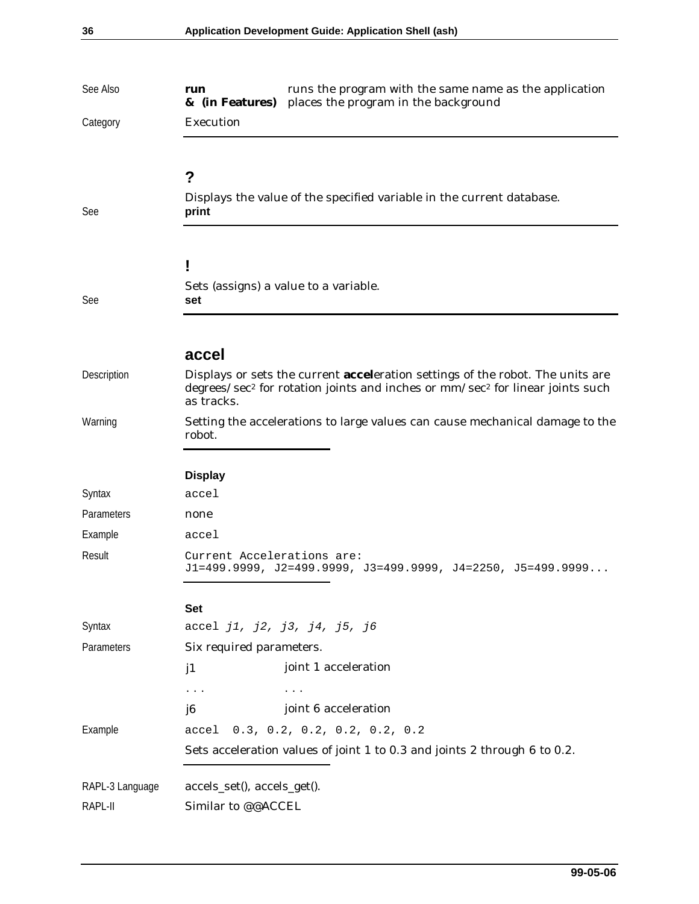See Also

| | |
|---|---|
| **run** | runs the program with the same name as the application |
| **& (in Features)** | places the program in the background |

Category: Execution

## ?

Displays the value of the specified variable in the current database.

See **print**

## !

Sets (assigns) a value to a variable.

See **set**

## accel

Description: Displays or sets the current **accel**eration settings of the robot. The units are degrees/sec² for rotation joints and inches or mm/sec² for linear joints such as tracks.

Warning: Setting the accelerations to large values can cause mechanical damage to the robot.

### Display

Syntax: `accel`

Parameters: none

Example: `accel`

Result:

```
Current Accelerations are:
J1=499.9999, J2=499.9999, J3=499.9999, J4=2250, J5=499.9999...
```

### Set

Syntax: `accel` *`j1, j2, j3, j4, j5, j6`*

Parameters: Six required parameters.

| | |
|---|---|
| *j1* | joint 1 acceleration |
| . . . | . . . |
| *j6* | joint 6 acceleration |

Example: `accel 0.3, 0.2, 0.2, 0.2, 0.2, 0.2`

Sets acceleration values of joint 1 to 0.3 and joints 2 through 6 to 0.2.

RAPL-3 Language: accels_set(), accels_get().

RAPL-II: Similar to @@ACCEL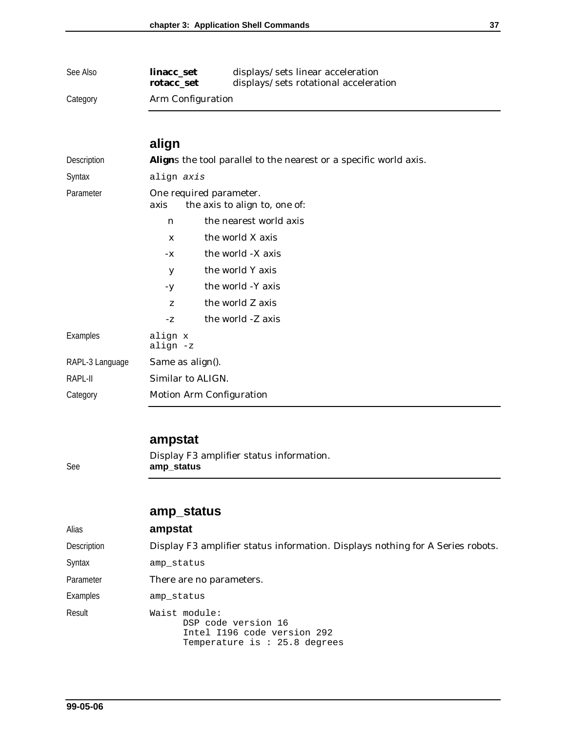| | | |
|---|---|---|
| See Also | **linacc_set** | displays/sets linear acceleration |
| | **rotacc_set** | displays/sets rotational acceleration |
| Category | Arm Configuration | |

## align

**Description**
**Align**s the tool parallel to the nearest or a specific world axis.

**Syntax**
`align axis`

**Parameter**
One required parameter.

axis the axis to align to, one of:

| | |
|---|---|
| n | the nearest world axis |
| x | the world X axis |
| -x | the world -X axis |
| y | the world Y axis |
| -y | the world -Y axis |
| z | the world Z axis |
| -z | the world -Z axis |

**Examples**
```
align x
align -z
```

**RAPL-3 Language**
Same as align().

**RAPL-II**
Similar to ALIGN.

**Category**
Motion Arm Configuration

## ampstat

Display F3 amplifier status information.

**See**
**amp_status**

## amp_status

**Alias**
**ampstat**

**Description**
Display F3 amplifier status information. Displays nothing for A Series robots.

**Syntax**
`amp_status`

**Parameter**
There are no parameters.

**Examples**
`amp_status`

**Result**
```
Waist module:
      DSP code version 16
      Intel I196 code version 292
      Temperature is : 25.8 degrees
```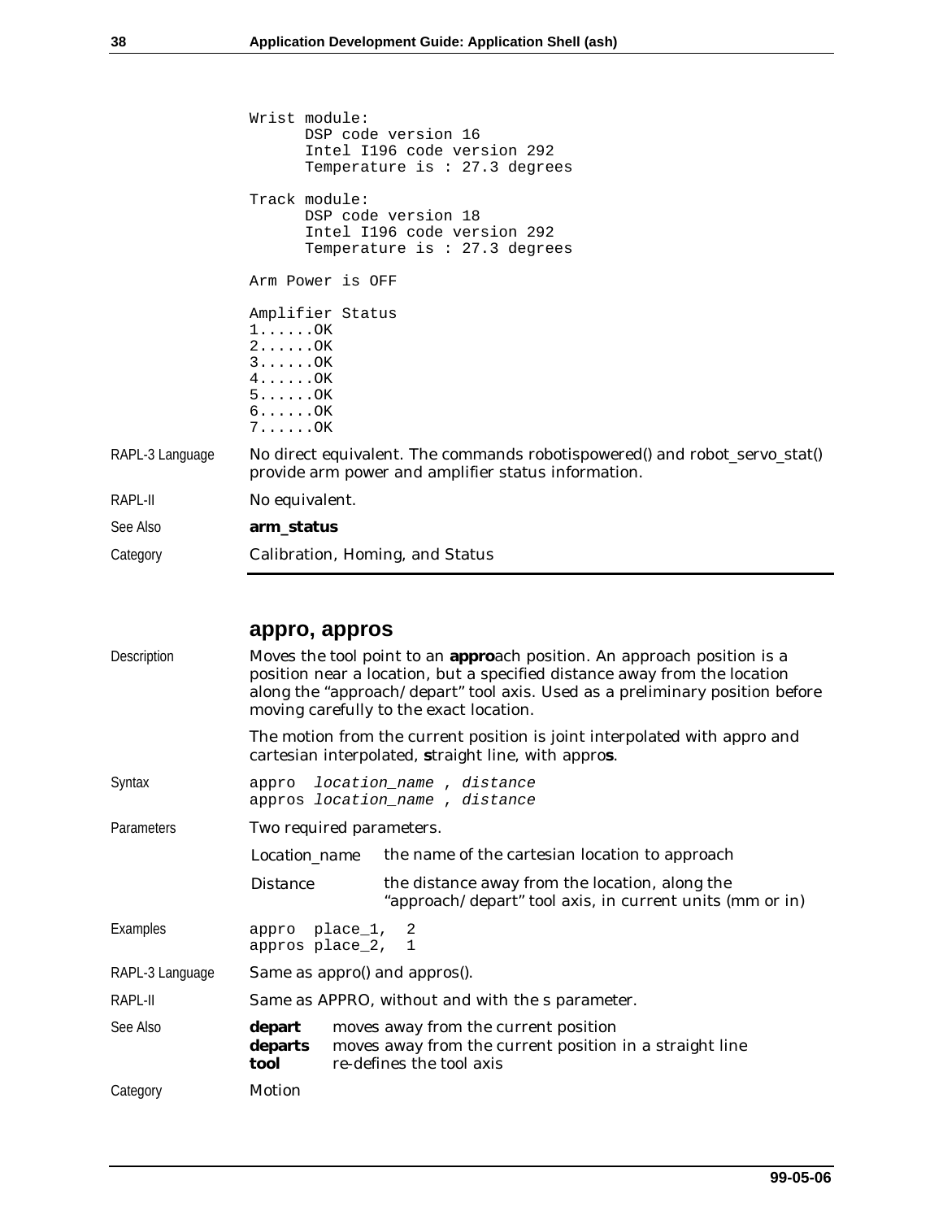```
Wrist module:
      DSP code version 16
      Intel I196 code version 292
      Temperature is : 27.3 degrees

Track module:
      DSP code version 18
      Intel I196 code version 292
      Temperature is : 27.3 degrees

Arm Power is OFF

Amplifier Status
1......OK
2......OK
3......OK
4......OK
5......OK
6......OK
7......OK
```

RAPL-3 Language: No direct equivalent. The commands robotispowered() and robot_servo_stat() provide arm power and amplifier status information.

RAPL-II: No equivalent.

See Also: **arm_status**

Category: Calibration, Homing, and Status

## appro, appros

**Description**

Moves the tool point to an **appro**ach position. An approach position is a position near a location, but a specified distance away from the location along the "approach/depart" tool axis. Used as a preliminary position before moving carefully to the exact location.

The motion from the current position is joint interpolated with appro and cartesian interpolated, **s**traight line, with appro**s**.

**Syntax**

```
appro  location_name , distance
appros location_name , distance
```

**Parameters**

Two required parameters.

| | |
|---|---|
| Location_name | the name of the cartesian location to approach |
| Distance | the distance away from the location, along the "approach/depart" tool axis, in current units (mm or in) |

**Examples**

```
appro  place_1,  2
appros place_2,  1
```

**RAPL-3 Language**

Same as appro() and appros().

**RAPL-II**

Same as APPRO, without and with the s parameter.

**See Also**

| | |
|---|---|
| **depart** | moves away from the current position |
| **departs** | moves away from the current position in a straight line |
| **tool** | re-defines the tool axis |

**Category**

Motion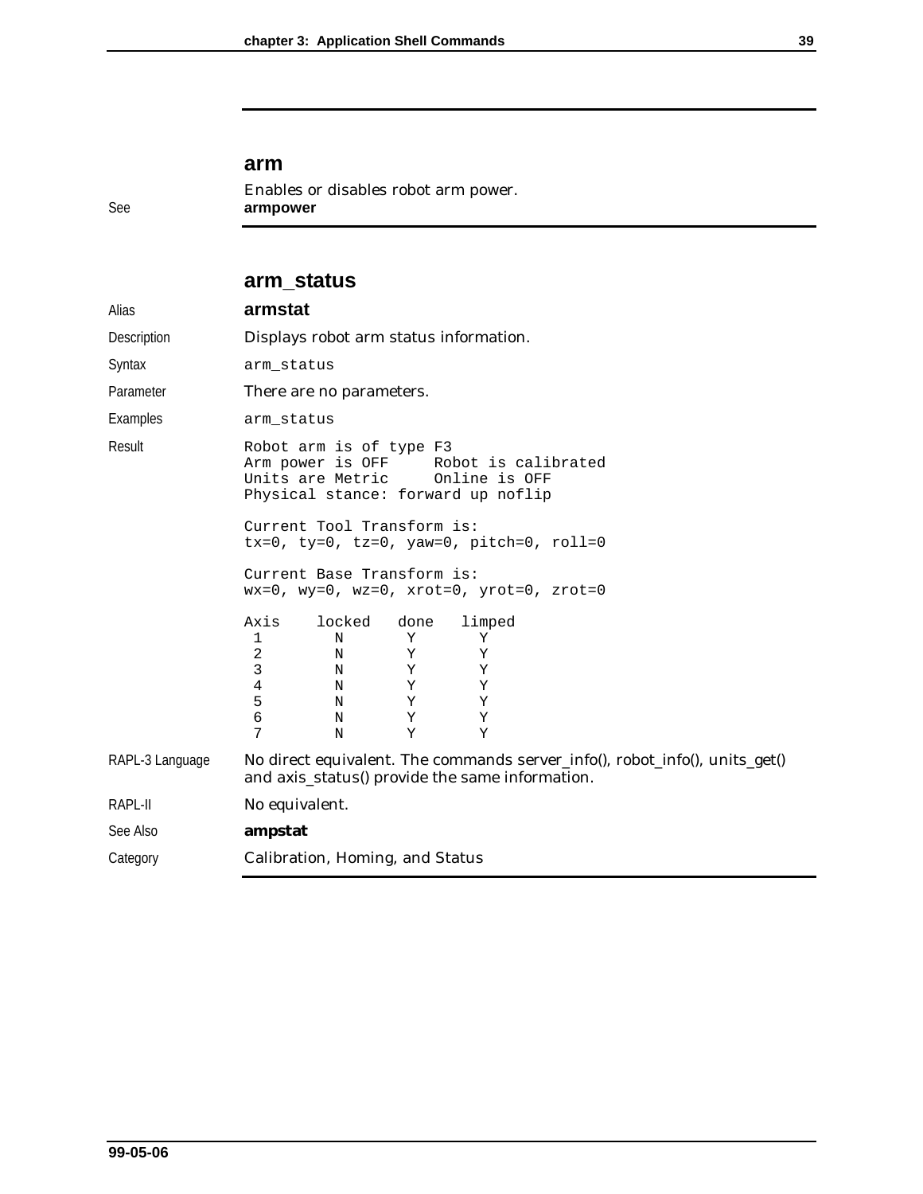## arm

Enables or disables robot arm power.

See **armpower**

## arm_status

**Alias** **armstat**

**Description** Displays robot arm status information.

**Syntax**

```
arm_status
```

**Parameter** There are no parameters.

**Examples**

```
arm_status
```

**Result**

```
Robot arm is of type F3
Arm power is OFF     Robot is calibrated
Units are Metric     Online is OFF
Physical stance: forward up noflip

Current Tool Transform is:
tx=0, ty=0, tz=0, yaw=0, pitch=0, roll=0

Current Base Transform is:
wx=0, wy=0, wz=0, xrot=0, yrot=0, zrot=0

Axis    locked   done   limped
 1        N       Y       Y
 2        N       Y       Y
 3        N       Y       Y
 4        N       Y       Y
 5        N       Y       Y
 6        N       Y       Y
 7        N       Y       Y
```

**RAPL-3 Language** No direct equivalent. The commands server_info(), robot_info(), units_get() and axis_status() provide the same information.

**RAPL-II** No equivalent.

**See Also** **ampstat**

**Category** Calibration, Homing, and Status

99-05-06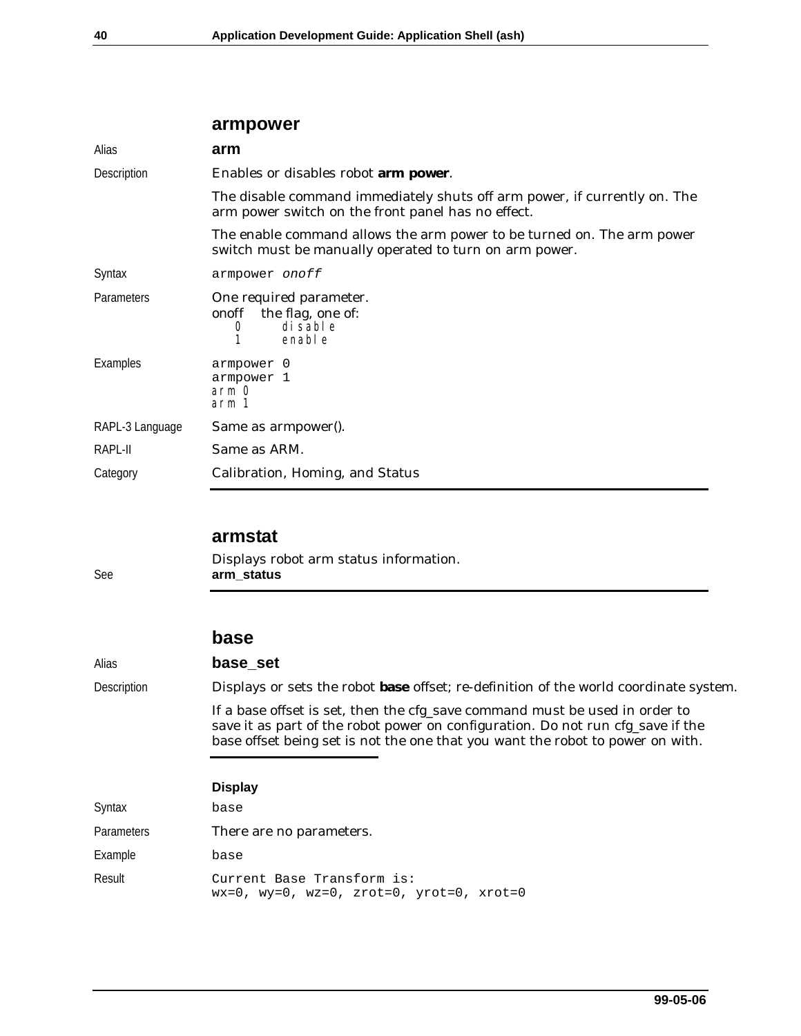## armpower

Alias **arm**

Description Enables or disables robot **arm power**.

The disable command immediately shuts off arm power, if currently on. The arm power switch on the front panel has no effect.

The enable command allows the arm power to be turned on. The arm power switch must be manually operated to turn on arm power.

Syntax `armpower onoff`

Parameters One required parameter.

onoff the flag, one of:

| | |
|---|---|
| 0 | disable |
| 1 | enable |

Examples

```
armpower 0
armpower 1
arm 0
arm 1
```

RAPL-3 Language Same as armpower().

RAPL-II Same as ARM.

Category Calibration, Homing, and Status

## armstat

Displays robot arm status information.

See **arm_status**

## base

Alias **base_set**

Description Displays or sets the robot **base** offset; re-definition of the world coordinate system.

If a base offset is set, then the cfg_save command must be used in order to save it as part of the robot power on configuration. Do not run cfg_save if the base offset being set is not the one that you want the robot to power on with.

### Display

Syntax `base`

Parameters There are no parameters.

Example `base`

Result

```
Current Base Transform is:
wx=0, wy=0, wz=0, zrot=0, yrot=0, xrot=0
```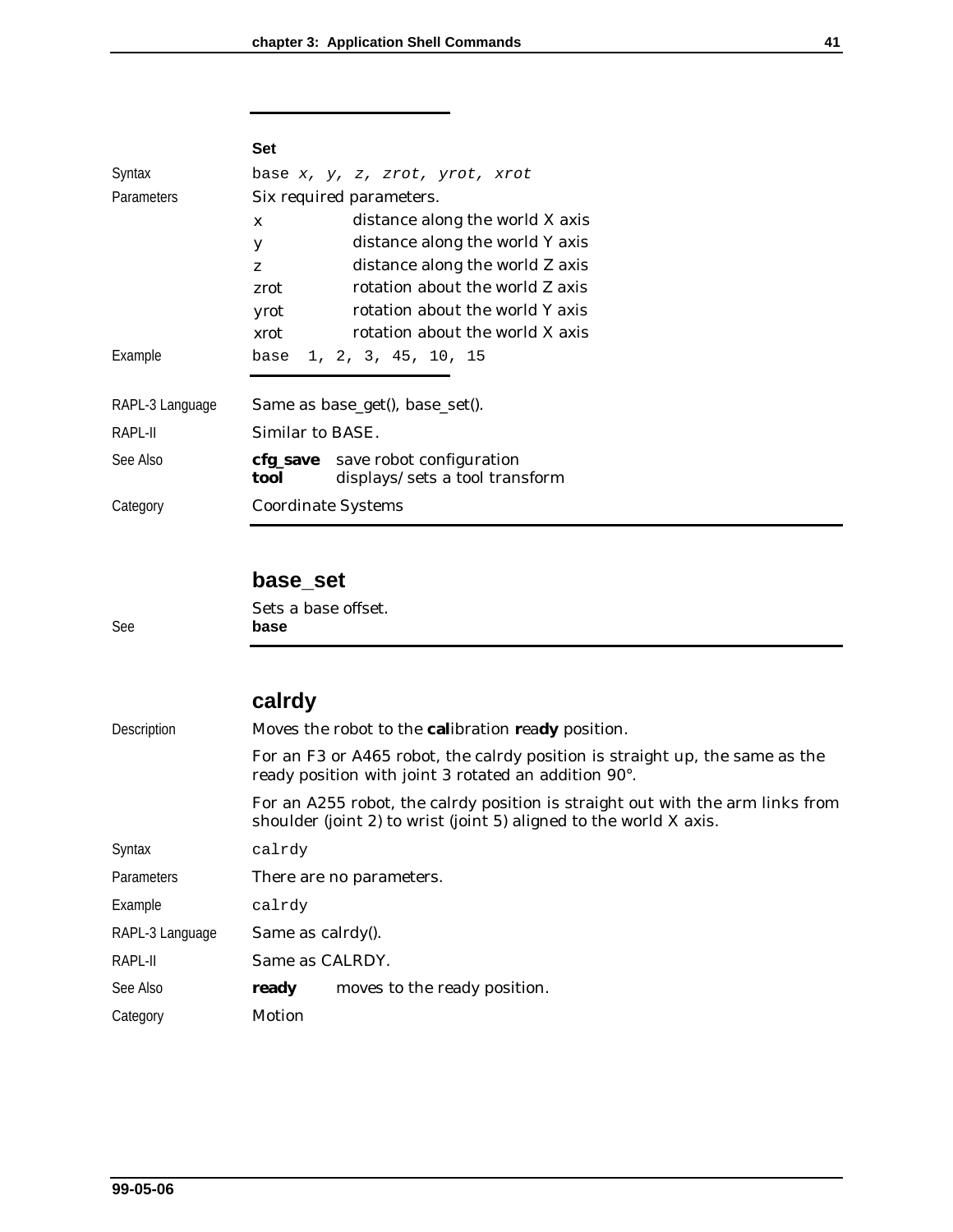**Set**

| | |
|---|---|
| Syntax | `base x, y, z, zrot, yrot, xrot` |
| Parameters | Six required parameters. |

| | |
|---|---|
| x | distance along the world X axis |
| y | distance along the world Y axis |
| z | distance along the world Z axis |
| zrot | rotation about the world Z axis |
| yrot | rotation about the world Y axis |
| xrot | rotation about the world X axis |

Example

```
base  1, 2, 3, 45, 10, 15
```

RAPL-3 Language: Same as base_get(), base_set().

RAPL-II: Similar to BASE.

See Also:

| | |
|---|---|
| **cfg_save** | save robot configuration |
| **tool** | displays/sets a tool transform |

Category: Coordinate Systems

## base_set

Sets a base offset.

See **base**

## calrdy

Description

Moves the robot to the **cal**ibration **r**ea**dy** position.

For an F3 or A465 robot, the calrdy position is straight up, the same as the ready position with joint 3 rotated an addition 90°.

For an A255 robot, the calrdy position is straight out with the arm links from shoulder (joint 2) to wrist (joint 5) aligned to the world X axis.

Syntax

```
calrdy
```

Parameters: There are no parameters.

Example

```
calrdy
```

RAPL-3 Language: Same as calrdy().

RAPL-II: Same as CALRDY.

See Also:

| | |
|---|---|
| **ready** | moves to the ready position. |

Category: Motion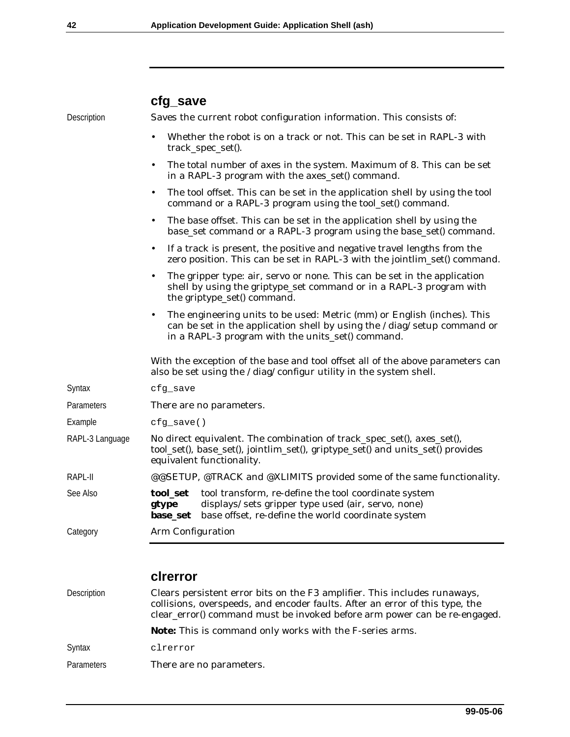## cfg_save

**Description**

Saves the current robot configuration information. This consists of:

- Whether the robot is on a track or not. This can be set in RAPL-3 with track_spec_set().
- The total number of axes in the system. Maximum of 8. This can be set in a RAPL-3 program with the axes_set() command.
- The tool offset. This can be set in the application shell by using the tool command or a RAPL-3 program using the tool_set() command.
- The base offset. This can be set in the application shell by using the base_set command or a RAPL-3 program using the base_set() command.
- If a track is present, the positive and negative travel lengths from the zero position. This can be set in RAPL-3 with the jointlim_set() command.
- The gripper type: air, servo or none. This can be set in the application shell by using the griptype_set command or in a RAPL-3 program with the griptype_set() command.
- The engineering units to be used: Metric (mm) or English (inches). This can be set in the application shell by using the /diag/setup command or in a RAPL-3 program with the units_set() command.

With the exception of the base and tool offset all of the above parameters can also be set using the /diag/configur utility in the system shell.

**Syntax**

```
cfg_save
```

**Parameters**

There are no parameters.

**Example**

```
cfg_save()
```

**RAPL-3 Language**

No direct equivalent. The combination of track_spec_set(), axes_set(), tool_set(), base_set(), jointlim_set(), griptype_set() and units_set() provides equivalent functionality.

**RAPL-II**

@@SETUP, @TRACK and @XLIMITS provided some of the same functionality.

**See Also**

**tool_set** tool transform, re-define the tool coordinate system
**gtype** displays/sets gripper type used (air, servo, none)
**base_set** base offset, re-define the world coordinate system

**Category**

Arm Configuration

## clrerror

**Description**

Clears persistent error bits on the F3 amplifier. This includes runaways, collisions, overspeeds, and encoder faults. After an error of this type, the clear_error() command must be invoked before arm power can be re-engaged.

**Note:** This is command only works with the F-series arms.

**Syntax**

```
clrerror
```

**Parameters**

There are no parameters.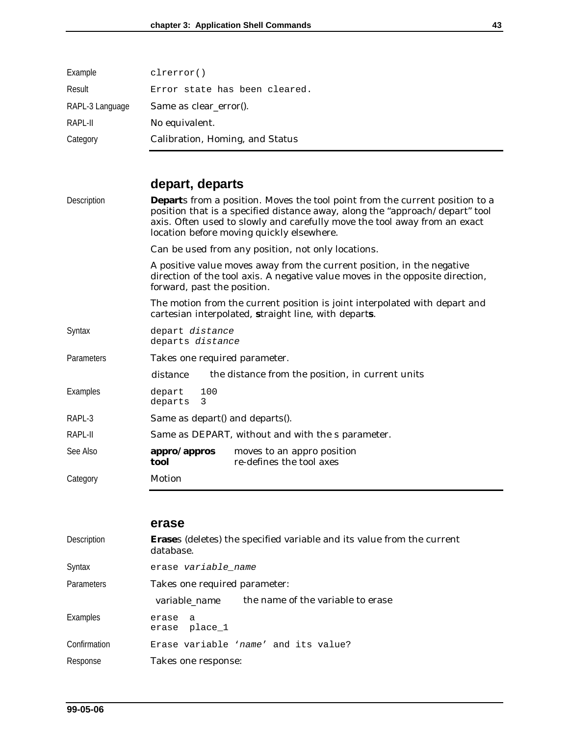| | |
|---|---|
| Example | `clrerror()` |
| Result | `Error state has been cleared.` |
| RAPL-3 Language | Same as clear_error(). |
| RAPL-II | No equivalent. |
| Category | Calibration, Homing, and Status |

## depart, departs

**Description**

**Depart**s from a position. Moves the tool point from the current position to a position that is a specified distance away, along the "approach/depart" tool axis. Often used to slowly and carefully move the tool away from an exact location before moving quickly elsewhere.

Can be used from any position, not only locations.

A positive value moves away from the current position, in the negative direction of the tool axis. A negative value moves in the opposite direction, forward, past the position.

The motion from the current position is joint interpolated with depart and cartesian interpolated, **s**traight line, with depart**s**.

**Syntax**

```
depart distance
departs distance
```

**Parameters**

Takes one required parameter.

| | |
|---|---|
| distance | the distance from the position, in current units |

**Examples**

```
depart  100
departs  3
```

**RAPL-3**

Same as depart() and departs().

**RAPL-II**

Same as DEPART, without and with the s parameter.

**See Also**

| | |
|---|---|
| **appro/appros** | moves to an appro position |
| **tool** | re-defines the tool axes |

**Category**

Motion

## erase

**Description**

**Erase**s (deletes) the specified variable and its value from the current database.

**Syntax**

```
erase variable_name
```

**Parameters**

Takes one required parameter:

| | |
|---|---|
| variable_name | the name of the variable to erase |

**Examples**

```
erase  a
erase  place_1
```

**Confirmation**

```
Erase variable 'name' and its value?
```

**Response**

Takes one response: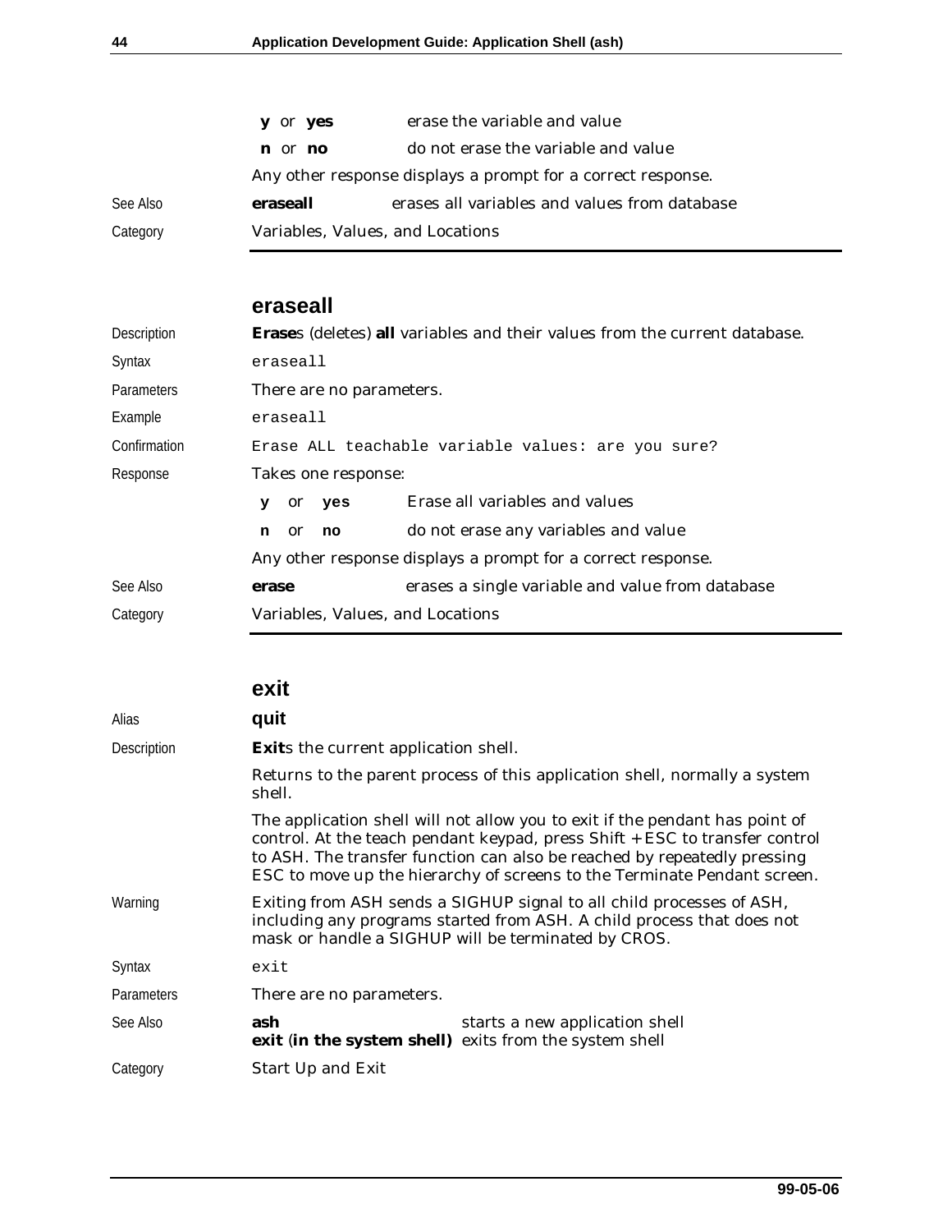| | | |
|---|---|---|
| | **y** or **yes** | erase the variable and value |
| | **n** or **no** | do not erase the variable and value |
| | Any other response displays a prompt for a correct response. | |
| See Also | **eraseall** | erases all variables and values from database |
| Category | Variables, Values, and Locations | |

## eraseall

| | | |
|---|---|---|
| Description | **Erase**s (deletes) **all** variables and their values from the current database. | |
| Syntax | `eraseall` | |
| Parameters | There are no parameters. | |
| Example | `eraseall` | |
| Confirmation | `Erase ALL teachable variable values: are you sure?` | |
| Response | Takes one response: | |
| | **y** or **yes** | Erase all variables and values |
| | **n** or **no** | do not erase any variables and value |
| | Any other response displays a prompt for a correct response. | |
| See Also | **erase** | erases a single variable and value from database |
| Category | Variables, Values, and Locations | |

## exit

| | | |
|---|---|---|
| Alias | **quit** | |
| Description | **Exit**s the current application shell. | |
| | Returns to the parent process of this application shell, normally a system shell. | |
| | The application shell will not allow you to exit if the pendant has point of control. At the teach pendant keypad, press Shift + ESC to transfer control to ASH. The transfer function can also be reached by repeatedly pressing ESC to move up the hierarchy of screens to the Terminate Pendant screen. | |
| Warning | Exiting from ASH sends a SIGHUP signal to all child processes of ASH, including any programs started from ASH. A child process that does not mask or handle a SIGHUP will be terminated by CROS. | |
| Syntax | `exit` | |
| Parameters | There are no parameters. | |
| See Also | **ash** | starts a new application shell |
| | **exit** (**in the system shell**) | exits from the system shell |
| Category | Start Up and Exit | |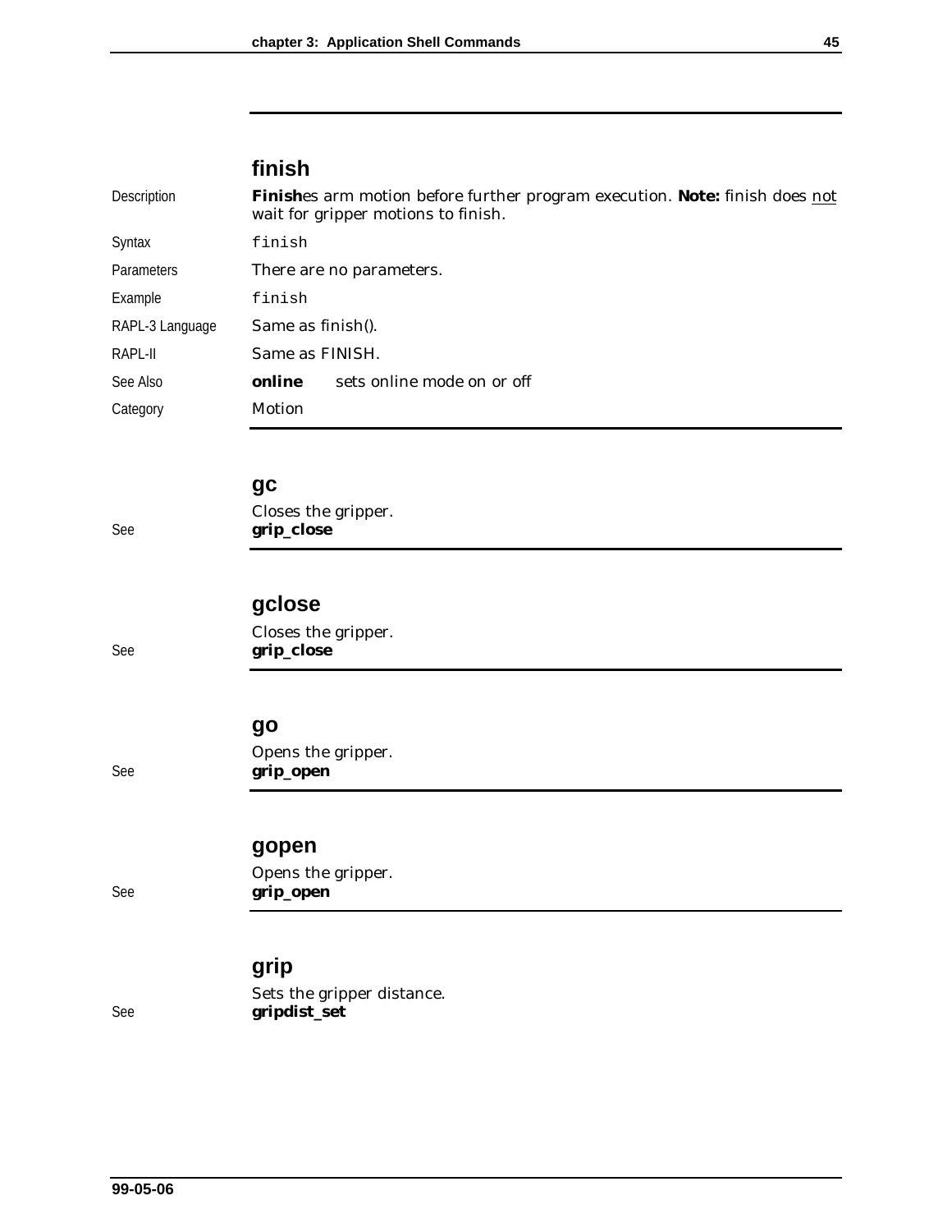## finish

| | |
|---|---|
| Description | **Finish**es arm motion before further program execution. **Note:** finish does not wait for gripper motions to finish. |
| Syntax | `finish` |
| Parameters | There are no parameters. |
| Example | `finish` |
| RAPL-3 Language | Same as finish(). |
| RAPL-II | Same as FINISH. |
| See Also | **online** sets online mode on or off |
| Category | Motion |

## gc

Closes the gripper.

See **grip_close**

## gclose

Closes the gripper.

See **grip_close**

## go

Opens the gripper.

See **grip_open**

## gopen

Opens the gripper.

See **grip_open**

## grip

Sets the gripper distance.

See **gripdist_set**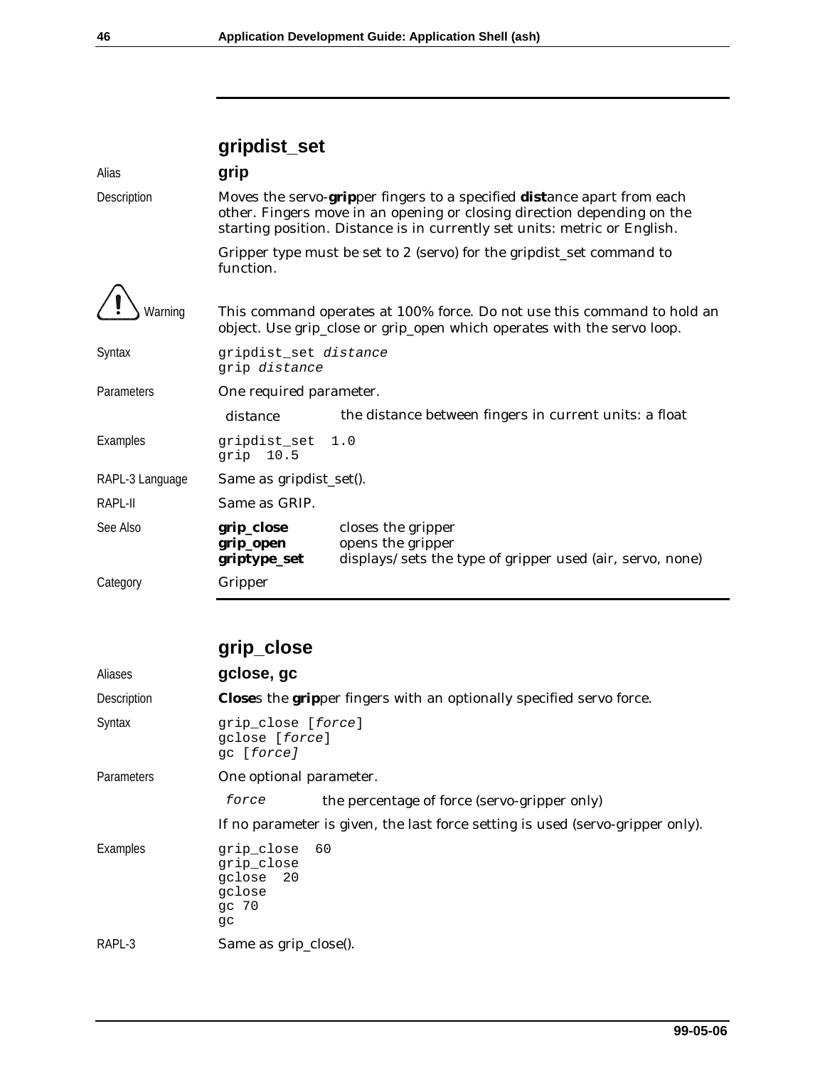## gripdist_set

**Alias**

**grip**

**Description**

Moves the servo-**grip**per fingers to a specified **dist**ance apart from each other. Fingers move in an opening or closing direction depending on the starting position. Distance is in currently set units: metric or English.

Gripper type must be set to 2 (servo) for the gripdist_set command to function.

**Warning**

This command operates at 100% force. Do not use this command to hold an object. Use grip_close or grip_open which operates with the servo loop.

**Syntax**

```
gripdist_set distance
grip distance
```

**Parameters**

One required parameter.

| | |
|---|---|
| distance | the distance between fingers in current units: a float |

**Examples**

```
gripdist_set  1.0
grip  10.5
```

**RAPL-3 Language**

Same as gripdist_set().

**RAPL-II**

Same as GRIP.

**See Also**

| | |
|---|---|
| **grip_close** | closes the gripper |
| **grip_open** | opens the gripper |
| **griptype_set** | displays/sets the type of gripper used (air, servo, none) |

**Category**

Gripper

## grip_close

**Aliases**

**gclose, gc**

**Description**

**Close**s the **grip**per fingers with an optionally specified servo force.

**Syntax**

```
grip_close [force]
gclose [force]
gc [force]
```

**Parameters**

One optional parameter.

| | |
|---|---|
| *force* | the percentage of force (servo-gripper only) |

If no parameter is given, the last force setting is used (servo-gripper only).

**Examples**

```
grip_close  60
grip_close
gclose  20
gclose
gc 70
gc
```

**RAPL-3**

Same as grip_close().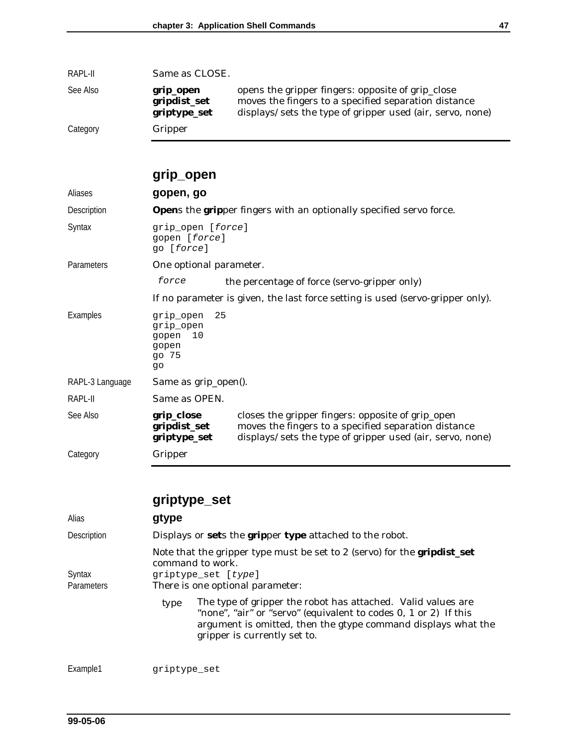| | | |
|---|---|---|
| RAPL-II | Same as CLOSE. | |
| See Also | **grip_open** | opens the gripper fingers: opposite of grip_close |
| | **gripdist_set** | moves the fingers to a specified separation distance |
| | **griptype_set** | displays/sets the type of gripper used (air, servo, none) |
| Category | Gripper | |

## grip_open

**Aliases** **gopen, go**

**Description** **Open**s the **grip**per fingers with an optionally specified servo force.

**Syntax**

```
grip_open [force]
gopen [force]
go [force]
```

**Parameters** One optional parameter.

| | |
|---|---|
| *force* | the percentage of force (servo-gripper only) |

If no parameter is given, the last force setting is used (servo-gripper only).

**Examples**

```
grip_open  25
grip_open
gopen  10
gopen
go 75
go
```

**RAPL-3 Language** Same as grip_open().

**RAPL-II** Same as OPEN.

| See Also | | |
|---|---|---|
| | **grip_close** | closes the gripper fingers: opposite of grip_open |
| | **gripdist_set** | moves the fingers to a specified separation distance |
| | **griptype_set** | displays/sets the type of gripper used (air, servo, none) |

**Category** Gripper

## griptype_set

**Alias** **gtype**

**Description** Displays or **set**s the **grip**per **type** attached to the robot.

Note that the gripper type must be set to 2 (servo) for the **gripdist_set** command to work.

**Syntax**

```
griptype_set [type]
```

**Parameters** There is one optional parameter:

| | |
|---|---|
| type | The type of gripper the robot has attached. Valid values are "none", "air" or "servo" (equivalent to codes 0, 1 or 2) If this argument is omitted, then the gtype command displays what the gripper is currently set to. |

**Example1**

```
griptype_set
```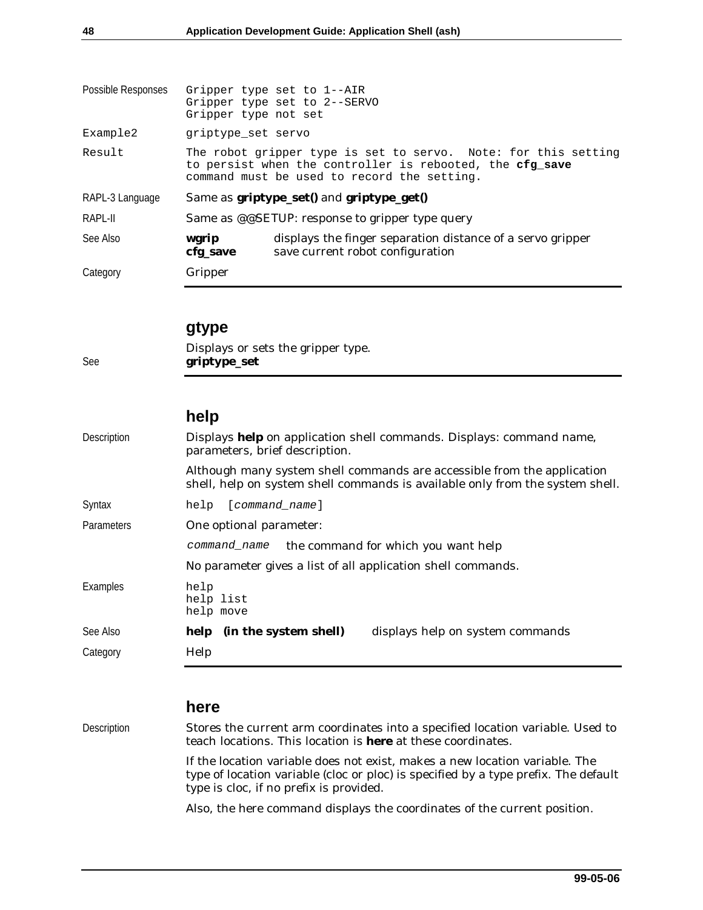| | |
|---|---|
| Possible Responses | `Gripper type set to 1--AIR`<br>`Gripper type set to 2--SERVO`<br>`Gripper type not set` |
| Example2 | `griptype_set servo` |
| Result | The robot gripper type is set to servo. Note: for this setting to persist when the controller is rebooted, the **cfg_save** command must be used to record the setting. |
| RAPL-3 Language | Same as **griptype_set()** and **griptype_get()** |
| RAPL-II | Same as @@SETUP: response to gripper type query |
| See Also | **wgrip** displays the finger separation distance of a servo gripper<br>**cfg_save** save current robot configuration |
| Category | Gripper |

## gtype

Displays or sets the gripper type.

See **griptype_set**

## help

**Description**

Displays **help** on application shell commands. Displays: command name, parameters, brief description.

Although many system shell commands are accessible from the application shell, help on system shell commands is available only from the system shell.

**Syntax**

```
help  [command_name]
```

**Parameters**

One optional parameter:

*command_name* the command for which you want help

No parameter gives a list of all application shell commands.

**Examples**

```
help
help list
help move
```

**See Also**

**help (in the system shell)** displays help on system commands

**Category**

Help

## here

**Description**

Stores the current arm coordinates into a specified location variable. Used to teach locations. This location is **here** at these coordinates.

If the location variable does not exist, makes a new location variable. The type of location variable (cloc or ploc) is specified by a type prefix. The default type is cloc, if no prefix is provided.

Also, the here command displays the coordinates of the current position.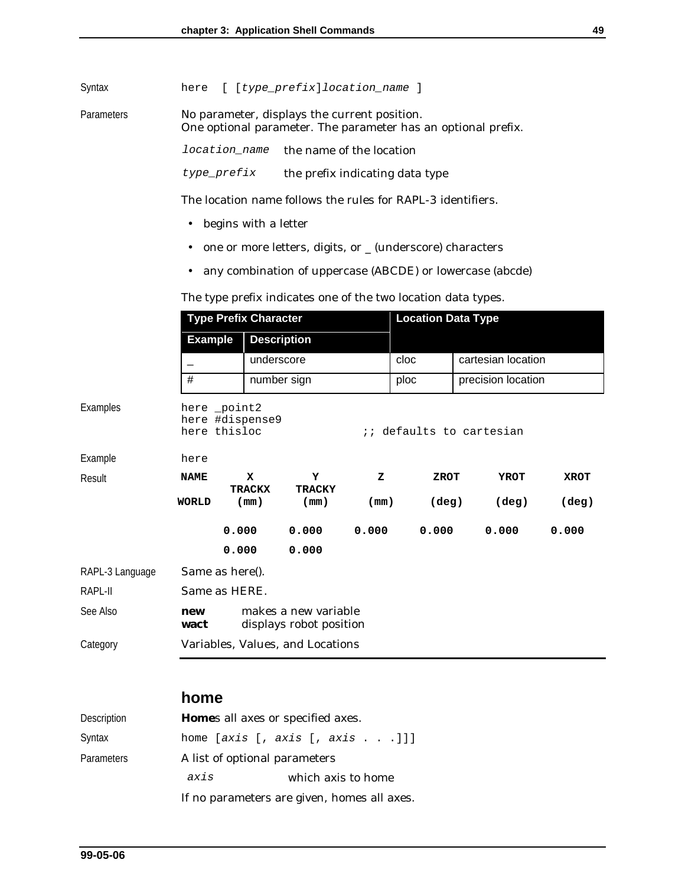Syntax

```
here  [ [type_prefix]location_name ]
```

Parameters

No parameter, displays the current position.
One optional parameter. The parameter has an optional prefix.

| | |
|---|---|
| *location_name* | the name of the location |
| *type_prefix* | the prefix indicating data type |

The location name follows the rules for RAPL-3 identifiers.

- begins with a letter
- one or more letters, digits, or _ (underscore) characters
- any combination of uppercase (ABCDE) or lowercase (abcde)

The type prefix indicates one of the two location data types.

| Type Prefix Character | | Location Data Type | |
|---|---|---|---|
| **Example** | **Description** | | |
| _ | underscore | cloc | cartesian location |
| # | number sign | ploc | precision location |

Examples

```
here _point2
here #dispense9
here thisloc                  ;; defaults to cartesian
```

Example

```
here
```

Result

| NAME | X TRACKX | Y TRACKY | Z | ZROT | YROT | XROT |
|---|---|---|---|---|---|---|
| WORLD | (mm) | (mm) | (mm) | (deg) | (deg) | (deg) |
| | 0.000 | 0.000 | 0.000 | 0.000 | 0.000 | 0.000 |
| | 0.000 | 0.000 | | | | |

RAPL-3 Language — Same as here().

RAPL-II — Same as HERE.

See Also

**new** makes a new variable
**wact** displays robot position

Category — Variables, Values, and Locations

## home

Description — **Home**s all axes or specified axes.

Syntax

```
home [axis [, axis [, axis . . .]]]
```

Parameters

A list of optional parameters

| | |
|---|---|
| *axis* | which axis to home |

If no parameters are given, homes all axes.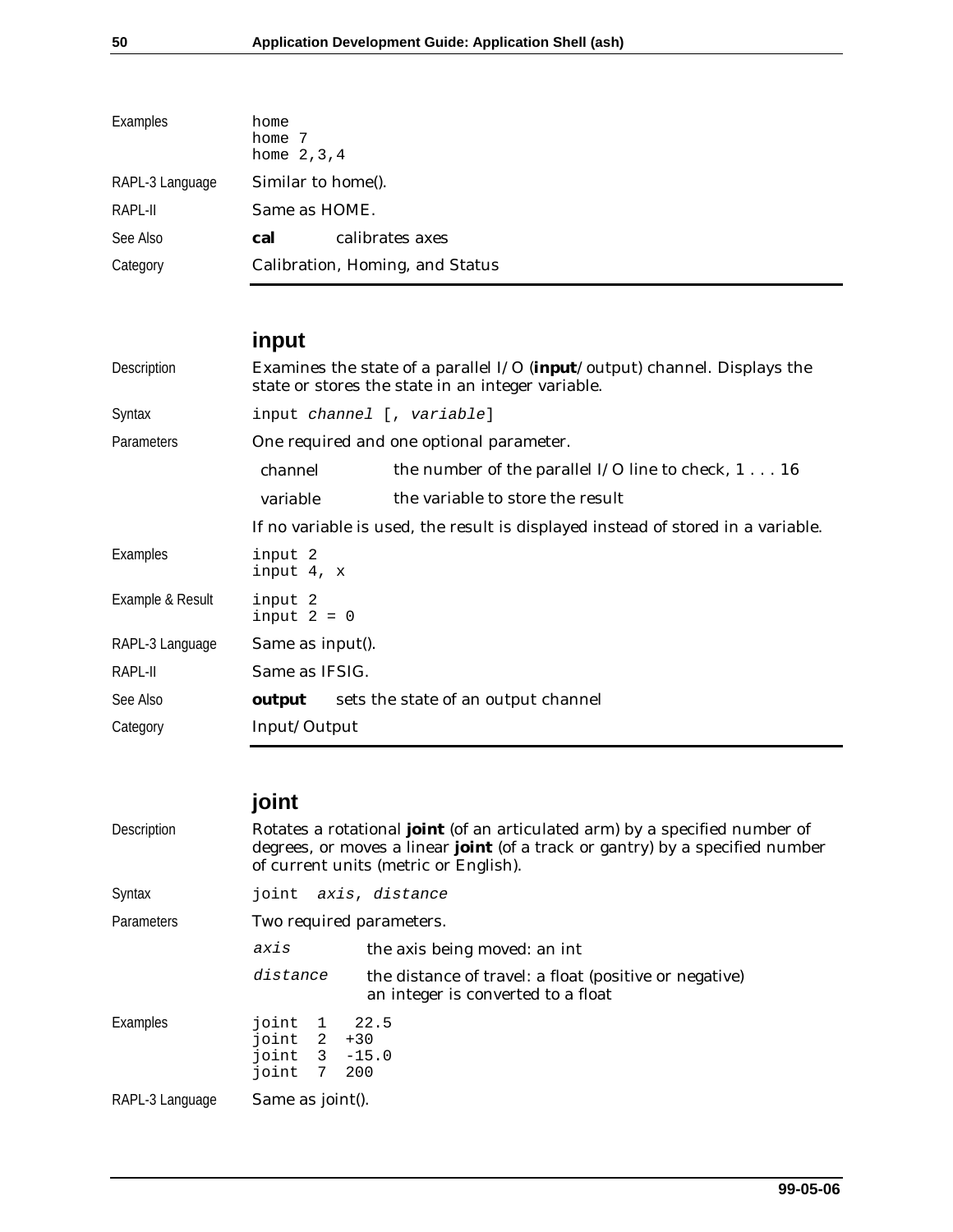| | |
|---|---|
| Examples | `home`<br>`home 7`<br>`home 2,3,4` |
| RAPL-3 Language | Similar to home(). |
| RAPL-II | Same as HOME. |
| See Also | **cal** calibrates axes |
| Category | Calibration, Homing, and Status |

## input

| | |
|---|---|
| Description | Examines the state of a parallel I/O (**input**/output) channel. Displays the state or stores the state in an integer variable. |
| Syntax | `input channel [, variable]` |
| Parameters | One required and one optional parameter. |
| | channel — the number of the parallel I/O line to check, 1 . . . 16 |
| | variable — the variable to store the result |
| | If no variable is used, the result is displayed instead of stored in a variable. |
| Examples | `input 2`<br>`input 4, x` |
| Example & Result | `input 2`<br>`input 2 = 0` |
| RAPL-3 Language | Same as input(). |
| RAPL-II | Same as IFSIG. |
| See Also | **output** sets the state of an output channel |
| Category | Input/Output |

## joint

| | |
|---|---|
| Description | Rotates a rotational **joint** (of an articulated arm) by a specified number of degrees, or moves a linear **joint** (of a track or gantry) by a specified number of current units (metric or English). |
| Syntax | `joint axis, distance` |
| Parameters | Two required parameters. |
| | *axis* — the axis being moved: an int |
| | *distance* — the distance of travel: a float (positive or negative) an integer is converted to a float |
| Examples | `joint 1 22.5`<br>`joint 2 +30`<br>`joint 3 -15.0`<br>`joint 7 200` |
| RAPL-3 Language | Same as joint(). |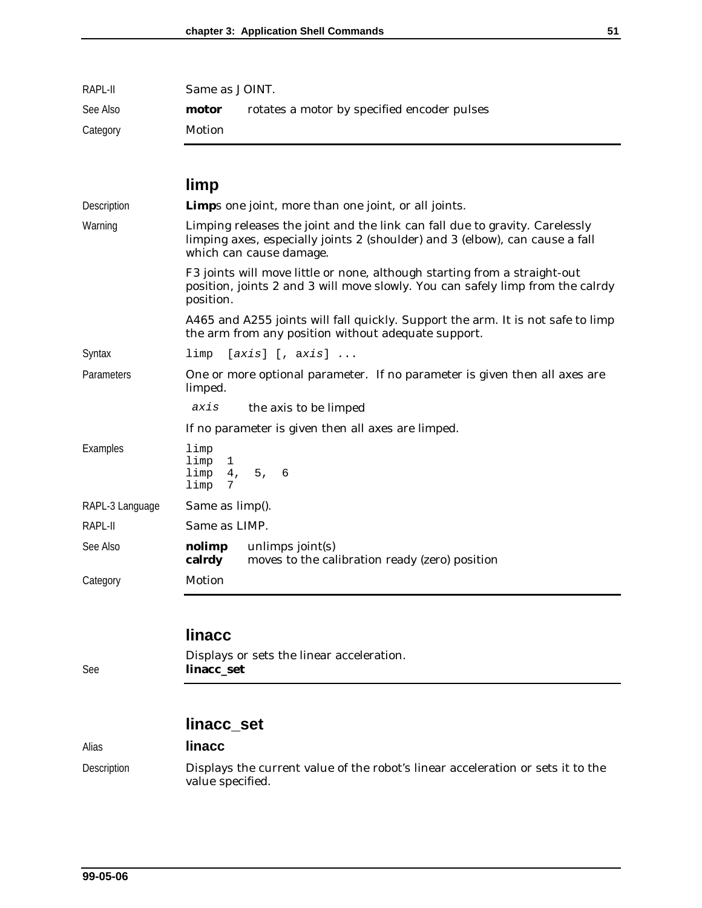| | | |
|---|---|---|
| RAPL-II | Same as JOINT. | |
| See Also | **motor** | rotates a motor by specified encoder pulses |
| Category | Motion | |

## limp

| | |
|---|---|
| Description | **Limp**s one joint, more than one joint, or all joints. |
| Warning | Limping releases the joint and the link can fall due to gravity. Carelessly limping axes, especially joints 2 (shoulder) and 3 (elbow), can cause a fall which can cause damage. |
| | F3 joints will move little or none, although starting from a straight-out position, joints 2 and 3 will move slowly. You can safely limp from the calrdy position. |
| | A465 and A255 joints will fall quickly. Support the arm. It is not safe to limp the arm from any position without adequate support. |
| Syntax | `limp [axis] [, axis] ...` |
| Parameters | One or more optional parameter. If no parameter is given then all axes are limped. |
| | *axis* — the axis to be limped |
| | If no parameter is given then all axes are limped. |

Examples

```
limp
limp 1
limp 4, 5, 6
limp 7
```

| | |
|---|---|
| RAPL-3 Language | Same as limp(). |
| RAPL-II | Same as LIMP. |
| See Also | **nolimp** — unlimps joint(s) |
| | **calrdy** — moves to the calibration ready (zero) position |
| Category | Motion |

## linacc

Displays or sets the linear acceleration.

See **linacc_set**

## linacc_set

| | |
|---|---|
| Alias | **linacc** |
| Description | Displays the current value of the robot's linear acceleration or sets it to the value specified. |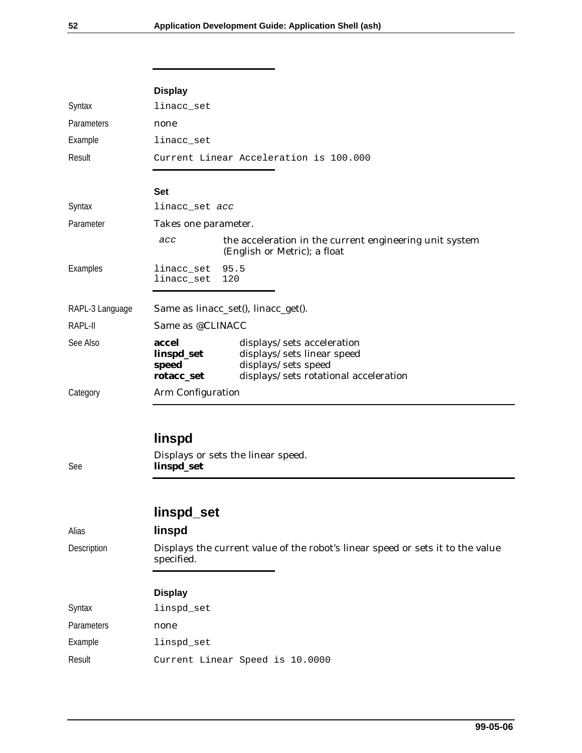### Display

| | |
|---|---|
| Syntax | `linacc_set` |
| Parameters | none |
| Example | `linacc_set` |
| Result | `Current Linear Acceleration is 100.000` |

### Set

| | |
|---|---|
| Syntax | `linacc_set` *`acc`* |
| Parameter | Takes one parameter. |

| | |
|---|---|
| *`acc`* | the acceleration in the current engineering unit system (English or Metric); a float |

Examples

```
linacc_set  95.5
linacc_set  120
```

| | |
|---|---|
| RAPL-3 Language | Same as linacc_set(), linacc_get(). |
| RAPL-II | Same as @CLINACC |

See Also

| | |
|---|---|
| **accel** | displays/sets acceleration |
| **linspd_set** | displays/sets linear speed |
| **speed** | displays/sets speed |
| **rotacc_set** | displays/sets rotational acceleration |

Category: Arm Configuration

## linspd

Displays or sets the linear speed.

See **linspd_set**

## linspd_set

| | |
|---|---|
| Alias | **linspd** |
| Description | Displays the current value of the robot's linear speed or sets it to the value specified. |

### Display

| | |
|---|---|
| Syntax | `linspd_set` |
| Parameters | none |
| Example | `linspd_set` |
| Result | `Current Linear Speed is 10.0000` |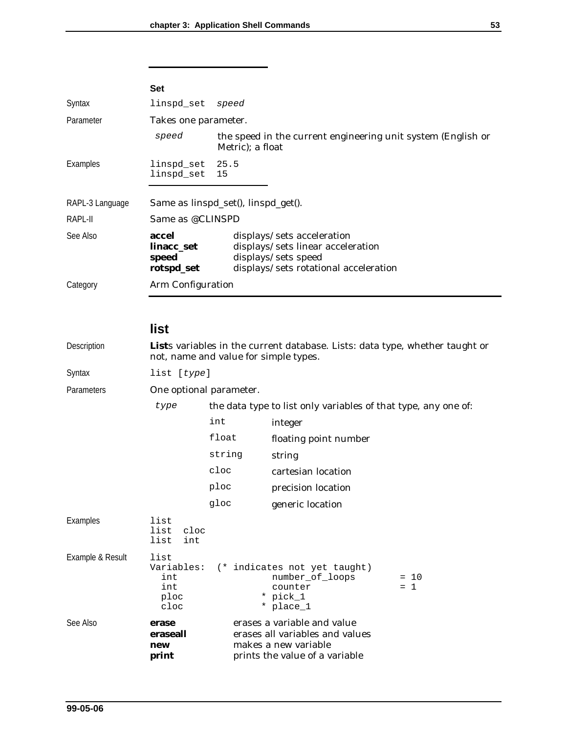**Set**

Syntax `linspd_set speed`

Parameter Takes one parameter.

| | |
|---|---|
| *speed* | the speed in the current engineering unit system (English or Metric); a float |

Examples

```
linspd_set 25.5
linspd_set 15
```

RAPL-3 Language Same as linspd_set(), linspd_get().

RAPL-II Same as @CLINSPD

See Also

| | |
|---|---|
| **accel** | displays/sets acceleration |
| **linacc_set** | displays/sets linear acceleration |
| **speed** | displays/sets speed |
| **rotspd_set** | displays/sets rotational acceleration |

Category Arm Configuration

## list

Description **List**s variables in the current database. Lists: data type, whether taught or not, name and value for simple types.

Syntax `list [type]`

Parameters One optional parameter.

*type* the data type to list only variables of that type, any one of:

| | |
|---|---|
| `int` | integer |
| `float` | floating point number |
| `string` | string |
| `cloc` | cartesian location |
| `ploc` | precision location |
| `gloc` | generic location |

Examples

```
list
list cloc
list int
```

Example & Result

```
list
Variables:  (* indicates not yet taught)
  int              number_of_loops      = 10
  int              counter              = 1
  ploc           * pick_1
  cloc           * place_1
```

See Also

| | |
|---|---|
| **erase** | erases a variable and value |
| **eraseall** | erases all variables and values |
| **new** | makes a new variable |
| **print** | prints the value of a variable |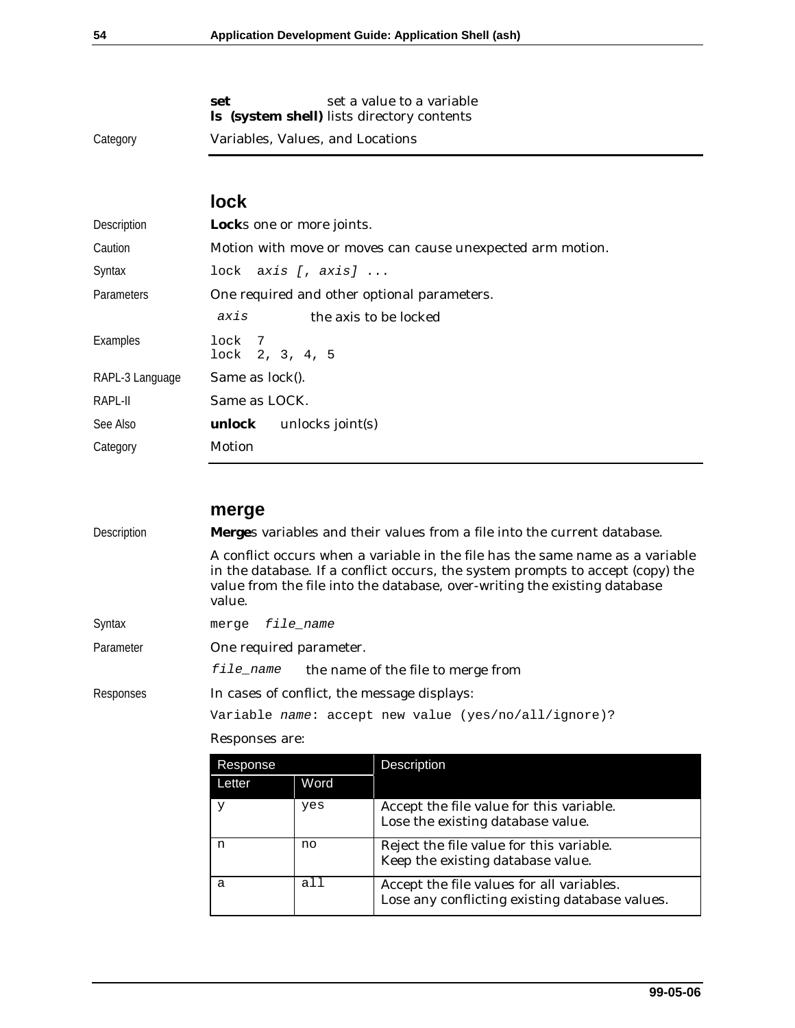| | |
|---|---|
| | **set** set a value to a variable |
| | **ls (system shell)** lists directory contents |
| Category | Variables, Values, and Locations |

## lock

**Description** **Lock**s one or more joints.

**Caution** Motion with move or moves can cause unexpected arm motion.

**Syntax**

```
lock  axis [, axis] ...
```

**Parameters** One required and other optional parameters.

*axis* the axis to be locked

**Examples**

```
lock  7
lock  2, 3, 4, 5
```

**RAPL-3 Language** Same as lock().

**RAPL-II** Same as LOCK.

**See Also** **unlock** unlocks joint(s)

**Category** Motion

## merge

**Description** **Merge**s variables and their values from a file into the current database.

A conflict occurs when a variable in the file has the same name as a variable in the database. If a conflict occurs, the system prompts to accept (copy) the value from the file into the database, over-writing the existing database value.

**Syntax**

```
merge  file_name
```

**Parameter** One required parameter.

*file_name* the name of the file to merge from

**Responses** In cases of conflict, the message displays:

`Variable` *name*`: accept new value (yes/no/all/ignore)?`

Responses are:

| Response | | Description |
|---|---|---|
| Letter | Word | |
| y | yes | Accept the file value for this variable. Lose the existing database value. |
| n | no | Reject the file value for this variable. Keep the existing database value. |
| a | all | Accept the file values for all variables. Lose any conflicting existing database values. |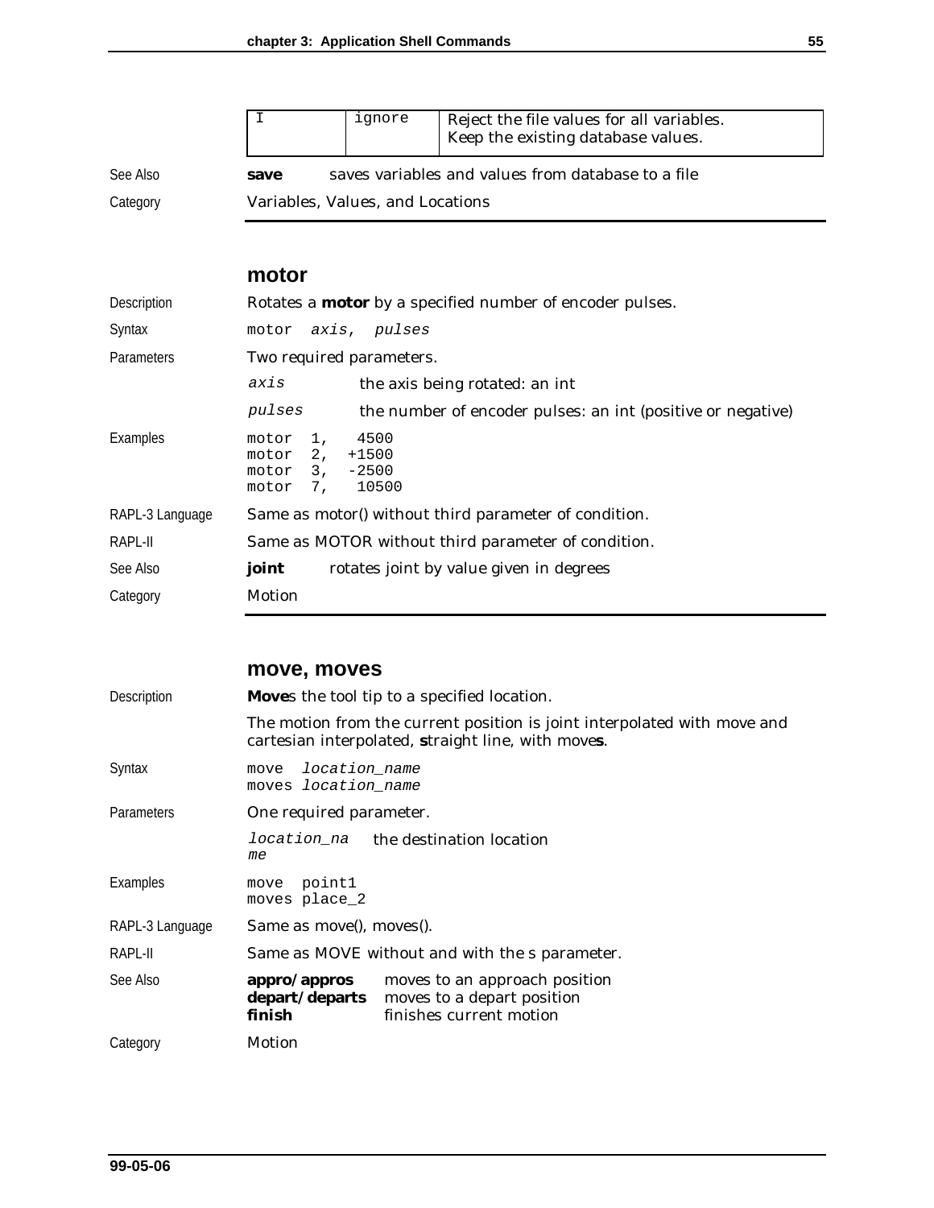| I | ignore | Reject the file values for all variables. Keep the existing database values. |
|---|---|---|

See Also **save** saves variables and values from database to a file

Category Variables, Values, and Locations

## motor

Description Rotates a **motor** by a specified number of encoder pulses.

Syntax
```
motor  axis,  pulses
```

Parameters Two required parameters.

*axis* the axis being rotated: an int

*pulses* the number of encoder pulses: an int (positive or negative)

Examples
```
motor  1,   4500
motor  2,  +1500
motor  3,  -2500
motor  7,   10500
```

RAPL-3 Language Same as motor() without third parameter of condition.

RAPL-II Same as MOTOR without third parameter of condition.

See Also **joint** rotates joint by value given in degrees

Category Motion

## move, moves

Description **Move**s the tool tip to a specified location.

The motion from the current position is joint interpolated with move and cartesian interpolated, **s**traight line, with move**s**.

Syntax
```
move  location_name
moves location_name
```

Parameters One required parameter.

*location_name* the destination location

Examples
```
move  point1
moves place_2
```

RAPL-3 Language Same as move(), moves().

RAPL-II Same as MOVE without and with the s parameter.

See Also
**appro/appros** moves to an approach position
**depart/departs** moves to a depart position
**finish** finishes current motion

Category Motion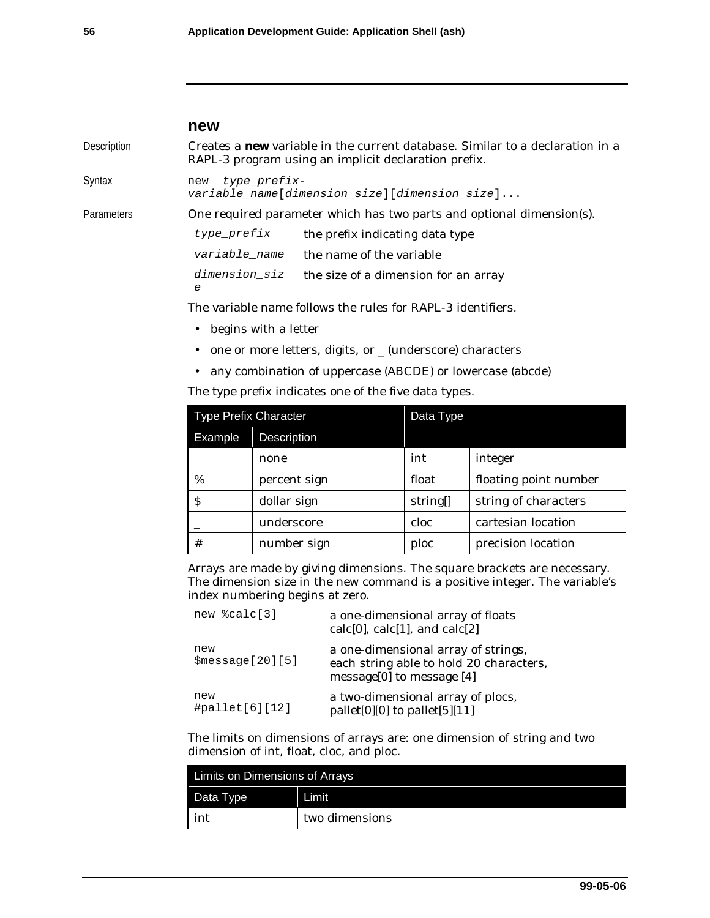## new

Description

Creates a **new** variable in the current database. Similar to a declaration in a RAPL-3 program using an implicit declaration prefix.

Syntax

```
new  type_prefix-
variable_name[dimension_size][dimension_size]...
```

Parameters

One required parameter which has two parts and optional dimension(s).

| | |
|---|---|
| *type_prefix* | the prefix indicating data type |
| *variable_name* | the name of the variable |
| *dimension_size* | the size of a dimension for an array |

The variable name follows the rules for RAPL-3 identifiers.

- begins with a letter
- one or more letters, digits, or _ (underscore) characters
- any combination of uppercase (ABCDE) or lowercase (abcde)

The type prefix indicates one of the five data types.

| Type Prefix Character | | Data Type | |
|---|---|---|---|
| Example | Description | | |
| | none | int | integer |
| % | percent sign | float | floating point number |
| $ | dollar sign | string[] | string of characters |
| _ | underscore | cloc | cartesian location |
| # | number sign | ploc | precision location |

Arrays are made by giving dimensions. The square brackets are necessary. The dimension size in the new command is a positive integer. The variable's index numbering begins at zero.

| | |
|---|---|
| `new %calc[3]` | a one-dimensional array of floats calc[0], calc[1], and calc[2] |
| `new $message[20][5]` | a one-dimensional array of strings, each string able to hold 20 characters, message[0] to message [4] |
| `new #pallet[6][12]` | a two-dimensional array of plocs, pallet[0][0] to pallet[5][11] |

The limits on dimensions of arrays are: one dimension of string and two dimension of int, float, cloc, and ploc.

| Limits on Dimensions of Arrays | |
|---|---|
| Data Type | Limit |
| int | two dimensions |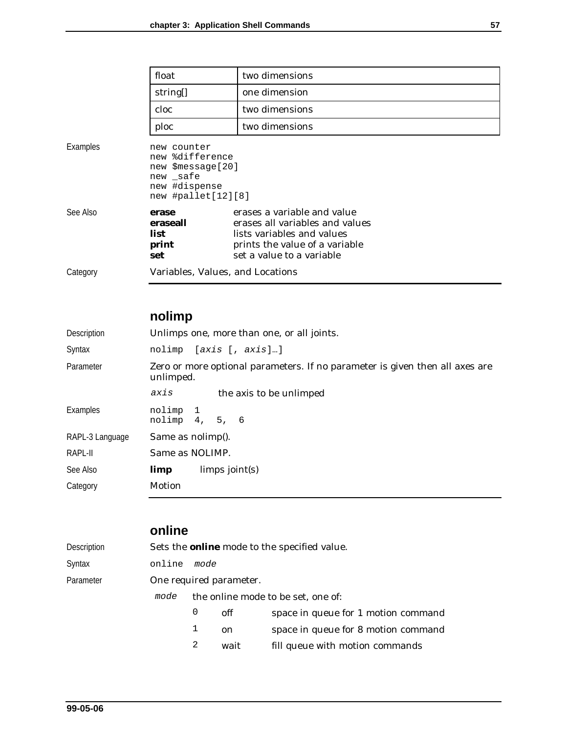| float | two dimensions |
|---|---|
| string[] | one dimension |
| cloc | two dimensions |
| ploc | two dimensions |

Examples

```
new counter
new %difference
new $message[20]
new _safe
new #dispense
new #pallet[12][8]
```

See Also

| | |
|---|---|
| **erase** | erases a variable and value |
| **eraseall** | erases all variables and values |
| **list** | lists variables and values |
| **print** | prints the value of a variable |
| **set** | set a value to a variable |

Category: Variables, Values, and Locations

## nolimp

Description: Unlimps one, more than one, or all joints.

Syntax: `nolimp [axis [, axis]…]`

Parameter: Zero or more optional parameters. If no parameter is given then all axes are unlimped.

*axis* — the axis to be unlimped

Examples

```
nolimp 1
nolimp 4, 5, 6
```

RAPL-3 Language: Same as nolimp().

RAPL-II: Same as NOLIMP.

See Also: **limp** — limps joint(s)

Category: Motion

## online

Description: Sets the **online** mode to the specified value.

Syntax: `online mode`

Parameter: One required parameter.

*mode* — the online mode to be set, one of:

| | | |
|---|---|---|
| 0 | off | space in queue for 1 motion command |
| 1 | on | space in queue for 8 motion command |
| 2 | wait | fill queue with motion commands |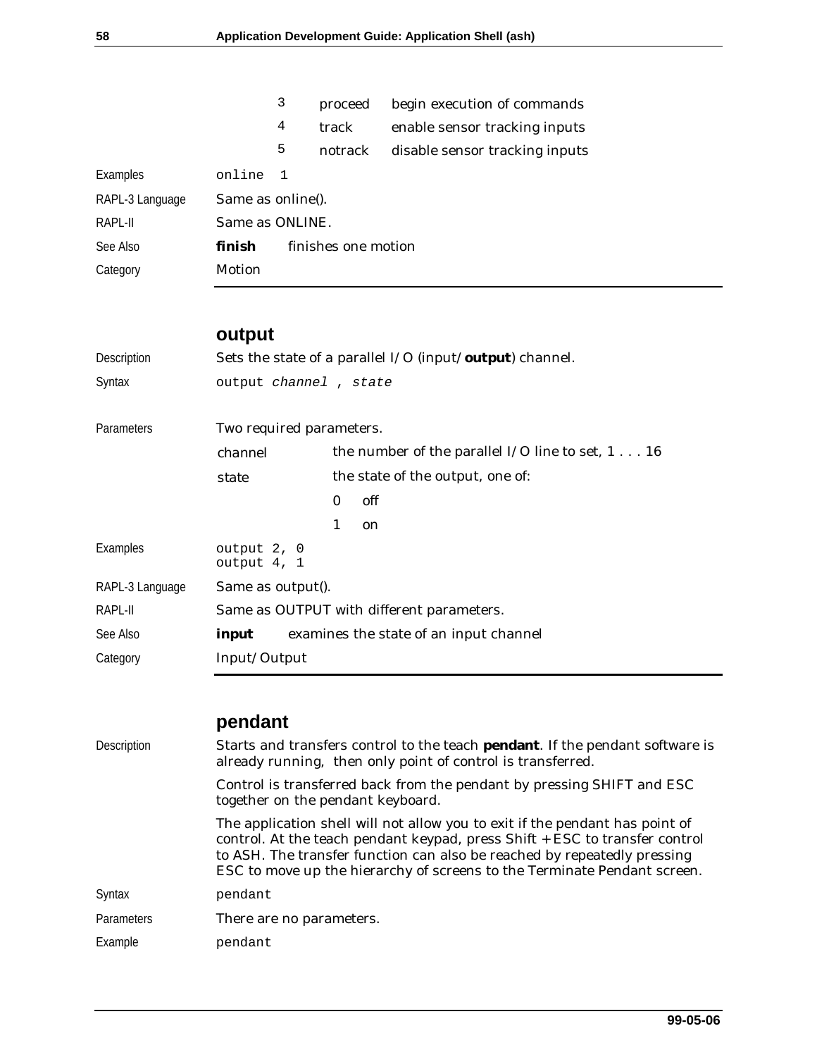| | | |
|---|---|---|
| 3 | proceed | begin execution of commands |
| 4 | track | enable sensor tracking inputs |
| 5 | notrack | disable sensor tracking inputs |

Examples `online 1`

RAPL-3 Language Same as online().

RAPL-II Same as ONLINE.

See Also **finish** finishes one motion

Category Motion

## output

Description Sets the state of a parallel I/O (input/**output**) channel.

Syntax `output channel , state`

Parameters Two required parameters.

| | |
|---|---|
| channel | the number of the parallel I/O line to set, 1 . . . 16 |
| state | the state of the output, one of: |
| | 0 off |
| | 1 on |

Examples

```
output 2, 0
output 4, 1
```

RAPL-3 Language Same as output().

RAPL-II Same as OUTPUT with different parameters.

See Also **input** examines the state of an input channel

Category Input/Output

## pendant

Description Starts and transfers control to the teach **pendant**. If the pendant software is already running, then only point of control is transferred.

Control is transferred back from the pendant by pressing SHIFT and ESC together on the pendant keyboard.

The application shell will not allow you to exit if the pendant has point of control. At the teach pendant keypad, press Shift + ESC to transfer control to ASH. The transfer function can also be reached by repeatedly pressing ESC to move up the hierarchy of screens to the Terminate Pendant screen.

Syntax `pendant`

Parameters There are no parameters.

Example `pendant`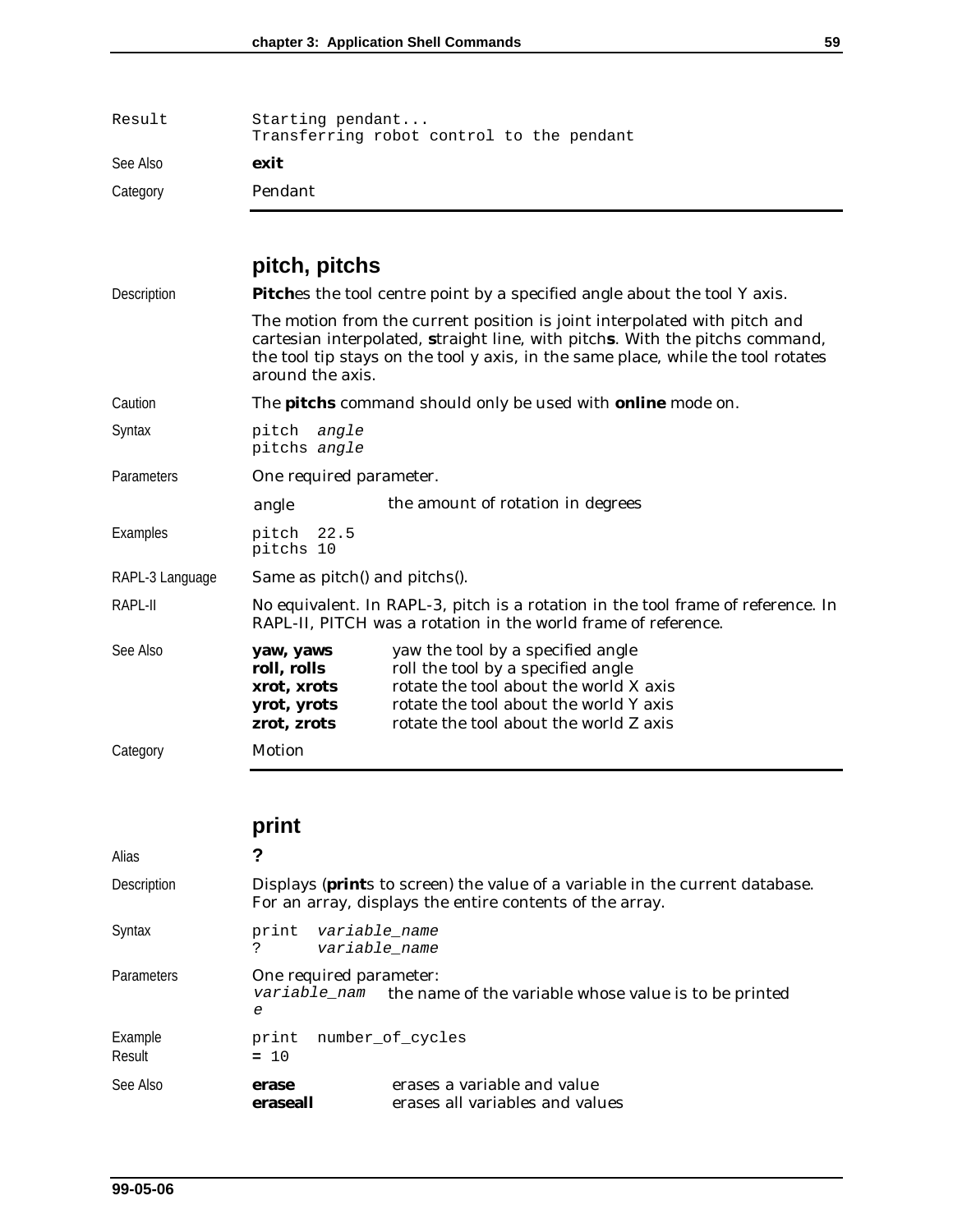| | |
|---|---|
| Result | `Starting pendant...`<br>`Transferring robot control to the pendant` |
| See Also | **exit** |
| Category | Pendant |

## pitch, pitchs

| | |
|---|---|
| Description | **Pitch**es the tool centre point by a specified angle about the tool Y axis. |
| | The motion from the current position is joint interpolated with pitch and cartesian interpolated, **s**traight line, with pitch**s**. With the pitchs command, the tool tip stays on the tool y axis, in the same place, while the tool rotates around the axis. |
| Caution | The **pitchs** command should only be used with **online** mode on. |
| Syntax | `pitch` *`angle`*<br>`pitchs` *`angle`* |
| Parameters | One required parameter. |
| | angle — the amount of rotation in degrees |
| Examples | `pitch 22.5`<br>`pitchs 10` |
| RAPL-3 Language | Same as pitch() and pitchs(). |
| RAPL-II | No equivalent. In RAPL-3, pitch is a rotation in the tool frame of reference. In RAPL-II, PITCH was a rotation in the world frame of reference. |
| See Also | **yaw, yaws** — yaw the tool by a specified angle<br>**roll, rolls** — roll the tool by a specified angle<br>**xrot, xrots** — rotate the tool about the world X axis<br>**yrot, yrots** — rotate the tool about the world Y axis<br>**zrot, zrots** — rotate the tool about the world Z axis |
| Category | Motion |

## print

| | |
|---|---|
| Alias | **?** |
| Description | Displays (**print**s to screen) the value of a variable in the current database. For an array, displays the entire contents of the array. |
| Syntax | `print` *`variable_name`*<br>`?` *`variable_name`* |
| Parameters | One required parameter:<br>*variable_name* — the name of the variable whose value is to be printed |
| Example | `print number_of_cycles` |
| Result | `= 10` |
| See Also | **erase** — erases a variable and value<br>**eraseall** — erases all variables and values |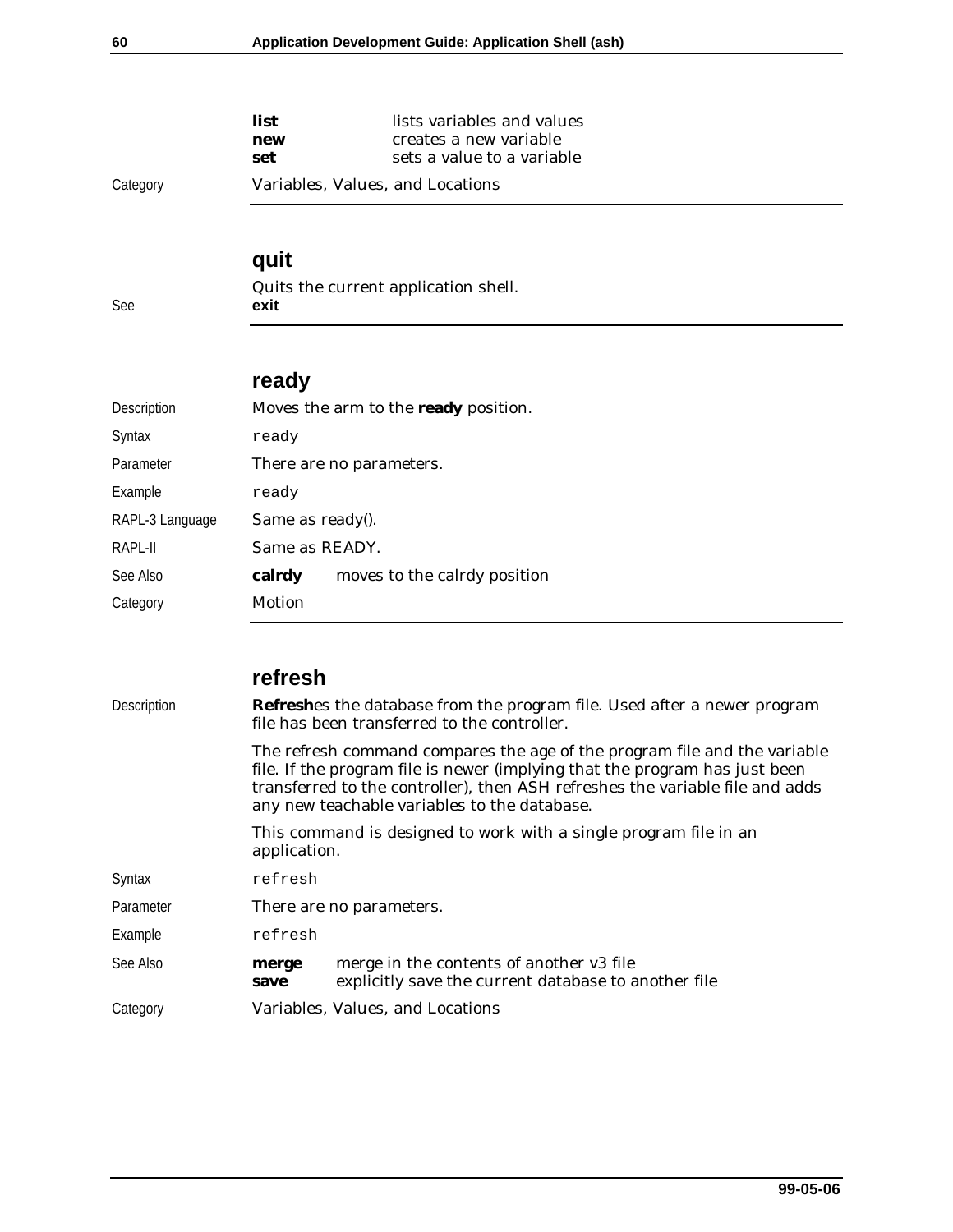| | | |
|---|---|---|
| | **list** | lists variables and values |
| | **new** | creates a new variable |
| | **set** | sets a value to a variable |
| Category | Variables, Values, and Locations | |

## quit

Quits the current application shell.

| | |
|---|---|
| See | **exit** |

## ready

| | | |
|---|---|---|
| Description | Moves the arm to the **ready** position. | |
| Syntax | `ready` | |
| Parameter | There are no parameters. | |
| Example | `ready` | |
| RAPL-3 Language | Same as ready(). | |
| RAPL-II | Same as READY. | |
| See Also | **calrdy** | moves to the calrdy position |
| Category | Motion | |

## refresh

| | | |
|---|---|---|
| Description | **Refresh**es the database from the program file. Used after a newer program file has been transferred to the controller.<br><br>The refresh command compares the age of the program file and the variable file. If the program file is newer (implying that the program has just been transferred to the controller), then ASH refreshes the variable file and adds any new teachable variables to the database.<br><br>This command is designed to work with a single program file in an application. | |
| Syntax | `refresh` | |
| Parameter | There are no parameters. | |
| Example | `refresh` | |
| See Also | **merge** | merge in the contents of another v3 file |
| | **save** | explicitly save the current database to another file |
| Category | Variables, Values, and Locations | |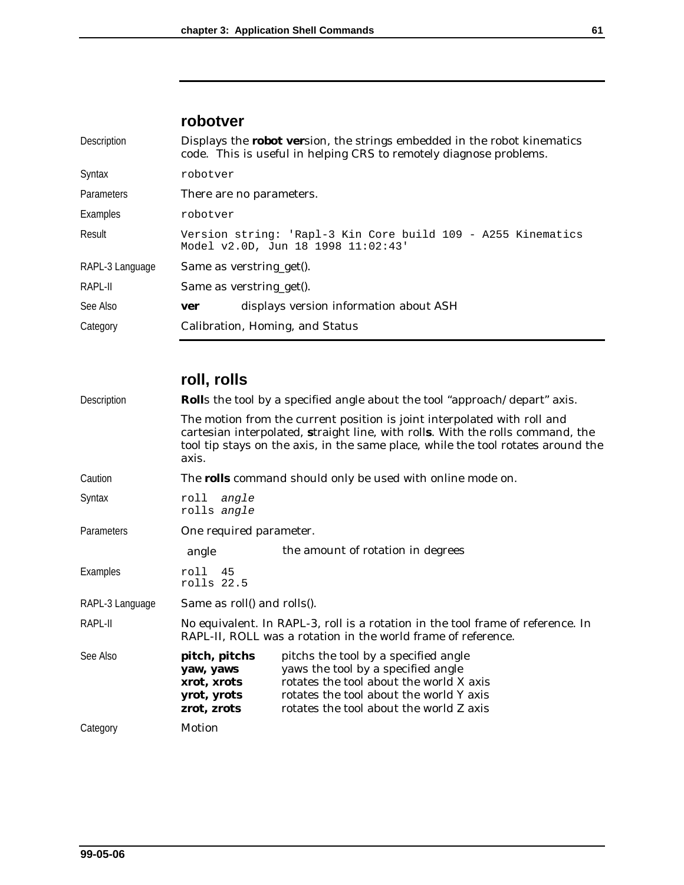## robotver

**Description**

Displays the **robot ver**sion, the strings embedded in the robot kinematics code. This is useful in helping CRS to remotely diagnose problems.

**Syntax**

```
robotver
```

**Parameters**

There are no parameters.

**Examples**

```
robotver
```

**Result**

```
Version string: 'Rapl-3 Kin Core build 109 - A255 Kinematics
Model v2.0D, Jun 18 1998 11:02:43'
```

**RAPL-3 Language**

Same as verstring_get().

**RAPL-II**

Same as verstring_get().

**See Also**

| | |
|---|---|
| **ver** | displays version information about ASH |

**Category**

Calibration, Homing, and Status

## roll, rolls

**Description**

**Roll**s the tool by a specified angle about the tool "approach/depart" axis.

The motion from the current position is joint interpolated with roll and cartesian interpolated, **s**traight line, with roll**s**. With the rolls command, the tool tip stays on the axis, in the same place, while the tool rotates around the axis.

**Caution**

The **rolls** command should only be used with online mode on.

**Syntax**

```
roll  angle
rolls angle
```

**Parameters**

One required parameter.

| | |
|---|---|
| angle | the amount of rotation in degrees |

**Examples**

```
roll  45
rolls 22.5
```

**RAPL-3 Language**

Same as roll() and rolls().

**RAPL-II**

No equivalent. In RAPL-3, roll is a rotation in the tool frame of reference. In RAPL-II, ROLL was a rotation in the world frame of reference.

**See Also**

| | |
|---|---|
| **pitch, pitchs** | pitchs the tool by a specified angle |
| **yaw, yaws** | yaws the tool by a specified angle |
| **xrot, xrots** | rotates the tool about the world X axis |
| **yrot, yrots** | rotates the tool about the world Y axis |
| **zrot, zrots** | rotates the tool about the world Z axis |

**Category**

Motion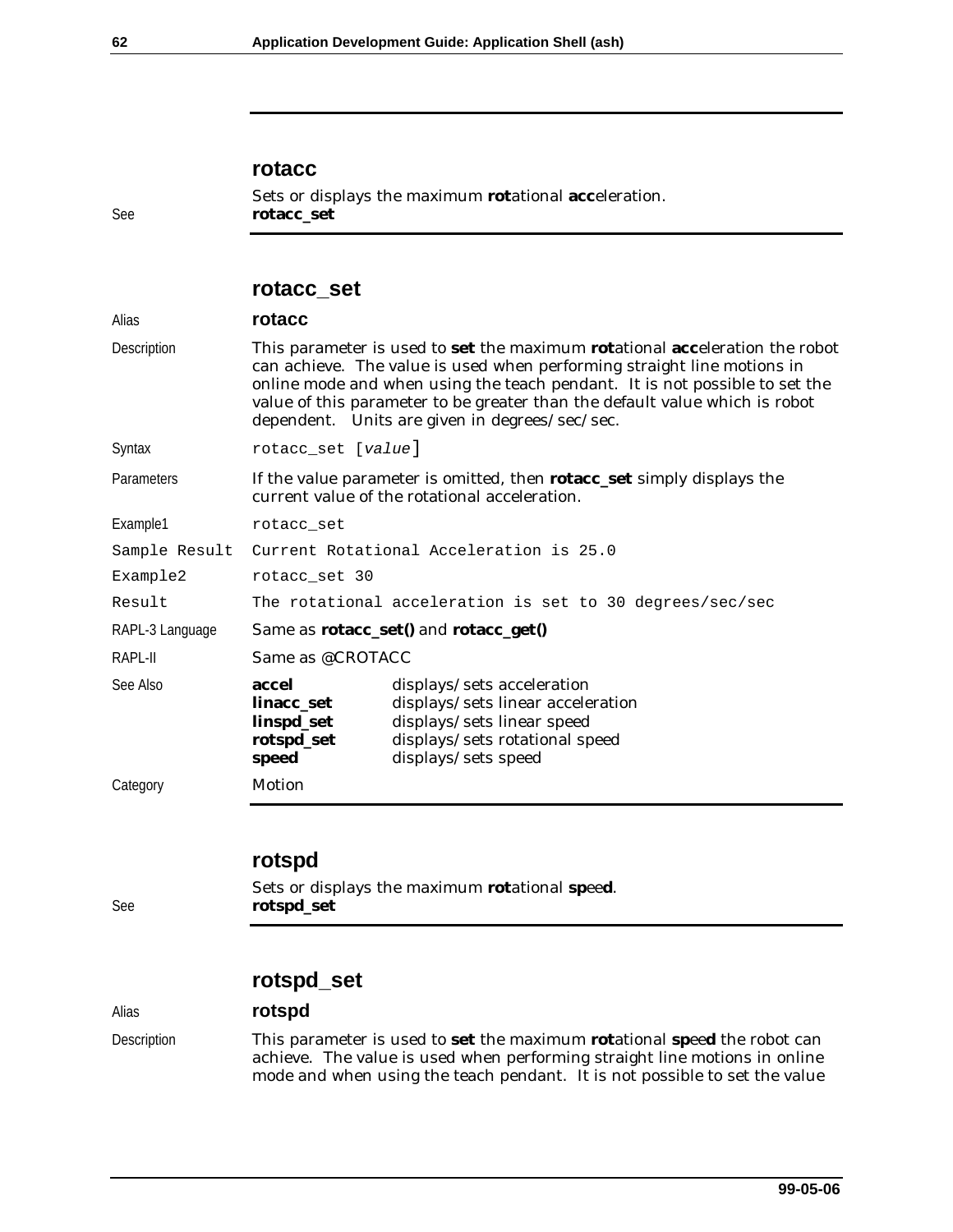## rotacc

Sets or displays the maximum **rot**ational **acc**eleration.

See **rotacc_set**

## rotacc_set

| | |
|---|---|
| Alias | **rotacc** |
| Description | This parameter is used to **set** the maximum **rot**ational **acc**eleration the robot can achieve. The value is used when performing straight line motions in online mode and when using the teach pendant. It is not possible to set the value of this parameter to be greater than the default value which is robot dependent. Units are given in degrees/sec/sec. |
| Syntax | `rotacc_set [value]` |
| Parameters | If the value parameter is omitted, then **rotacc_set** simply displays the current value of the rotational acceleration. |
| Example1 | `rotacc_set` |
| Sample Result | `Current Rotational Acceleration is 25.0` |
| Example2 | `rotacc_set 30` |
| Result | `The rotational acceleration is set to 30 degrees/sec/sec` |
| RAPL-3 Language | Same as **rotacc_set()** and **rotacc_get()** |
| RAPL-II | Same as @CROTACC |
| Category | Motion |

See Also

| | |
|---|---|
| **accel** | displays/sets acceleration |
| **linacc_set** | displays/sets linear acceleration |
| **linspd_set** | displays/sets linear speed |
| **rotspd_set** | displays/sets rotational speed |
| **speed** | displays/sets speed |

## rotspd

Sets or displays the maximum **rot**ational **sp**ee**d**.

See **rotspd_set**

## rotspd_set

Alias **rotspd**

Description This parameter is used to **set** the maximum **rot**ational **sp**ee**d** the robot can achieve. The value is used when performing straight line motions in online mode and when using the teach pendant. It is not possible to set the value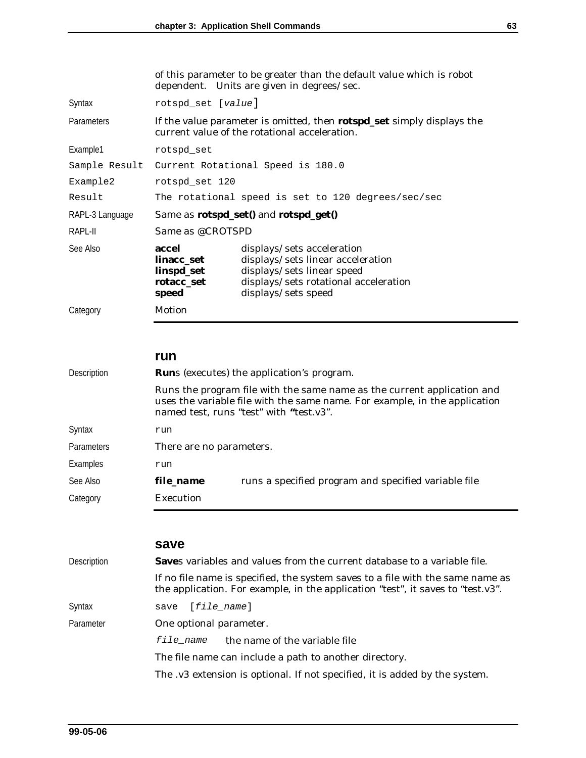of this parameter to be greater than the default value which is robot dependent. Units are given in degrees/sec.

| | |
|---|---|
| Syntax | `rotspd_set [value]` |
| Parameters | If the value parameter is omitted, then **rotspd_set** simply displays the current value of the rotational acceleration. |
| Example1 | `rotspd_set` |
| Sample Result | `Current Rotational Speed is 180.0` |
| Example2 | `rotspd_set 120` |
| Result | `The rotational speed is set to 120 degrees/sec/sec` |
| RAPL-3 Language | Same as **rotspd_set()** and **rotspd_get()** |
| RAPL-II | Same as @CROTSPD |
| See Also | **accel** displays/sets acceleration<br>**linacc_set** displays/sets linear acceleration<br>**linspd_set** displays/sets linear speed<br>**rotacc_set** displays/sets rotational acceleration<br>**speed** displays/sets speed |
| Category | Motion |

## run

| | |
|---|---|
| Description | **Run**s (executes) the application's program.<br><br>Runs the program file with the same name as the current application and uses the variable file with the same name. For example, in the application named test, runs "test" with **"**test.v3". |
| Syntax | `run` |
| Parameters | There are no parameters. |
| Examples | `run` |
| See Also | **file_name** runs a specified program and specified variable file |
| Category | Execution |

## save

| | |
|---|---|
| Description | **Save**s variables and values from the current database to a variable file.<br><br>If no file name is specified, the system saves to a file with the same name as the application. For example, in the application "test", it saves to "test.v3". |
| Syntax | `save [file_name]` |
| Parameter | One optional parameter.<br><br>*file_name* the name of the variable file<br><br>The file name can include a path to another directory.<br><br>The .v3 extension is optional. If not specified, it is added by the system. |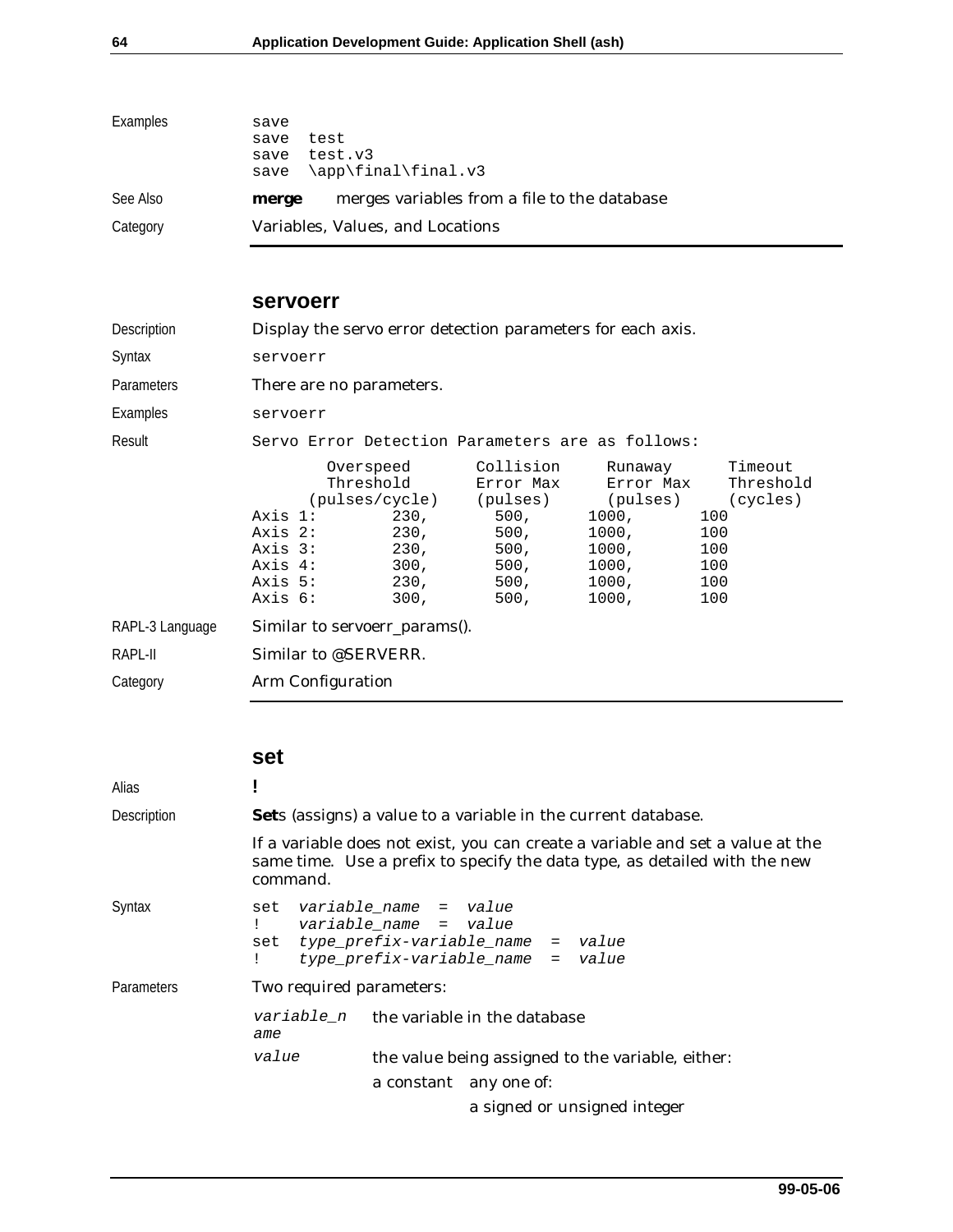Examples

```
save
save  test
save  test.v3
save  \app\final\final.v3
```

See Also

**merge** merges variables from a file to the database

Category

Variables, Values, and Locations

## servoerr

Description

Display the servo error detection parameters for each axis.

Syntax

```
servoerr
```

Parameters

There are no parameters.

Examples

```
servoerr
```

Result

```
Servo Error Detection Parameters are as follows:

            Overspeed       Collision     Runaway      Timeout
            Threshold       Error Max     Error Max    Threshold
         (pulses/cycle)    (pulses)      (pulses)     (cycles)
Axis 1:          230,         500,       1000,        100
Axis 2:          230,         500,       1000,        100
Axis 3:          230,         500,       1000,        100
Axis 4:          300,         500,       1000,        100
Axis 5:          230,         500,       1000,        100
Axis 6:          300,         500,       1000,        100
```

RAPL-3 Language

Similar to servoerr_params().

RAPL-II

Similar to @SERVERR.

Category

Arm Configuration

## set

Alias

**!**

Description

**Set**s (assigns) a value to a variable in the current database.

If a variable does not exist, you can create a variable and set a value at the same time. Use a prefix to specify the data type, as detailed with the new command.

Syntax

```
set  variable_name  =  value
!    variable_name  =  value
set  type_prefix-variable_name  =  value
!    type_prefix-variable_name  =  value
```

Parameters

Two required parameters:

*variable_name* the variable in the database

*value* the value being assigned to the variable, either:

a constant any one of:

a signed or unsigned integer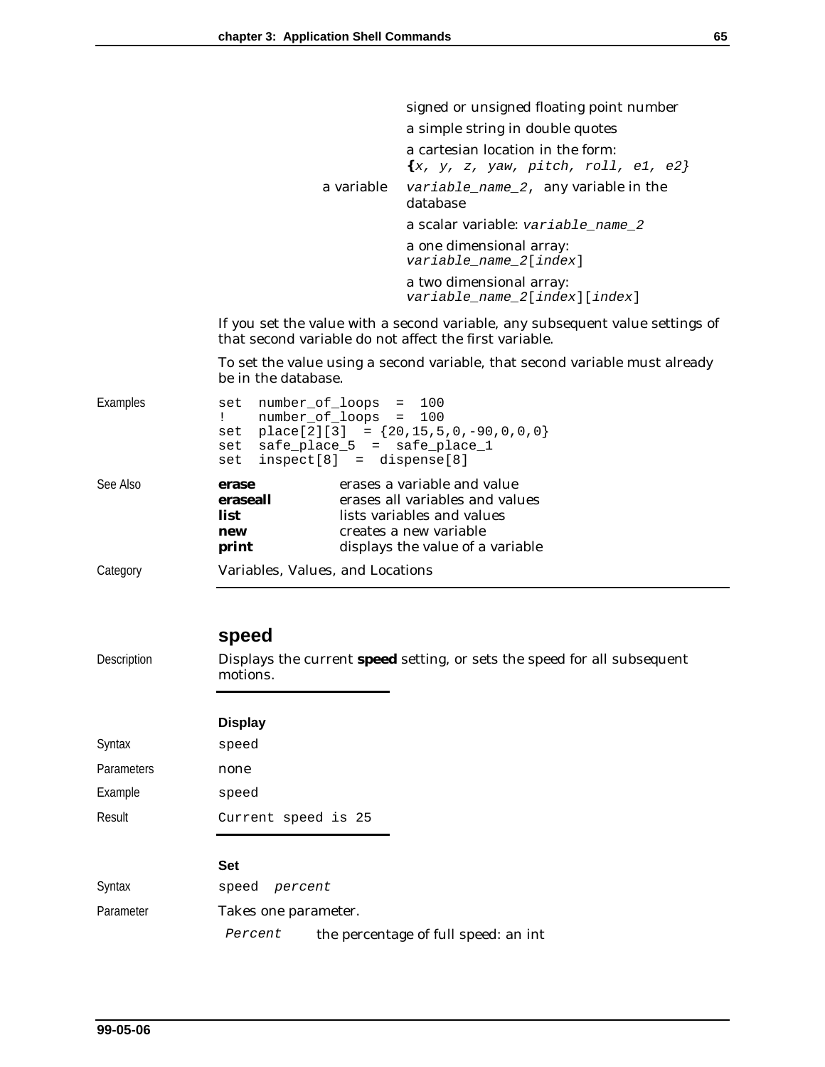| | |
|---|---|
| | signed or unsigned floating point number |
| | a simple string in double quotes |
| | a cartesian location in the form: **{***x, y, z, yaw, pitch, roll, e1, e2}* |
| a variable | *variable_name_2*, any variable in the database |
| | a scalar variable: *variable_name_2* |
| | a one dimensional array: *variable_name_2*[*index*] |
| | a two dimensional array: *variable_name_2*[*index*][*index*] |

If you set the value with a second variable, any subsequent value settings of that second variable do not affect the first variable.

To set the value using a second variable, that second variable must already be in the database.

Examples

```
set  number_of_loops  =  100
!    number_of_loops  =  100
set  place[2][3]  = {20,15,5,0,-90,0,0,0}
set  safe_place_5  =  safe_place_1
set  inspect[8]  =  dispense[8]
```

See Also

| | |
|---|---|
| **erase** | erases a variable and value |
| **eraseall** | erases all variables and values |
| **list** | lists variables and values |
| **new** | creates a new variable |
| **print** | displays the value of a variable |

Category: Variables, Values, and Locations

## speed

Description: Displays the current **speed** setting, or sets the speed for all subsequent motions.

### Display

Syntax: `speed`

Parameters: none

Example: `speed`

Result: `Current speed is 25`

### Set

Syntax: `speed` *`percent`*

Parameter: Takes one parameter.

| | |
|---|---|
| *Percent* | the percentage of full speed: an int |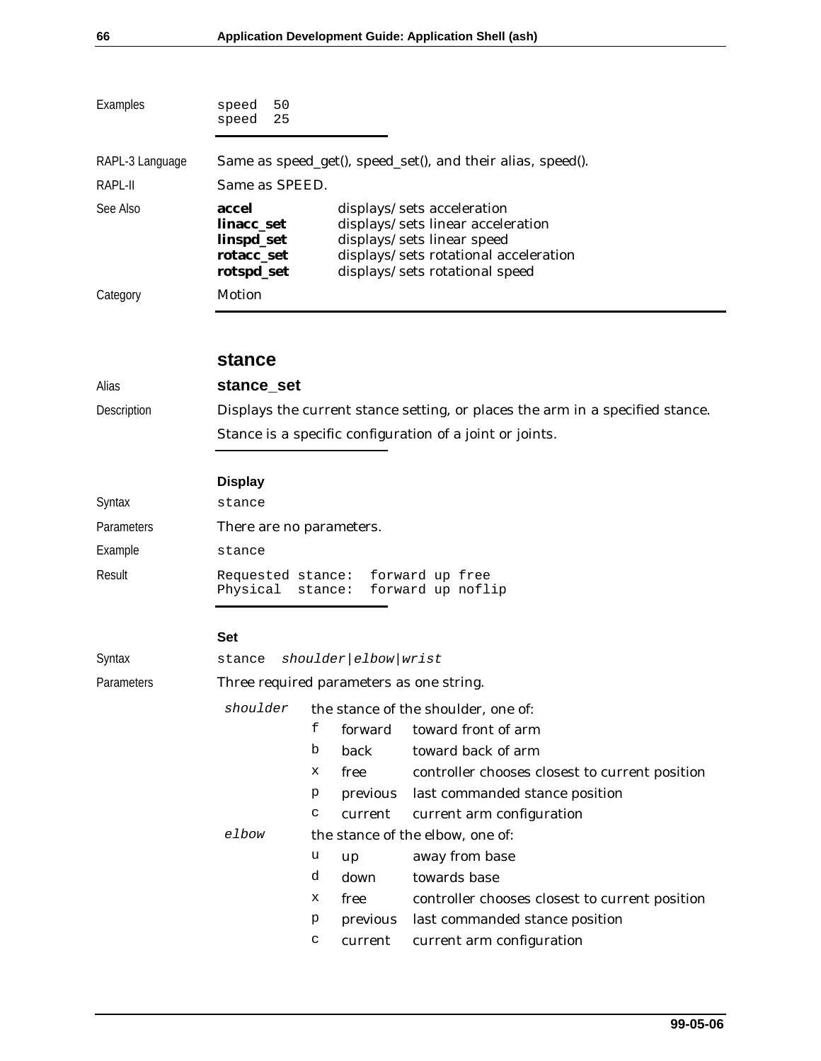Examples

```
speed  50
speed  25
```

RAPL-3 Language — Same as speed_get(), speed_set(), and their alias, speed().

RAPL-II — Same as SPEED.

See Also

| | |
|---|---|
| **accel** | displays/sets acceleration |
| **linacc_set** | displays/sets linear acceleration |
| **linspd_set** | displays/sets linear speed |
| **rotacc_set** | displays/sets rotational acceleration |
| **rotspd_set** | displays/sets rotational speed |

Category — Motion

## stance

Alias — **stance_set**

Description — Displays the current stance setting, or places the arm in a specified stance.

Stance is a specific configuration of a joint or joints.

### Display

Syntax — `stance`

Parameters — There are no parameters.

Example — `stance`

Result

```
Requested stance:  forward up free
Physical  stance:  forward up noflip
```

### Set

Syntax — `stance  shoulder|elbow|wrist`

Parameters — Three required parameters as one string.

*shoulder* — the stance of the shoulder, one of:

| | | |
|---|---|---|
| f | forward | toward front of arm |
| b | back | toward back of arm |
| x | free | controller chooses closest to current position |
| p | previous | last commanded stance position |
| c | current | current arm configuration |

*elbow* — the stance of the elbow, one of:

| | | |
|---|---|---|
| u | up | away from base |
| d | down | towards base |
| x | free | controller chooses closest to current position |
| p | previous | last commanded stance position |
| c | current | current arm configuration |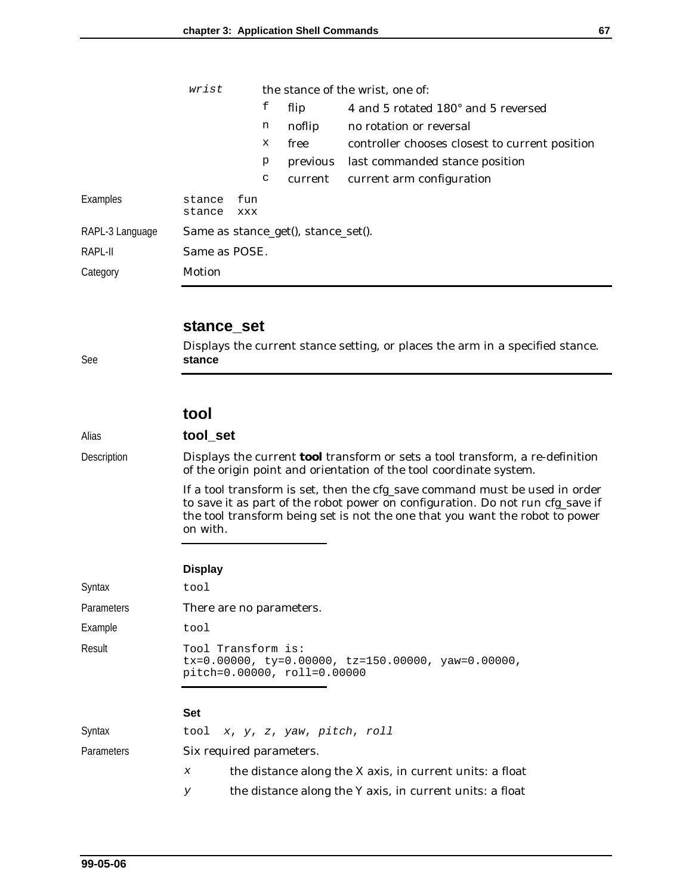| | | | |
|---|---|---|---|
| *wrist* | the stance of the wrist, one of: | | |
| | f | flip | 4 and 5 rotated 180° and 5 reversed |
| | n | noflip | no rotation or reversal |
| | x | free | controller chooses closest to current position |
| | p | previous | last commanded stance position |
| | c | current | current arm configuration |

Examples

```
stance  fun
stance  xxx
```

RAPL-3 Language: Same as stance_get(), stance_set().

RAPL-II: Same as POSE.

Category: Motion

## stance_set

Displays the current stance setting, or places the arm in a specified stance.

See: **stance**

## tool

Alias: **tool_set**

Description: Displays the current **tool** transform or sets a tool transform, a re-definition of the origin point and orientation of the tool coordinate system.

If a tool transform is set, then the cfg_save command must be used in order to save it as part of the robot power on configuration. Do not run cfg_save if the tool transform being set is not the one that you want the robot to power on with.

### Display

Syntax: `tool`

Parameters: There are no parameters.

Example: `tool`

Result:

```
Tool Transform is:
tx=0.00000, ty=0.00000, tz=150.00000, yaw=0.00000,
pitch=0.00000, roll=0.00000
```

### Set

Syntax: `tool` *x*, *y*, *z*, *yaw*, *pitch*, *roll*

Parameters: Six required parameters.

| | |
|---|---|
| *x* | the distance along the X axis, in current units: a float |
| *y* | the distance along the Y axis, in current units: a float |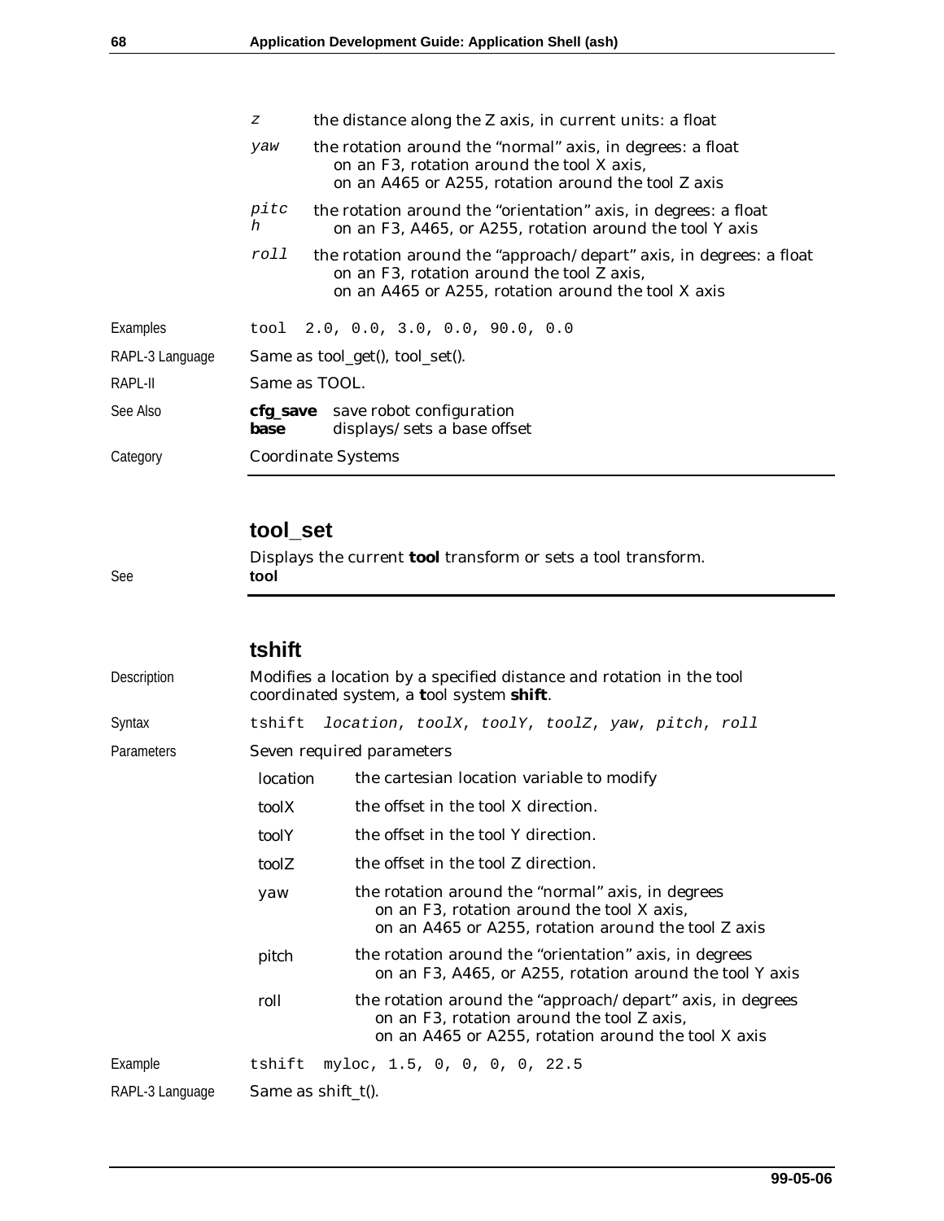| | |
|---|---|
| *z* | the distance along the Z axis, in current units: a float |
| *yaw* | the rotation around the "normal" axis, in degrees: a float<br>on an F3, rotation around the tool X axis,<br>on an A465 or A255, rotation around the tool Z axis |
| *pitch* | the rotation around the "orientation" axis, in degrees: a float<br>on an F3, A465, or A255, rotation around the tool Y axis |
| *roll* | the rotation around the "approach/depart" axis, in degrees: a float<br>on an F3, rotation around the tool Z axis,<br>on an A465 or A255, rotation around the tool X axis |

Examples

```
tool  2.0, 0.0, 3.0, 0.0, 90.0, 0.0
```

RAPL-3 Language: Same as tool_get(), tool_set().

RAPL-II: Same as TOOL.

See Also:

**cfg_save** save robot configuration
**base** displays/sets a base offset

Category: Coordinate Systems

## tool_set

Displays the current **tool** transform or sets a tool transform.

See **tool**

## tshift

Description: Modifies a location by a specified distance and rotation in the tool coordinated system, a **t**ool system **shift**.

Syntax

```
tshift  location, toolX, toolY, toolZ, yaw, pitch, roll
```

Parameters: Seven required parameters

| | |
|---|---|
| location | the cartesian location variable to modify |
| toolX | the offset in the tool X direction. |
| toolY | the offset in the tool Y direction. |
| toolZ | the offset in the tool Z direction. |
| yaw | the rotation around the "normal" axis, in degrees<br>on an F3, rotation around the tool X axis,<br>on an A465 or A255, rotation around the tool Z axis |
| pitch | the rotation around the "orientation" axis, in degrees<br>on an F3, A465, or A255, rotation around the tool Y axis |
| roll | the rotation around the "approach/depart" axis, in degrees<br>on an F3, rotation around the tool Z axis,<br>on an A465 or A255, rotation around the tool X axis |

Example

```
tshift  myloc, 1.5, 0, 0, 0, 0, 22.5
```

RAPL-3 Language: Same as shift_t().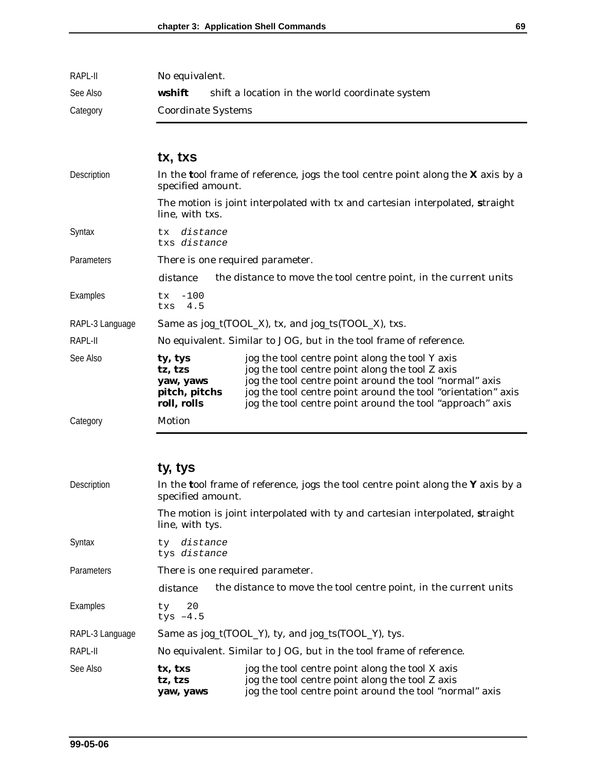| | |
|---|---|
| RAPL-II | No equivalent. |
| See Also | **wshift** shift a location in the world coordinate system |
| Category | Coordinate Systems |

## tx, txs

**Description**

In the **t**ool frame of reference, jogs the tool centre point along the **X** axis by a specified amount.

The motion is joint interpolated with tx and cartesian interpolated, **s**traight line, with txs.

**Syntax**

```
tx  distance
txs distance
```

**Parameters**

There is one required parameter.

| | |
|---|---|
| distance | the distance to move the tool centre point, in the current units |

**Examples**

```
tx  -100
txs  4.5
```

**RAPL-3 Language**

Same as jog_t(TOOL_X), tx, and jog_ts(TOOL_X), txs.

**RAPL-II**

No equivalent. Similar to JOG, but in the tool frame of reference.

**See Also**

| | |
|---|---|
| **ty, tys** | jog the tool centre point along the tool Y axis |
| **tz, tzs** | jog the tool centre point along the tool Z axis |
| **yaw, yaws** | jog the tool centre point around the tool "normal" axis |
| **pitch, pitchs** | jog the tool centre point around the tool "orientation" axis |
| **roll, rolls** | jog the tool centre point around the tool "approach" axis |

**Category**

Motion

## ty, tys

**Description**

In the **t**ool frame of reference, jogs the tool centre point along the **Y** axis by a specified amount.

The motion is joint interpolated with ty and cartesian interpolated, **s**traight line, with tys.

**Syntax**

```
ty  distance
tys distance
```

**Parameters**

There is one required parameter.

| | |
|---|---|
| distance | the distance to move the tool centre point, in the current units |

**Examples**

```
ty   20
tys –4.5
```

**RAPL-3 Language**

Same as jog_t(TOOL_Y), ty, and jog_ts(TOOL_Y), tys.

**RAPL-II**

No equivalent. Similar to JOG, but in the tool frame of reference.

**See Also**

| | |
|---|---|
| **tx, txs** | jog the tool centre point along the tool X axis |
| **tz, tzs** | jog the tool centre point along the tool Z axis |
| **yaw, yaws** | jog the tool centre point around the tool "normal" axis |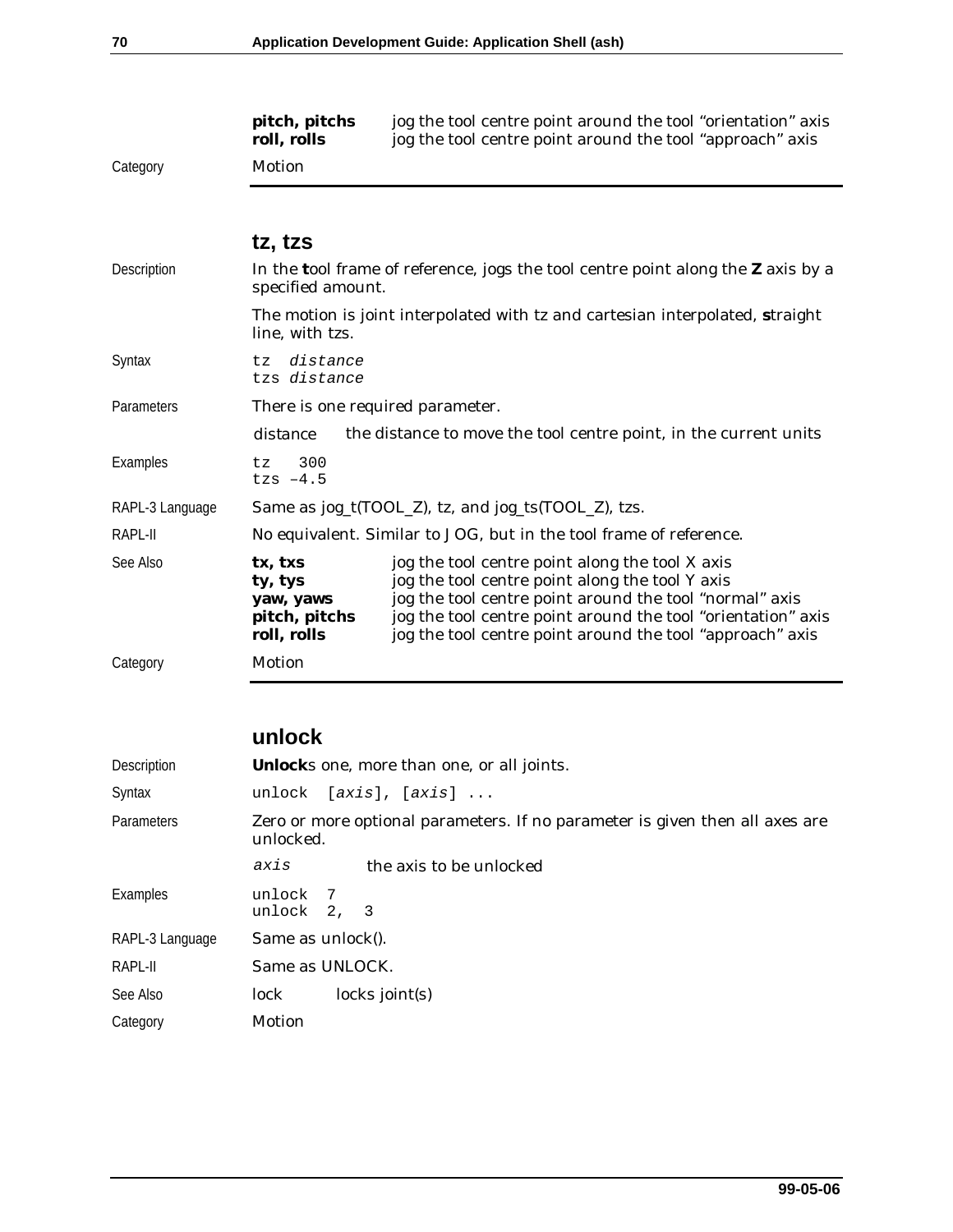| | |
|---|---|
| **pitch, pitchs** | jog the tool centre point around the tool “orientation” axis |
| **roll, rolls** | jog the tool centre point around the tool “approach” axis |

Category: Motion

## tz, tzs

**Description**

In the **t**ool frame of reference, jogs the tool centre point along the **Z** axis by a specified amount.

The motion is joint interpolated with tz and cartesian interpolated, **s**traight line, with tzs.

**Syntax**

```
tz  distance
tzs distance
```

**Parameters**

There is one required parameter.

| | |
|---|---|
| distance | the distance to move the tool centre point, in the current units |

**Examples**

```
tz   300
tzs –4.5
```

**RAPL-3 Language**

Same as jog_t(TOOL_Z), tz, and jog_ts(TOOL_Z), tzs.

**RAPL-II**

No equivalent. Similar to JOG, but in the tool frame of reference.

**See Also**

| | |
|---|---|
| **tx, txs** | jog the tool centre point along the tool X axis |
| **ty, tys** | jog the tool centre point along the tool Y axis |
| **yaw, yaws** | jog the tool centre point around the tool “normal” axis |
| **pitch, pitchs** | jog the tool centre point around the tool “orientation” axis |
| **roll, rolls** | jog the tool centre point around the tool “approach” axis |

**Category**

Motion

## unlock

**Description**

**Unlock**s one, more than one, or all joints.

**Syntax**

```
unlock  [axis], [axis] ...
```

**Parameters**

Zero or more optional parameters. If no parameter is given then all axes are unlocked.

| | |
|---|---|
| *axis* | the axis to be unlocked |

**Examples**

```
unlock  7
unlock  2,  3
```

**RAPL-3 Language**

Same as unlock().

**RAPL-II**

Same as UNLOCK.

**See Also**

| | |
|---|---|
| lock | locks joint(s) |

**Category**

Motion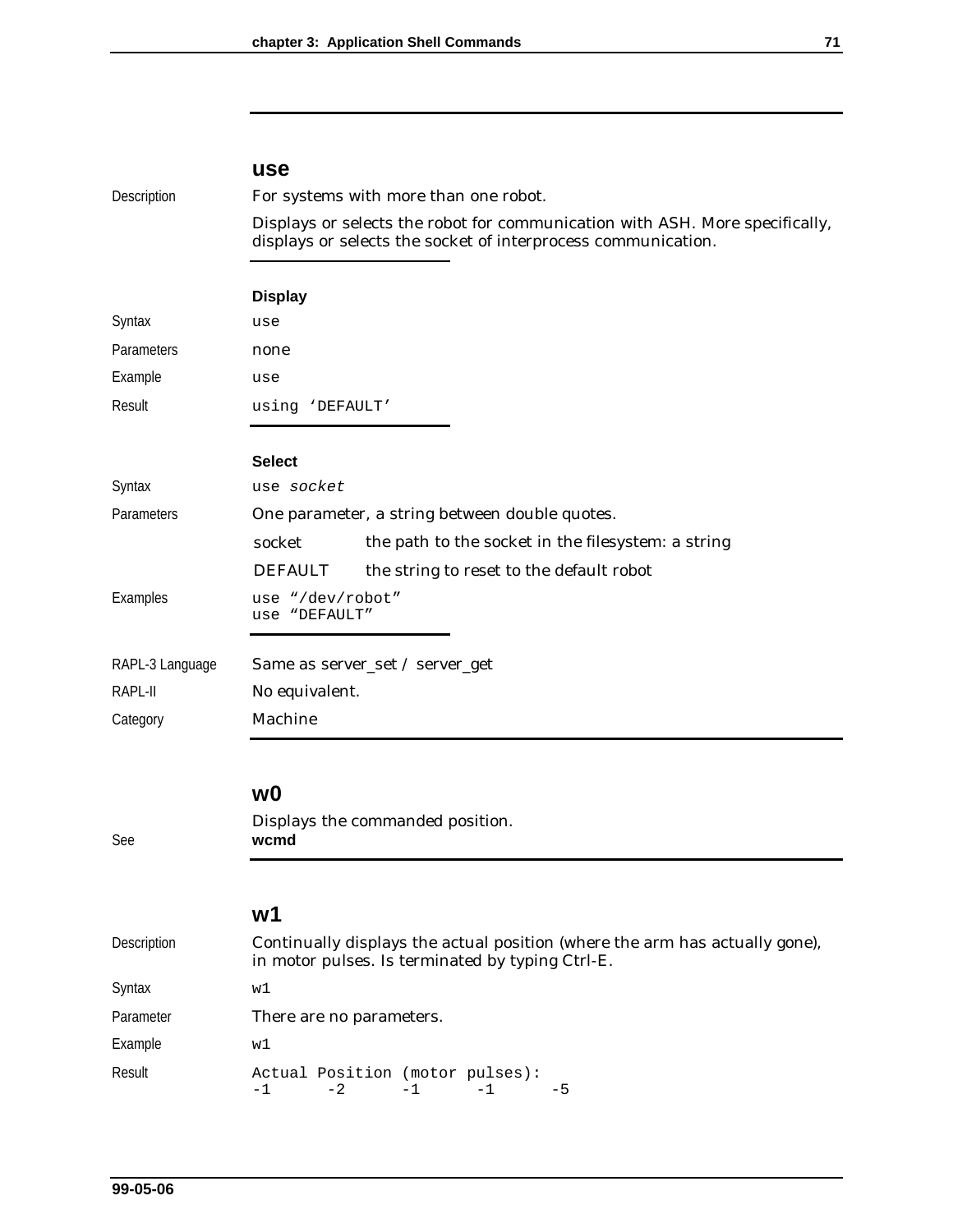## use

**Description**

For systems with more than one robot.

Displays or selects the robot for communication with ASH. More specifically, displays or selects the socket of interprocess communication.

### Display

**Syntax**
```
use
```

**Parameters** none

**Example**
```
use
```

**Result**
```
using 'DEFAULT'
```

### Select

**Syntax**
```
use socket
```

**Parameters** One parameter, a string between double quotes.

| | |
|---|---|
| socket | the path to the socket in the filesystem: a string |
| DEFAULT | the string to reset to the default robot |

**Examples**
```
use "/dev/robot"
use "DEFAULT"
```

**RAPL-3 Language** Same as server_set / server_get

**RAPL-II** No equivalent.

**Category** Machine

## w0

Displays the commanded position.

**See** **wcmd**

## w1

**Description**

Continually displays the actual position (where the arm has actually gone), in motor pulses. Is terminated by typing Ctrl-E.

**Syntax**
```
w1
```

**Parameter** There are no parameters.

**Example**
```
w1
```

**Result**
```
Actual Position (motor pulses):
-1      -2      -1      -1      -5
```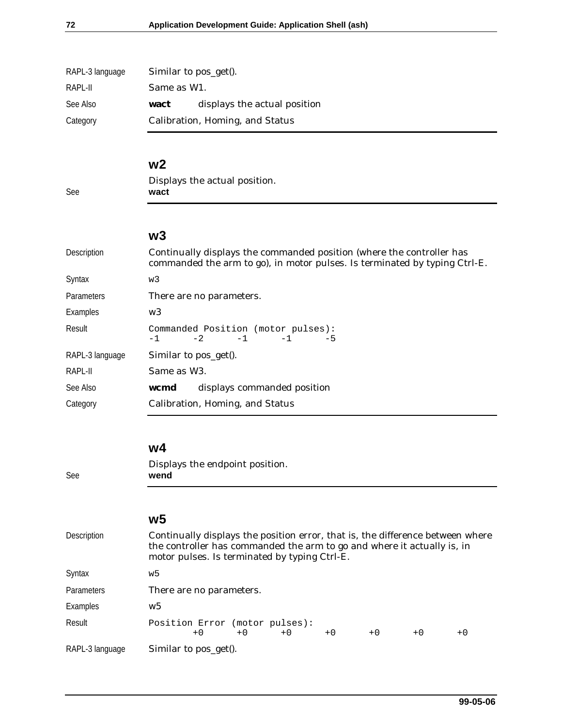| | |
|---|---|
| RAPL-3 language | Similar to pos_get(). |
| RAPL-II | Same as W1. |
| See Also | **wact** displays the actual position |
| Category | Calibration, Homing, and Status |

## w2

Displays the actual position.

See **wact**

## w3

| | |
|---|---|
| Description | Continually displays the commanded position (where the controller has commanded the arm to go), in motor pulses. Is terminated by typing Ctrl-E. |
| Syntax | `w3` |
| Parameters | There are no parameters. |
| Examples | `w3` |
| Result | see below |
| RAPL-3 language | Similar to pos_get(). |
| RAPL-II | Same as W3. |
| See Also | **wcmd** displays commanded position |
| Category | Calibration, Homing, and Status |

Result:

```
Commanded Position (motor pulses):
-1      -2      -1      -1      -5
```

## w4

Displays the endpoint position.

See **wend**

## w5

| | |
|---|---|
| Description | Continually displays the position error, that is, the difference between where the controller has commanded the arm to go and where it actually is, in motor pulses. Is terminated by typing Ctrl-E. |
| Syntax | `w5` |
| Parameters | There are no parameters. |
| Examples | `w5` |
| Result | see below |
| RAPL-3 language | Similar to pos_get(). |

Result:

```
Position Error (motor pulses):
        +0      +0      +0      +0      +0      +0      +0
```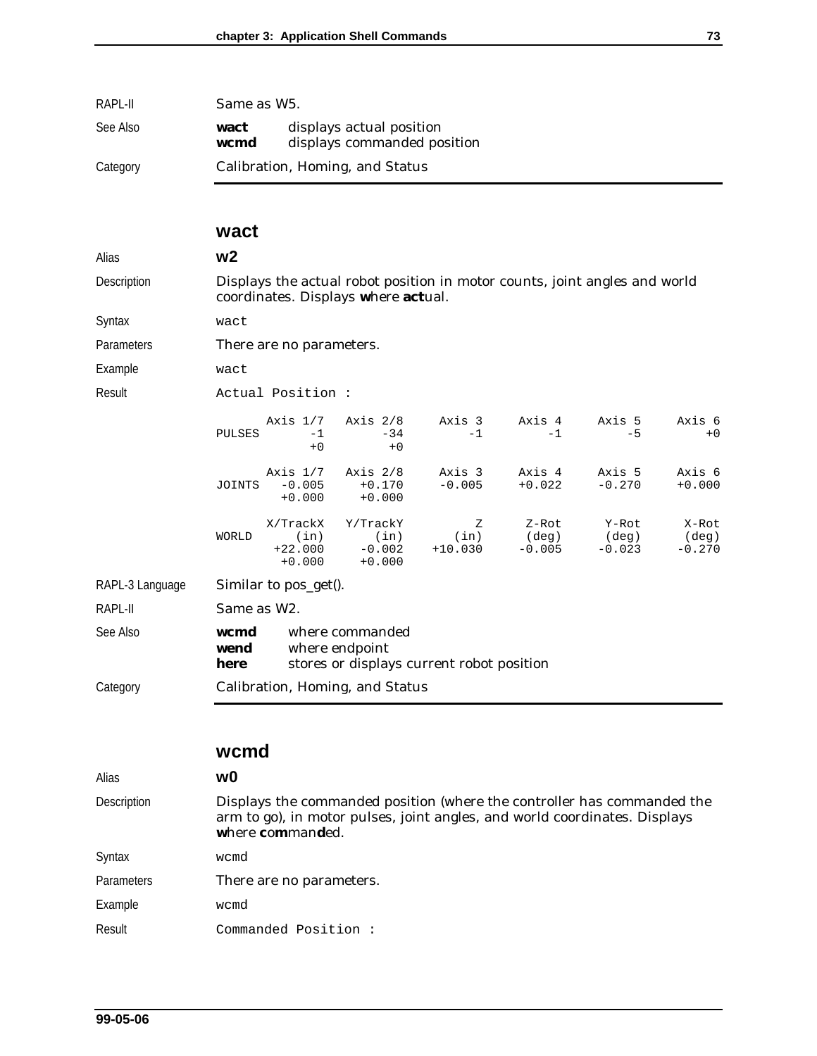| | |
|---|---|
| RAPL-II | Same as W5. |
| See Also | **wact** displays actual position<br>**wcmd** displays commanded position |
| Category | Calibration, Homing, and Status |

## wact

| | |
|---|---|
| Alias | **w2** |
| Description | Displays the actual robot position in motor counts, joint angles and world coordinates. Displays **w**here **act**ual. |
| Syntax | `wact` |
| Parameters | There are no parameters. |
| Example | `wact` |
| Result | `Actual Position :` |

```
       Axis 1/7   Axis 2/8    Axis 3    Axis 4    Axis 5    Axis 6
PULSES       -1        -34        -1        -1        -5        +0
             +0         +0

       Axis 1/7   Axis 2/8    Axis 3    Axis 4    Axis 5    Axis 6
JOINTS   -0.005     +0.170    -0.005    +0.022    -0.270    +0.000
         +0.000     +0.000

       X/TrackX   Y/TrackY         Z     Z-Rot     Y-Rot     X-Rot
WORLD      (in)       (in)      (in)     (deg)     (deg)     (deg)
        +22.000     -0.002   +10.030    -0.005    -0.023    -0.270
         +0.000     +0.000
```

| | |
|---|---|
| RAPL-3 Language | Similar to pos_get(). |
| RAPL-II | Same as W2. |
| See Also | **wcmd** where commanded<br>**wend** where endpoint<br>**here** stores or displays current robot position |
| Category | Calibration, Homing, and Status |

## wcmd

| | |
|---|---|
| Alias | **w0** |
| Description | Displays the commanded position (where the controller has commanded the arm to go), in motor pulses, joint angles, and world coordinates. Displays **w**here **c**o**m**man**d**ed. |
| Syntax | `wcmd` |
| Parameters | There are no parameters. |
| Example | `wcmd` |
| Result | `Commanded Position :` |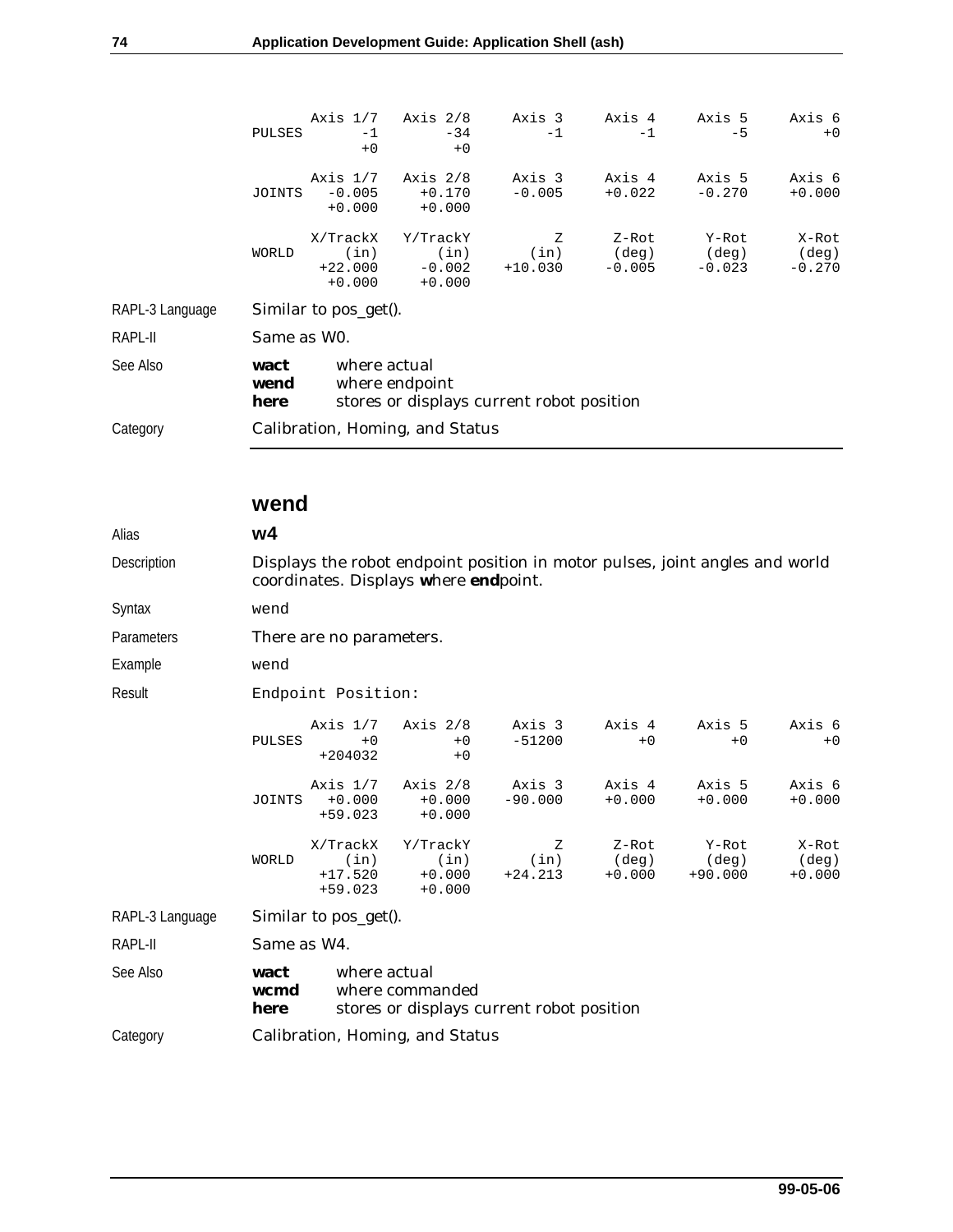```
        Axis 1/7   Axis 2/8    Axis 3    Axis 4    Axis 5    Axis 6
PULSES      -1        -34         -1        -1        -5        +0
            +0         +0

        Axis 1/7   Axis 2/8    Axis 3    Axis 4    Axis 5    Axis 6
JOINTS   -0.005     +0.170     -0.005    +0.022    -0.270    +0.000
         +0.000     +0.000

        X/TrackX   Y/TrackY       Z       Z-Rot     Y-Rot     X-Rot
WORLD      (in)       (in)       (in)     (deg)     (deg)     (deg)
         +22.000    -0.002    +10.030    -0.005    -0.023    -0.270
          +0.000    +0.000
```

| | |
|---|---|
| RAPL-3 Language | Similar to pos_get(). |
| RAPL-II | Same as W0. |
| See Also | **wact** where actual<br>**wend** where endpoint<br>**here** stores or displays current robot position |
| Category | Calibration, Homing, and Status |

## wend

| | |
|---|---|
| Alias | **w4** |
| Description | Displays the robot endpoint position in motor pulses, joint angles and world coordinates. Displays **w**here **end**point. |
| Syntax | wend |
| Parameters | There are no parameters. |
| Example | wend |
| Result | Endpoint Position: |

```
        Axis 1/7   Axis 2/8    Axis 3    Axis 4    Axis 5    Axis 6
PULSES      +0         +0      -51200       +0        +0        +0
        +204032        +0

        Axis 1/7   Axis 2/8    Axis 3    Axis 4    Axis 5    Axis 6
JOINTS   +0.000     +0.000    -90.000    +0.000    +0.000    +0.000
        +59.023     +0.000

        X/TrackX   Y/TrackY       Z       Z-Rot     Y-Rot     X-Rot
WORLD      (in)       (in)       (in)     (deg)     (deg)     (deg)
         +17.520    +0.000    +24.213    +0.000   +90.000    +0.000
         +59.023    +0.000
```

| | |
|---|---|
| RAPL-3 Language | Similar to pos_get(). |
| RAPL-II | Same as W4. |
| See Also | **wact** where actual<br>**wcmd** where commanded<br>**here** stores or displays current robot position |
| Category | Calibration, Homing, and Status |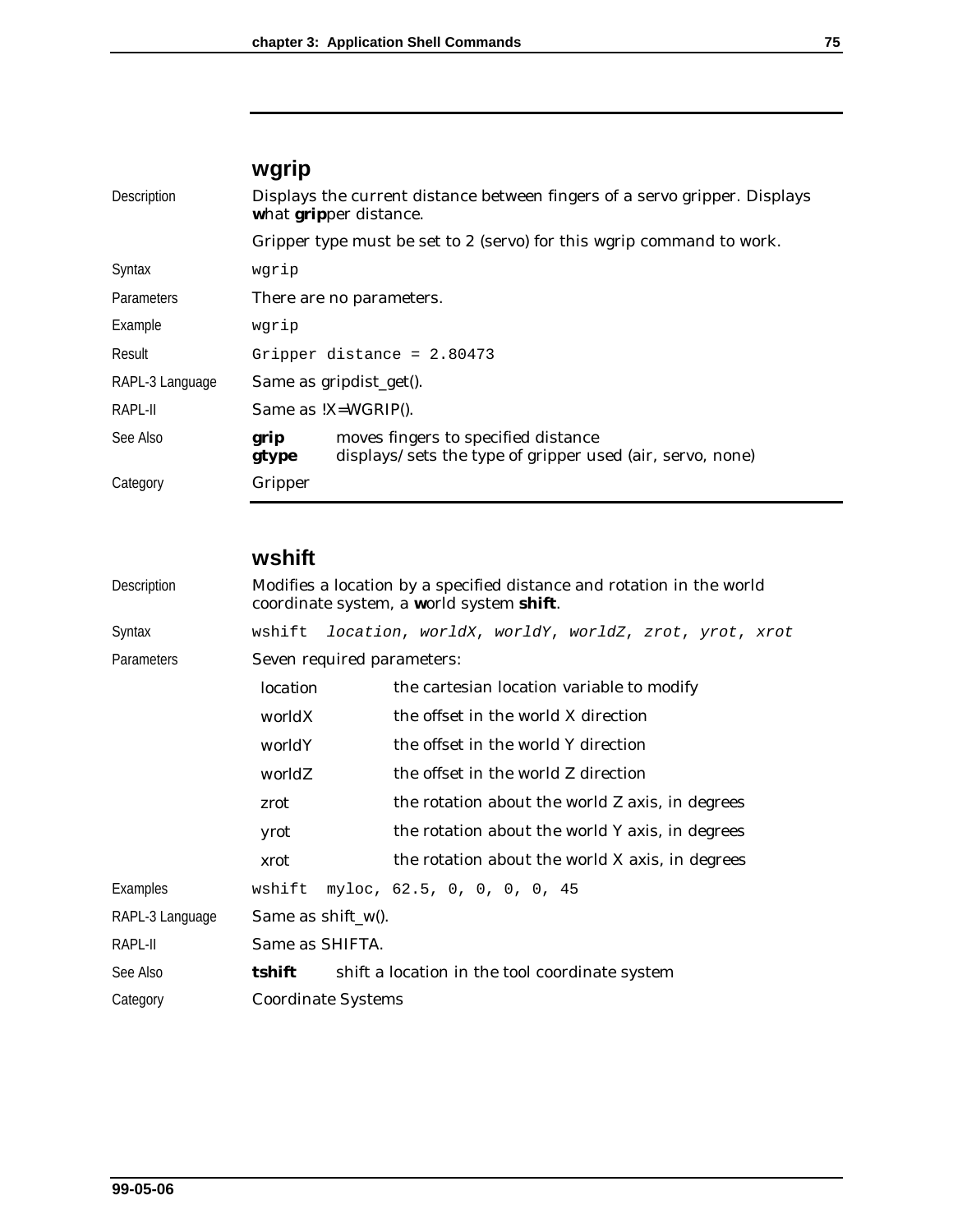## wgrip

**Description**

Displays the current distance between fingers of a servo gripper. Displays **w**hat **grip**per distance.

Gripper type must be set to 2 (servo) for this wgrip command to work.

**Syntax**

```
wgrip
```

**Parameters**

There are no parameters.

**Example**

```
wgrip
```

**Result**

```
Gripper distance = 2.80473
```

**RAPL-3 Language**

Same as gripdist_get().

**RAPL-II**

Same as !X=WGRIP().

**See Also**

| | |
|---|---|
| **grip** | moves fingers to specified distance |
| **gtype** | displays/sets the type of gripper used (air, servo, none) |

**Category**

Gripper

## wshift

**Description**

Modifies a location by a specified distance and rotation in the world coordinate system, a **w**orld system **shift**.

**Syntax**

```
wshift  location, worldX, worldY, worldZ, zrot, yrot, xrot
```

**Parameters**

Seven required parameters:

| | |
|---|---|
| location | the cartesian location variable to modify |
| worldX | the offset in the world X direction |
| worldY | the offset in the world Y direction |
| worldZ | the offset in the world Z direction |
| zrot | the rotation about the world Z axis, in degrees |
| yrot | the rotation about the world Y axis, in degrees |
| xrot | the rotation about the world X axis, in degrees |

**Examples**

```
wshift  myloc, 62.5, 0, 0, 0, 0, 45
```

**RAPL-3 Language**

Same as shift_w().

**RAPL-II**

Same as SHIFTA.

**See Also**

| | |
|---|---|
| **tshift** | shift a location in the tool coordinate system |

**Category**

Coordinate Systems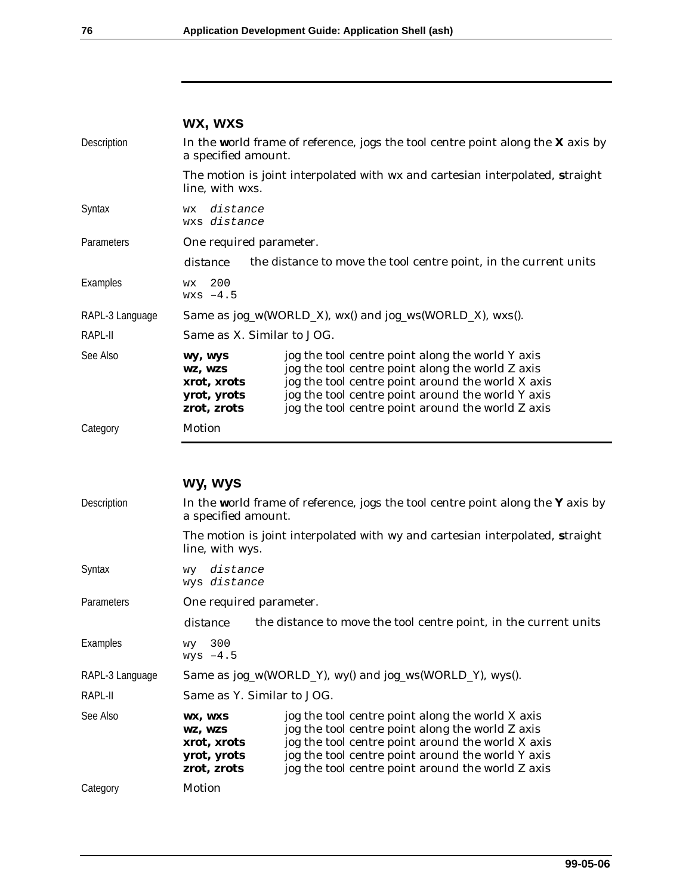## wx, wxs

| | |
|---|---|
| Description | In the **w**orld frame of reference, jogs the tool centre point along the **X** axis by a specified amount. |
| | The motion is joint interpolated with wx and cartesian interpolated, **s**traight line, with wxs. |
| Syntax | `wx distance`<br>`wxs distance` |
| Parameters | One required parameter. |
| | distance — the distance to move the tool centre point, in the current units |
| Examples | `wx 200`<br>`wxs -4.5` |
| RAPL-3 Language | Same as jog_w(WORLD_X), wx() and jog_ws(WORLD_X), wxs(). |
| RAPL-II | Same as X. Similar to JOG. |
| See Also | **wy, wys** — jog the tool centre point along the world Y axis<br>**wz, wzs** — jog the tool centre point along the world Z axis<br>**xrot, xrots** — jog the tool centre point around the world X axis<br>**yrot, yrots** — jog the tool centre point around the world Y axis<br>**zrot, zrots** — jog the tool centre point around the world Z axis |
| Category | Motion |

## wy, wys

| | |
|---|---|
| Description | In the **w**orld frame of reference, jogs the tool centre point along the **Y** axis by a specified amount. |
| | The motion is joint interpolated with wy and cartesian interpolated, **s**traight line, with wys. |
| Syntax | `wy distance`<br>`wys distance` |
| Parameters | One required parameter. |
| | distance — the distance to move the tool centre point, in the current units |
| Examples | `wy 300`<br>`wys -4.5` |
| RAPL-3 Language | Same as jog_w(WORLD_Y), wy() and jog_ws(WORLD_Y), wys(). |
| RAPL-II | Same as Y. Similar to JOG. |
| See Also | **wx, wxs** — jog the tool centre point along the world X axis<br>**wz, wzs** — jog the tool centre point along the world Z axis<br>**xrot, xrots** — jog the tool centre point around the world X axis<br>**yrot, yrots** — jog the tool centre point around the world Y axis<br>**zrot, zrots** — jog the tool centre point around the world Z axis |
| Category | Motion |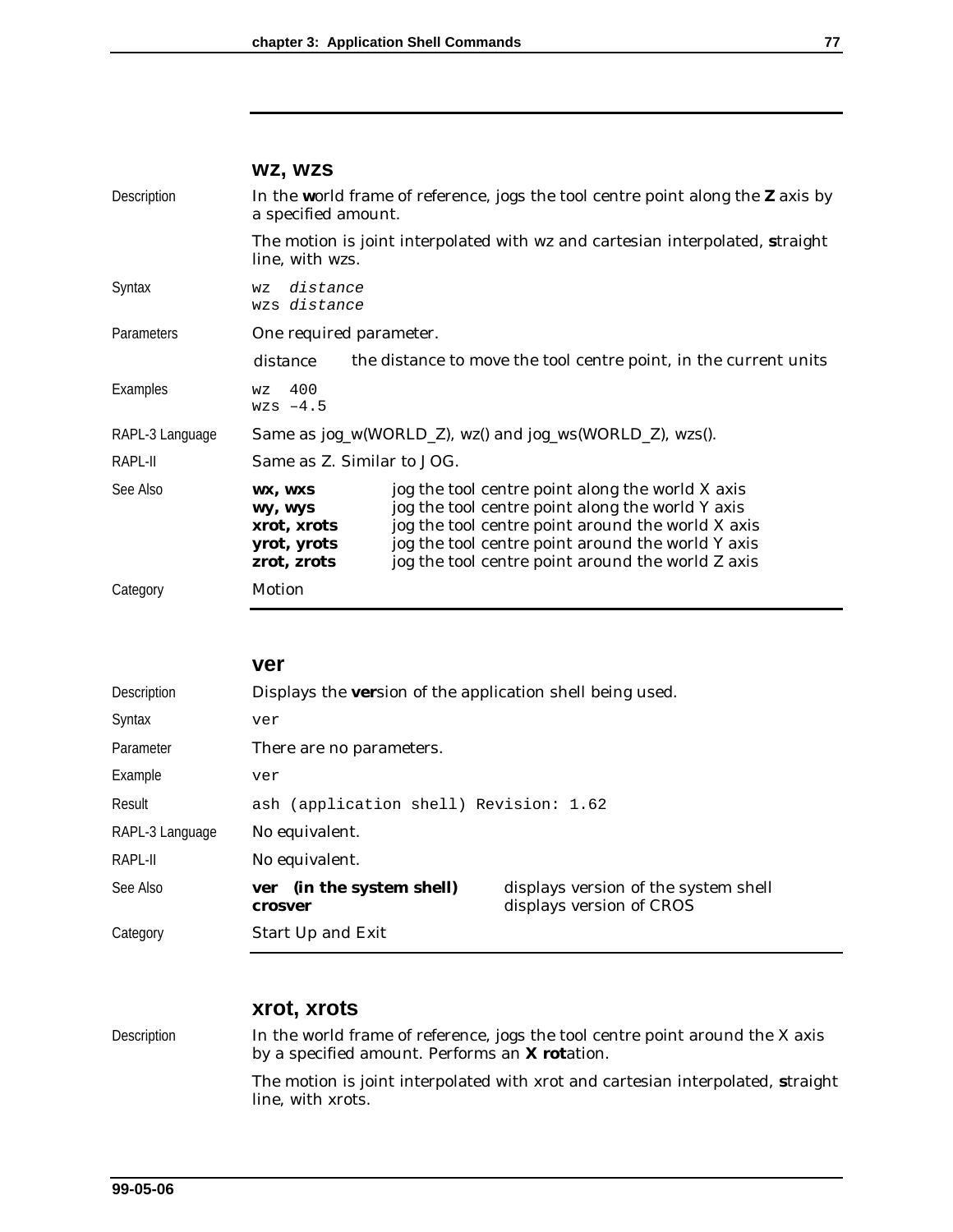## wz, wzs

| | |
|---|---|
| Description | In the **w**orld frame of reference, jogs the tool centre point along the **Z** axis by a specified amount. |
| | The motion is joint interpolated with wz and cartesian interpolated, **s**traight line, with wzs. |
| Syntax | `wz  distance`<br>`wzs distance` |
| Parameters | One required parameter. |
| | distance — the distance to move the tool centre point, in the current units |
| Examples | `wz  400`<br>`wzs –4.5` |
| RAPL-3 Language | Same as jog_w(WORLD_Z), wz() and jog_ws(WORLD_Z), wzs(). |
| RAPL-II | Same as Z. Similar to JOG. |
| See Also | **wx, wxs** — jog the tool centre point along the world X axis<br>**wy, wys** — jog the tool centre point along the world Y axis<br>**xrot, xrots** — jog the tool centre point around the world X axis<br>**yrot, yrots** — jog the tool centre point around the world Y axis<br>**zrot, zrots** — jog the tool centre point around the world Z axis |
| Category | Motion |

## ver

| | |
|---|---|
| Description | Displays the **ver**sion of the application shell being used. |
| Syntax | `ver` |
| Parameter | There are no parameters. |
| Example | `ver` |
| Result | `ash (application shell) Revision: 1.62` |
| RAPL-3 Language | No equivalent. |
| RAPL-II | No equivalent. |
| See Also | **ver (in the system shell)** — displays version of the system shell<br>**crosver** — displays version of CROS |
| Category | Start Up and Exit |

## xrot, xrots

| | |
|---|---|
| Description | In the world frame of reference, jogs the tool centre point around the X axis by a specified amount. Performs an **X rot**ation. |
| | The motion is joint interpolated with xrot and cartesian interpolated, **s**traight line, with xrots. |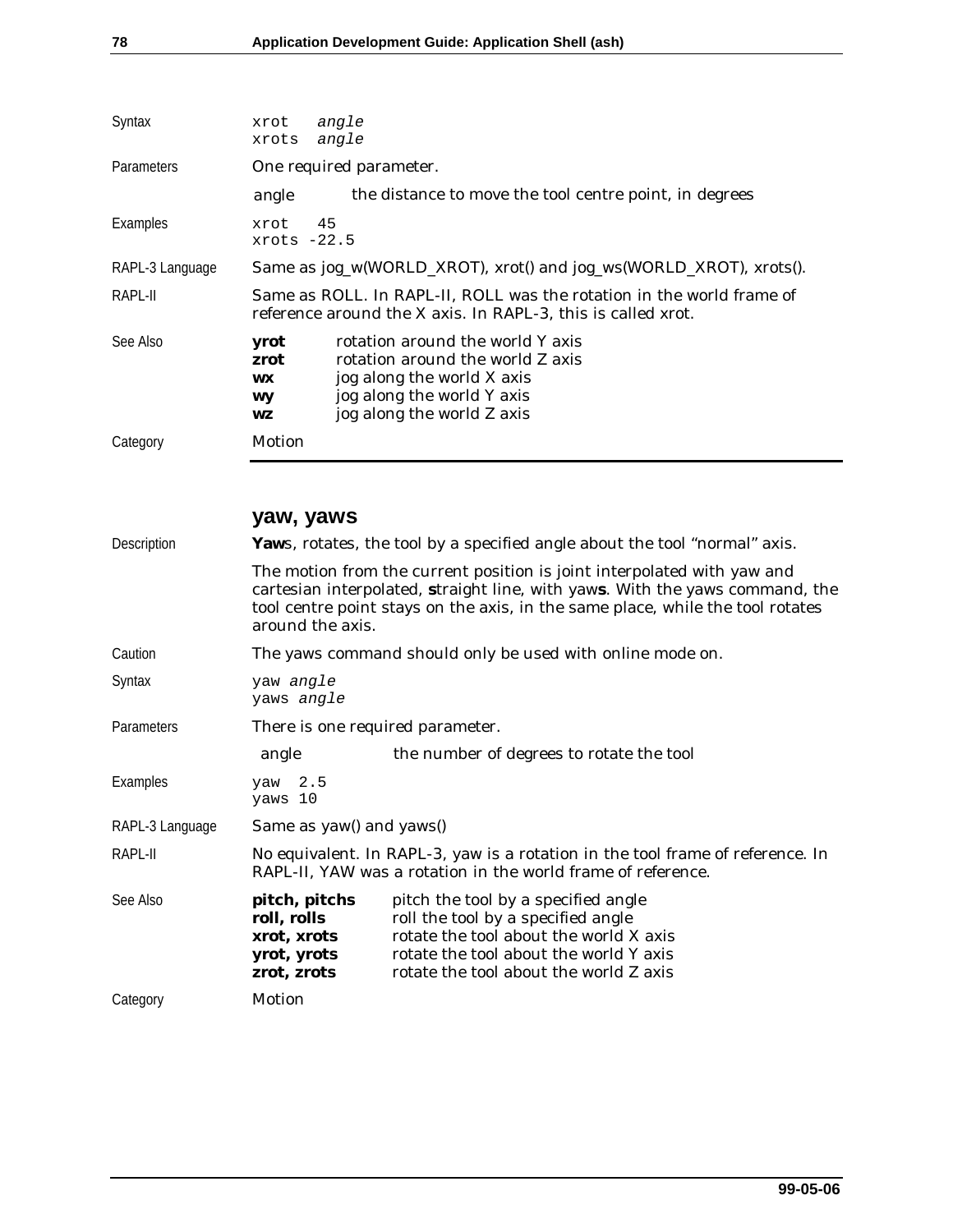Syntax

```
xrot   angle
xrots  angle
```

Parameters

One required parameter.

| | |
|---|---|
| angle | the distance to move the tool centre point, in degrees |

Examples

```
xrot   45
xrots -22.5
```

RAPL-3 Language

Same as jog_w(WORLD_XROT), xrot() and jog_ws(WORLD_XROT), xrots().

RAPL-II

Same as ROLL. In RAPL-II, ROLL was the rotation in the world frame of reference around the X axis. In RAPL-3, this is called xrot.

See Also

| | |
|---|---|
| **yrot** | rotation around the world Y axis |
| **zrot** | rotation around the world Z axis |
| **wx** | jog along the world X axis |
| **wy** | jog along the world Y axis |
| **wz** | jog along the world Z axis |

Category

Motion

## yaw, yaws

Description

**Yaw**s, rotates, the tool by a specified angle about the tool “normal” axis.

The motion from the current position is joint interpolated with yaw and cartesian interpolated, **s**traight line, with yaw**s**. With the yaws command, the tool centre point stays on the axis, in the same place, while the tool rotates around the axis.

Caution

The yaws command should only be used with online mode on.

Syntax

```
yaw angle
yaws angle
```

Parameters

There is one required parameter.

| | |
|---|---|
| angle | the number of degrees to rotate the tool |

Examples

```
yaw  2.5
yaws 10
```

RAPL-3 Language

Same as yaw() and yaws()

RAPL-II

No equivalent. In RAPL-3, yaw is a rotation in the tool frame of reference. In RAPL-II, YAW was a rotation in the world frame of reference.

See Also

| | |
|---|---|
| **pitch, pitchs** | pitch the tool by a specified angle |
| **roll, rolls** | roll the tool by a specified angle |
| **xrot, xrots** | rotate the tool about the world X axis |
| **yrot, yrots** | rotate the tool about the world Y axis |
| **zrot, zrots** | rotate the tool about the world Z axis |

Category

Motion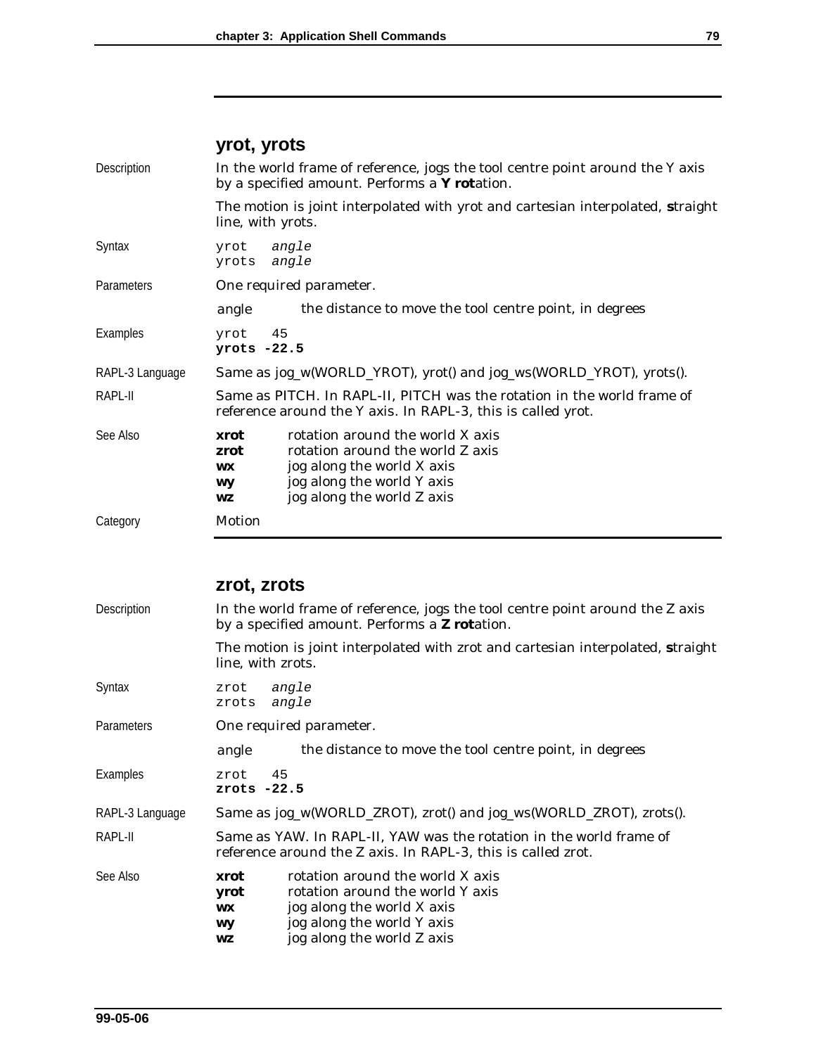## yrot, yrots

**Description**

In the world frame of reference, jogs the tool centre point around the Y axis by a specified amount. Performs a **Y rot**ation.

The motion is joint interpolated with yrot and cartesian interpolated, **s**traight line, with yrots.

**Syntax**

```
yrot   angle
yrots  angle
```

**Parameters**

One required parameter.

| | |
|---|---|
| angle | the distance to move the tool centre point, in degrees |

**Examples**

```
yrot   45
yrots -22.5
```

**RAPL-3 Language**

Same as jog_w(WORLD_YROT), yrot() and jog_ws(WORLD_YROT), yrots().

**RAPL-II**

Same as PITCH. In RAPL-II, PITCH was the rotation in the world frame of reference around the Y axis. In RAPL-3, this is called yrot.

**See Also**

| | |
|---|---|
| **xrot** | rotation around the world X axis |
| **zrot** | rotation around the world Z axis |
| **wx** | jog along the world X axis |
| **wy** | jog along the world Y axis |
| **wz** | jog along the world Z axis |

**Category**

Motion

## zrot, zrots

**Description**

In the world frame of reference, jogs the tool centre point around the Z axis by a specified amount. Performs a **Z rot**ation.

The motion is joint interpolated with zrot and cartesian interpolated, **s**traight line, with zrots.

**Syntax**

```
zrot   angle
zrots  angle
```

**Parameters**

One required parameter.

| | |
|---|---|
| angle | the distance to move the tool centre point, in degrees |

**Examples**

```
zrot   45
zrots -22.5
```

**RAPL-3 Language**

Same as jog_w(WORLD_ZROT), zrot() and jog_ws(WORLD_ZROT), zrots().

**RAPL-II**

Same as YAW. In RAPL-II, YAW was the rotation in the world frame of reference around the Z axis. In RAPL-3, this is called zrot.

**See Also**

| | |
|---|---|
| **xrot** | rotation around the world X axis |
| **yrot** | rotation around the world Y axis |
| **wx** | jog along the world X axis |
| **wy** | jog along the world Y axis |
| **wz** | jog along the world Z axis |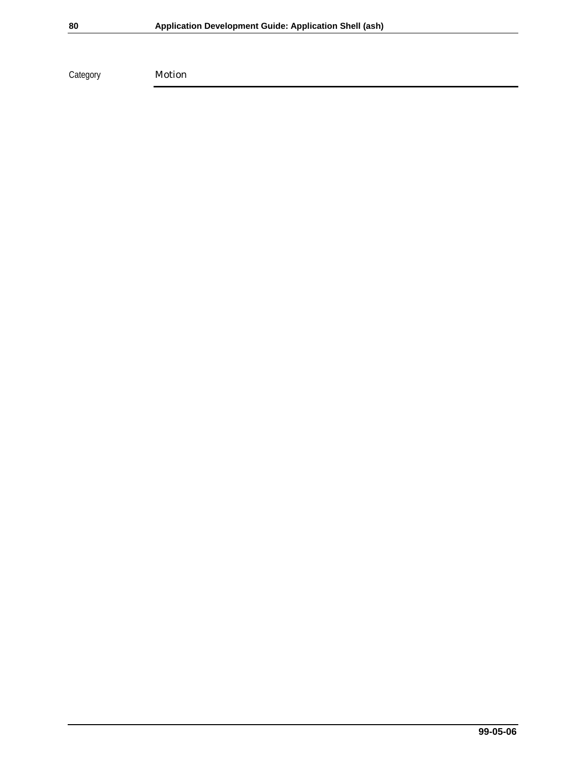Category Motion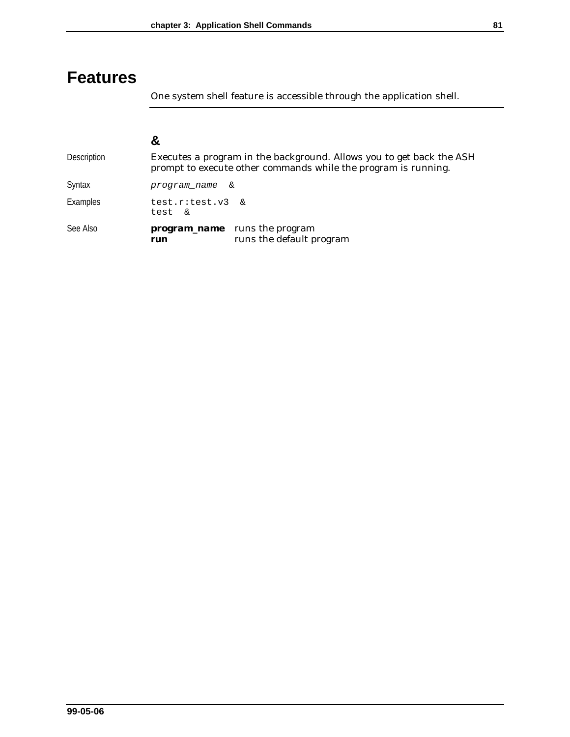# Features

One system shell feature is accessible through the application shell.

## &

Description

Executes a program in the background. Allows you to get back the ASH prompt to execute other commands while the program is running.

Syntax

```
program_name  &
```

Examples

```
test.r:test.v3  &
test  &
```

See Also

**program_name** runs the program
**run** runs the default program

99-05-06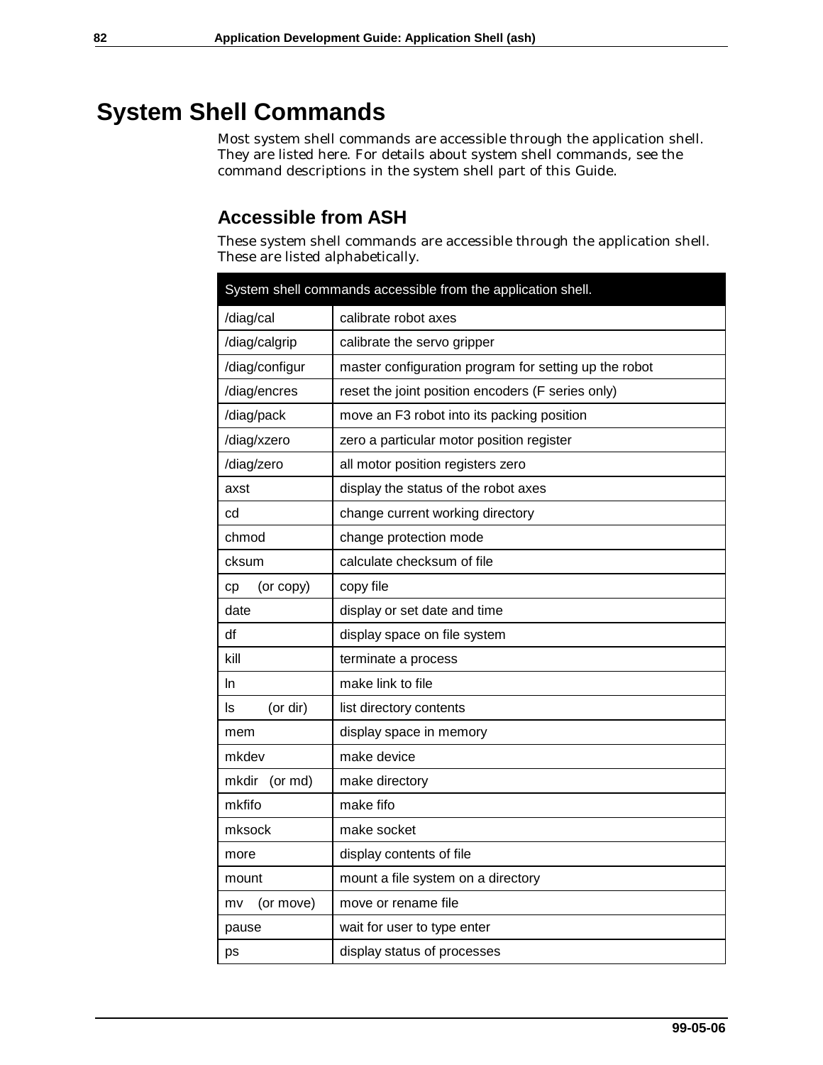# System Shell Commands

Most system shell commands are accessible through the application shell. They are listed here. For details about system shell commands, see the command descriptions in the system shell part of this Guide.

## Accessible from ASH

These system shell commands are accessible through the application shell. These are listed alphabetically.

| System shell commands accessible from the application shell. | |
|---|---|
| /diag/cal | calibrate robot axes |
| /diag/calgrip | calibrate the servo gripper |
| /diag/configur | master configuration program for setting up the robot |
| /diag/encres | reset the joint position encoders (F series only) |
| /diag/pack | move an F3 robot into its packing position |
| /diag/xzero | zero a particular motor position register |
| /diag/zero | all motor position registers zero |
| axst | display the status of the robot axes |
| cd | change current working directory |
| chmod | change protection mode |
| cksum | calculate checksum of file |
| cp (or copy) | copy file |
| date | display or set date and time |
| df | display space on file system |
| kill | terminate a process |
| ln | make link to file |
| ls (or dir) | list directory contents |
| mem | display space in memory |
| mkdev | make device |
| mkdir (or md) | make directory |
| mkfifo | make fifo |
| mksock | make socket |
| more | display contents of file |
| mount | mount a file system on a directory |
| mv (or move) | move or rename file |
| pause | wait for user to type enter |
| ps | display status of processes |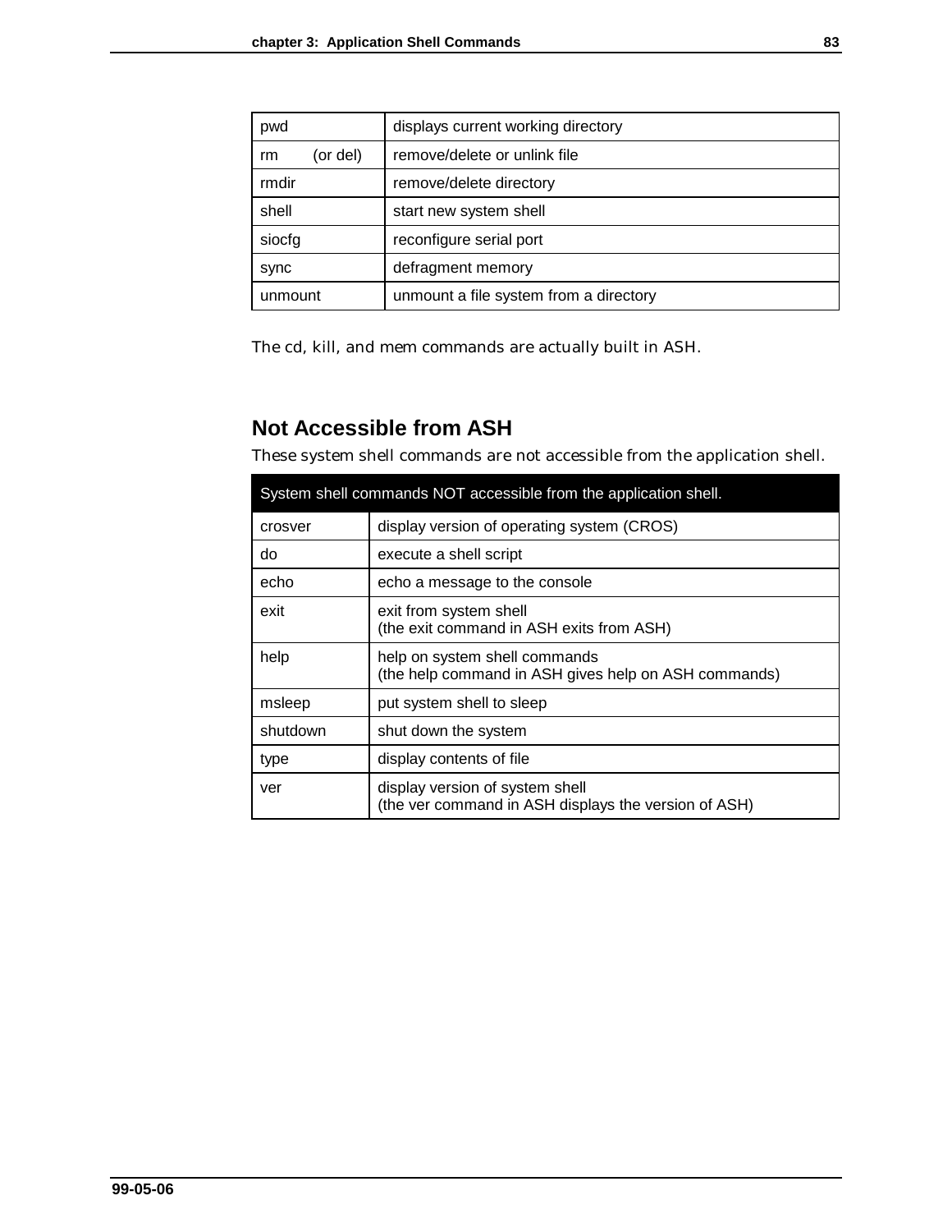| | |
|---|---|
| pwd | displays current working directory |
| rm (or del) | remove/delete or unlink file |
| rmdir | remove/delete directory |
| shell | start new system shell |
| siocfg | reconfigure serial port |
| sync | defragment memory |
| unmount | unmount a file system from a directory |

The cd, kill, and mem commands are actually built in ASH.

## Not Accessible from ASH

These system shell commands are not accessible from the application shell.

| System shell commands NOT accessible from the application shell. | |
|---|---|
| crosver | display version of operating system (CROS) |
| do | execute a shell script |
| echo | echo a message to the console |
| exit | exit from system shell (the exit command in ASH exits from ASH) |
| help | help on system shell commands (the help command in ASH gives help on ASH commands) |
| msleep | put system shell to sleep |
| shutdown | shut down the system |
| type | display contents of file |
| ver | display version of system shell (the ver command in ASH displays the version of ASH) |